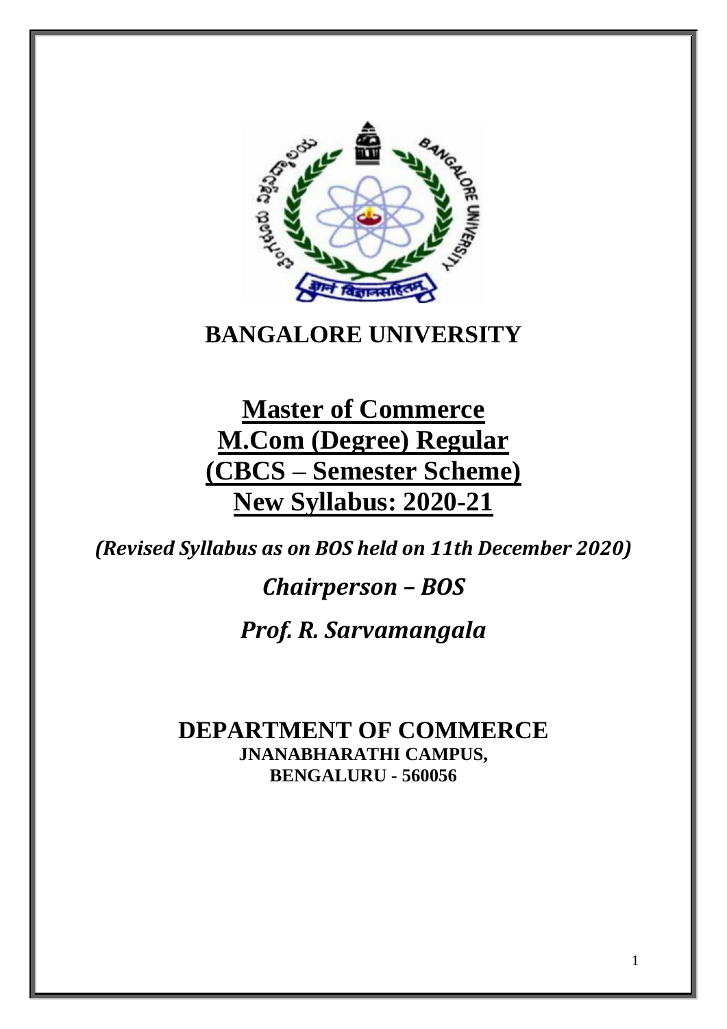# BANGALORE UNIVERSITY

## Master of Commerce

## M.Com (Degree) Regular

## (CBCS – Semester Scheme)

## New Syllabus: 2020-21

***(Revised Syllabus as on BOS held on 11th December 2020)***

***Chairperson – BOS***

***Prof. R. Sarvamangala***

**DEPARTMENT OF COMMERCE**

**JNANABHARATHI CAMPUS,**

**BENGALURU - 560056**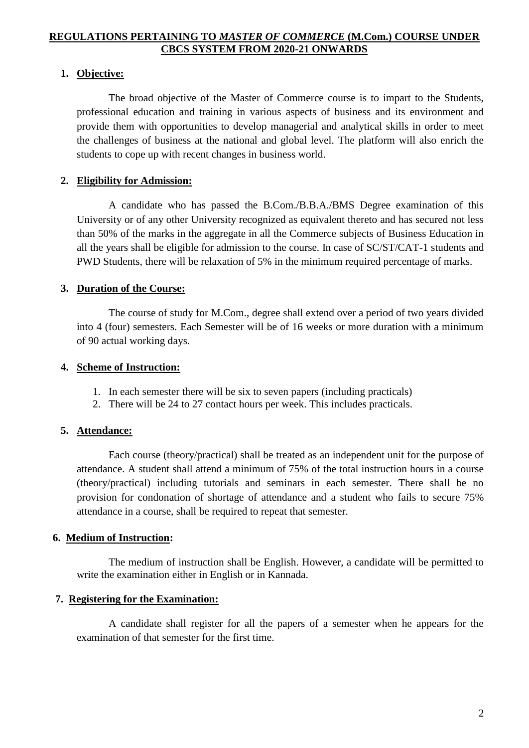# REGULATIONS PERTAINING TO *MASTER OF COMMERCE* (M.Com.) COURSE UNDER CBCS SYSTEM FROM 2020-21 ONWARDS

## 1. Objective:

The broad objective of the Master of Commerce course is to impart to the Students, professional education and training in various aspects of business and its environment and provide them with opportunities to develop managerial and analytical skills in order to meet the challenges of business at the national and global level. The platform will also enrich the students to cope up with recent changes in business world.

## 2. Eligibility for Admission:

A candidate who has passed the B.Com./B.B.A./BMS Degree examination of this University or of any other University recognized as equivalent thereto and has secured not less than 50% of the marks in the aggregate in all the Commerce subjects of Business Education in all the years shall be eligible for admission to the course. In case of SC/ST/CAT-1 students and PWD Students, there will be relaxation of 5% in the minimum required percentage of marks.

## 3. Duration of the Course:

The course of study for M.Com., degree shall extend over a period of two years divided into 4 (four) semesters. Each Semester will be of 16 weeks or more duration with a minimum of 90 actual working days.

## 4. Scheme of Instruction:

1. In each semester there will be six to seven papers (including practicals)
2. There will be 24 to 27 contact hours per week. This includes practicals.

## 5. Attendance:

Each course (theory/practical) shall be treated as an independent unit for the purpose of attendance. A student shall attend a minimum of 75% of the total instruction hours in a course (theory/practical) including tutorials and seminars in each semester. There shall be no provision for condonation of shortage of attendance and a student who fails to secure 75% attendance in a course, shall be required to repeat that semester.

## 6. Medium of Instruction:

The medium of instruction shall be English. However, a candidate will be permitted to write the examination either in English or in Kannada.

## 7. Registering for the Examination:

A candidate shall register for all the papers of a semester when he appears for the examination of that semester for the first time.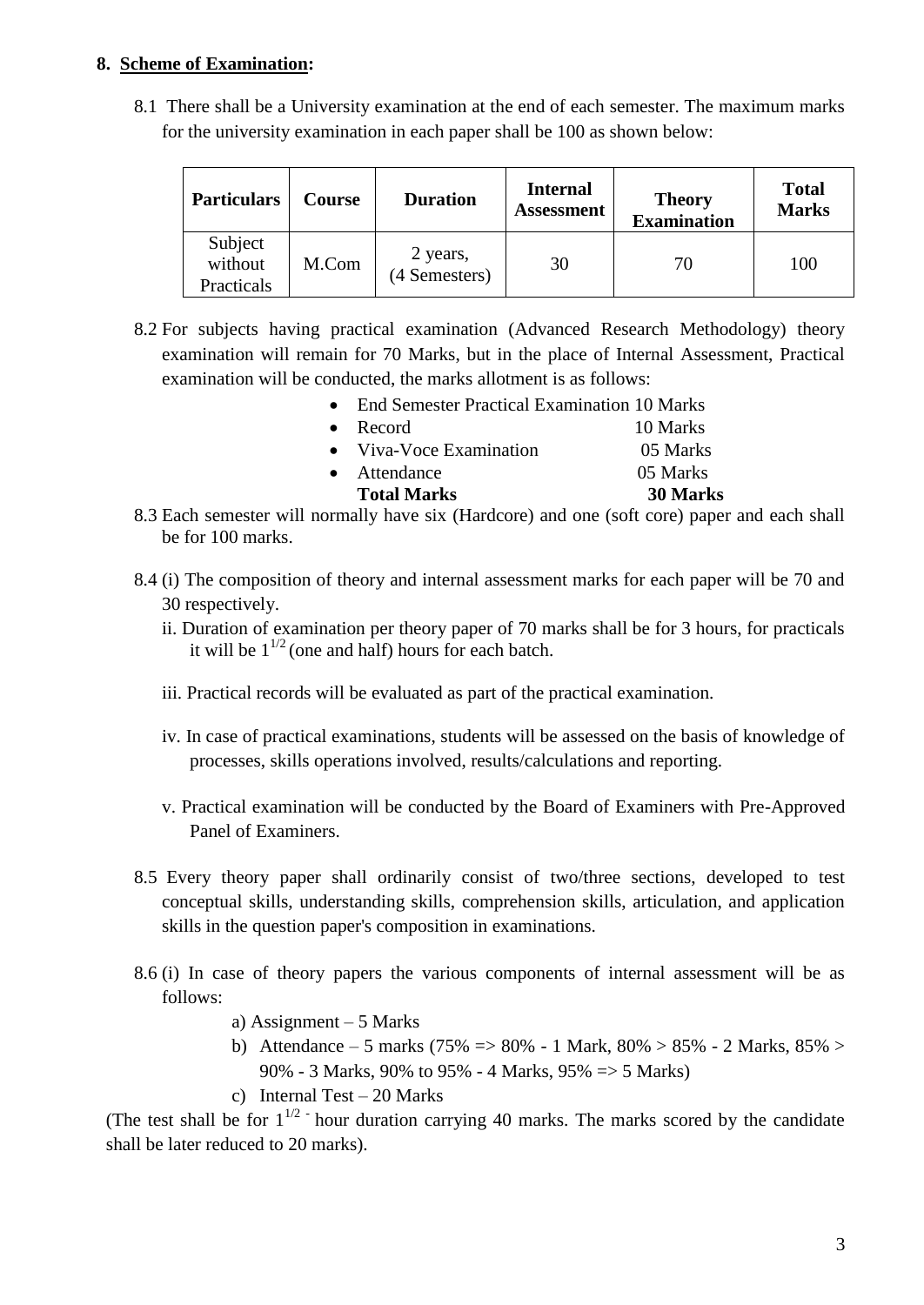## 8. Scheme of Examination:

8.1 There shall be a University examination at the end of each semester. The maximum marks for the university examination in each paper shall be 100 as shown below:

| Particulars | Course | Duration | Internal Assessment | Theory Examination | Total Marks |
|---|---|---|---|---|---|
| Subject without Practicals | M.Com | 2 years, (4 Semesters) | 30 | 70 | 100 |

8.2 For subjects having practical examination (Advanced Research Methodology) theory examination will remain for 70 Marks, but in the place of Internal Assessment, Practical examination will be conducted, the marks allotment is as follows:

- End Semester Practical Examination 10 Marks
- Record 10 Marks
- Viva-Voce Examination 05 Marks
- Attendance 05 Marks

**Total Marks 30 Marks**

8.3 Each semester will normally have six (Hardcore) and one (soft core) paper and each shall be for 100 marks.

8.4 (i) The composition of theory and internal assessment marks for each paper will be 70 and 30 respectively.

ii. Duration of examination per theory paper of 70 marks shall be for 3 hours, for practicals it will be $1^{1/2}$ (one and half) hours for each batch.

iii. Practical records will be evaluated as part of the practical examination.

iv. In case of practical examinations, students will be assessed on the basis of knowledge of processes, skills operations involved, results/calculations and reporting.

v. Practical examination will be conducted by the Board of Examiners with Pre-Approved Panel of Examiners.

8.5 Every theory paper shall ordinarily consist of two/three sections, developed to test conceptual skills, understanding skills, comprehension skills, articulation, and application skills in the question paper's composition in examinations.

8.6 (i) In case of theory papers the various components of internal assessment will be as follows:

a) Assignment – 5 Marks

b) Attendance – 5 marks (75% => 80% - 1 Mark, 80% > 85% - 2 Marks, 85% > 90% - 3 Marks, 90% to 95% - 4 Marks, 95% => 5 Marks)

c) Internal Test – 20 Marks

(The test shall be for $1^{1/2}$ - hour duration carrying 40 marks. The marks scored by the candidate shall be later reduced to 20 marks).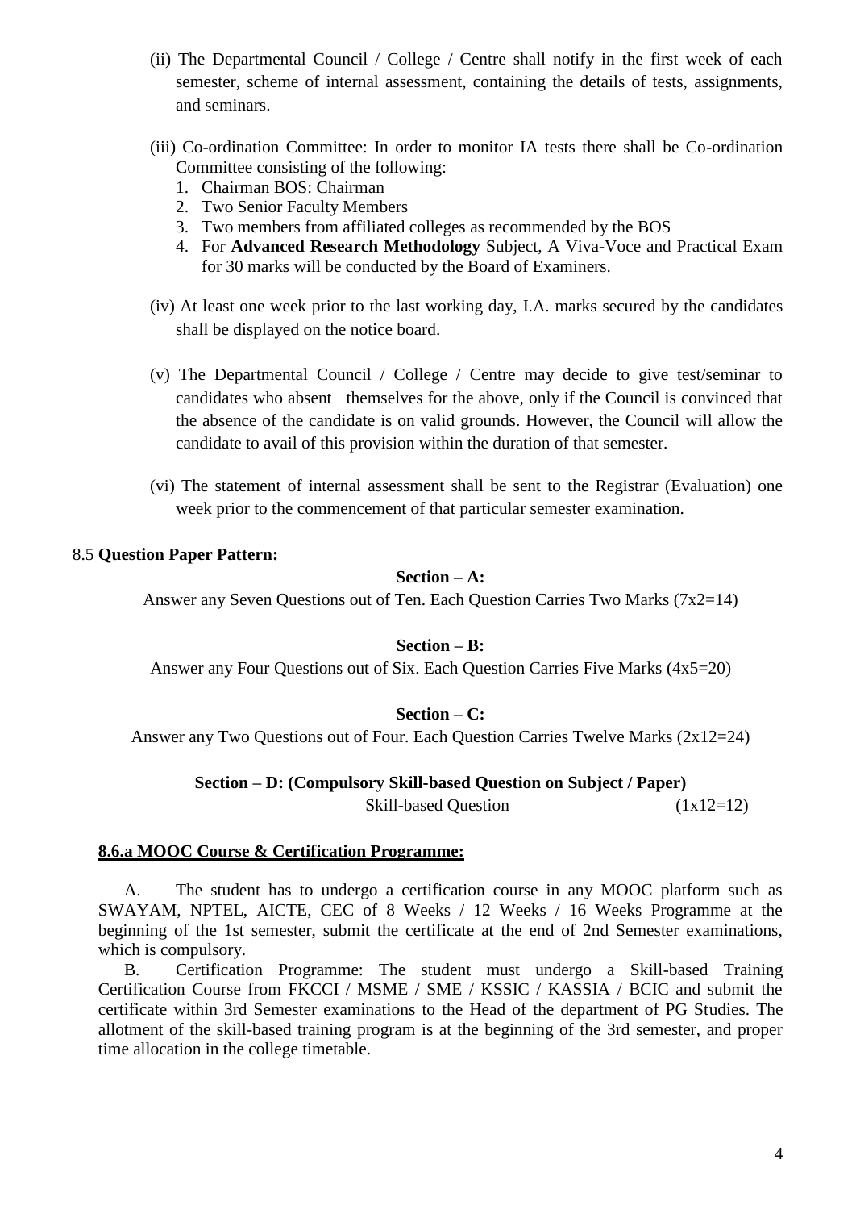(ii) The Departmental Council / College / Centre shall notify in the first week of each semester, scheme of internal assessment, containing the details of tests, assignments, and seminars.

(iii) Co-ordination Committee: In order to monitor IA tests there shall be Co-ordination Committee consisting of the following:

1. Chairman BOS: Chairman
2. Two Senior Faculty Members
3. Two members from affiliated colleges as recommended by the BOS
4. For **Advanced Research Methodology** Subject, A Viva-Voce and Practical Exam for 30 marks will be conducted by the Board of Examiners.

(iv) At least one week prior to the last working day, I.A. marks secured by the candidates shall be displayed on the notice board.

(v) The Departmental Council / College / Centre may decide to give test/seminar to candidates who absent themselves for the above, only if the Council is convinced that the absence of the candidate is on valid grounds. However, the Council will allow the candidate to avail of this provision within the duration of that semester.

(vi) The statement of internal assessment shall be sent to the Registrar (Evaluation) one week prior to the commencement of that particular semester examination.

8.5 **Question Paper Pattern:**

**Section – A:**

Answer any Seven Questions out of Ten. Each Question Carries Two Marks (7x2=14)

**Section – B:**

Answer any Four Questions out of Six. Each Question Carries Five Marks (4x5=20)

**Section – C:**

Answer any Two Questions out of Four. Each Question Carries Twelve Marks (2x12=24)

**Section – D: (Compulsory Skill-based Question on Subject / Paper)**

Skill-based Question (1x12=12)

**8.6.a MOOC Course & Certification Programme:**

A. The student has to undergo a certification course in any MOOC platform such as SWAYAM, NPTEL, AICTE, CEC of 8 Weeks / 12 Weeks / 16 Weeks Programme at the beginning of the 1st semester, submit the certificate at the end of 2nd Semester examinations, which is compulsory.

B. Certification Programme: The student must undergo a Skill-based Training Certification Course from FKCCI / MSME / SME / KSSIC / KASSIA / BCIC and submit the certificate within 3rd Semester examinations to the Head of the department of PG Studies. The allotment of the skill-based training program is at the beginning of the 3rd semester, and proper time allocation in the college timetable.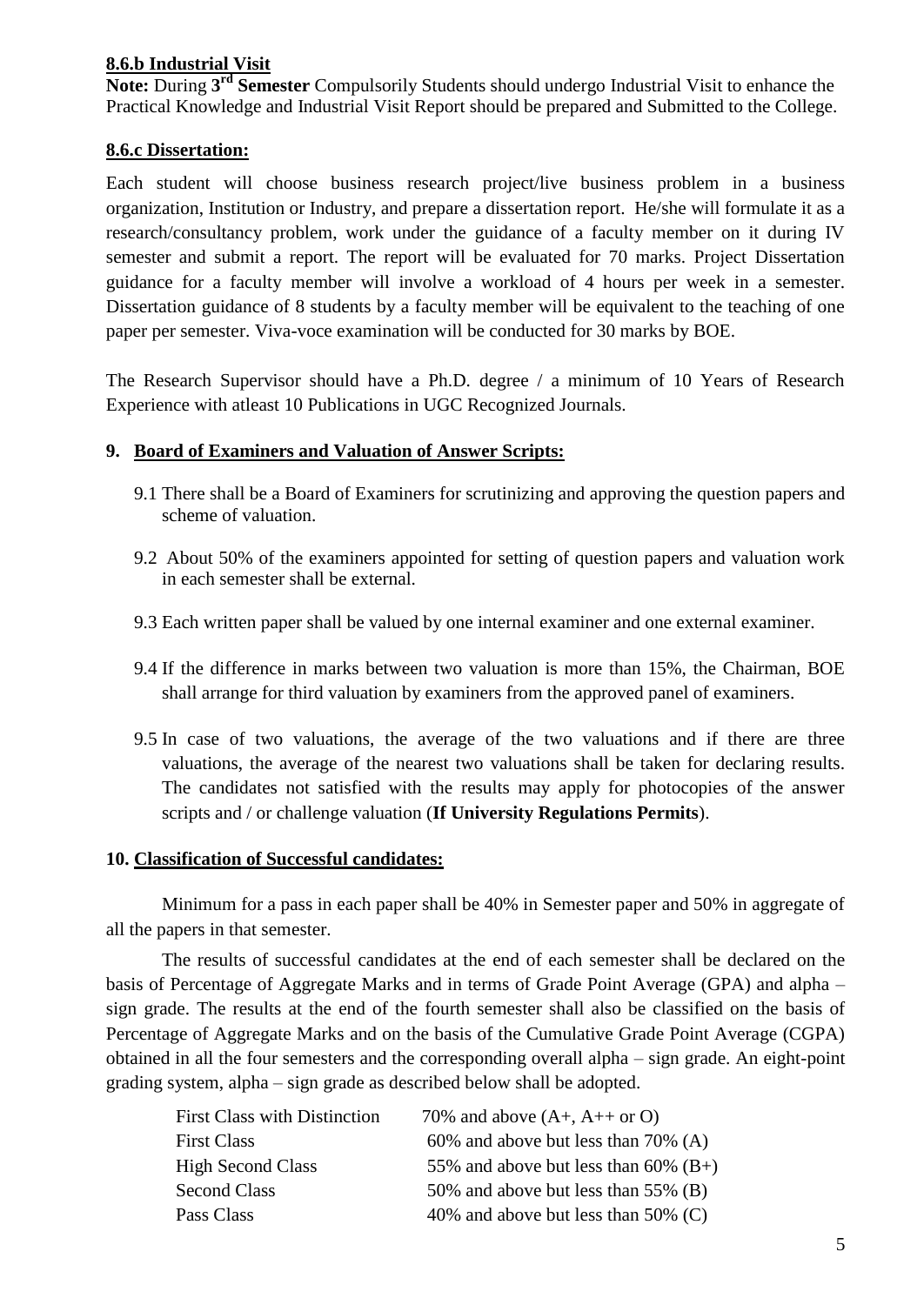### 8.6.b Industrial Visit

**Note:** During **3rd Semester** Compulsorily Students should undergo Industrial Visit to enhance the Practical Knowledge and Industrial Visit Report should be prepared and Submitted to the College.

### 8.6.c Dissertation:

Each student will choose business research project/live business problem in a business organization, Institution or Industry, and prepare a dissertation report. He/she will formulate it as a research/consultancy problem, work under the guidance of a faculty member on it during IV semester and submit a report. The report will be evaluated for 70 marks. Project Dissertation guidance for a faculty member will involve a workload of 4 hours per week in a semester. Dissertation guidance of 8 students by a faculty member will be equivalent to the teaching of one paper per semester. Viva-voce examination will be conducted for 30 marks by BOE.

The Research Supervisor should have a Ph.D. degree / a minimum of 10 Years of Research Experience with atleast 10 Publications in UGC Recognized Journals.

## 9. Board of Examiners and Valuation of Answer Scripts:

9.1 There shall be a Board of Examiners for scrutinizing and approving the question papers and scheme of valuation.

9.2 About 50% of the examiners appointed for setting of question papers and valuation work in each semester shall be external.

9.3 Each written paper shall be valued by one internal examiner and one external examiner.

9.4 If the difference in marks between two valuation is more than 15%, the Chairman, BOE shall arrange for third valuation by examiners from the approved panel of examiners.

9.5 In case of two valuations, the average of the two valuations and if there are three valuations, the average of the nearest two valuations shall be taken for declaring results. The candidates not satisfied with the results may apply for photocopies of the answer scripts and / or challenge valuation (**If University Regulations Permits**).

## 10. Classification of Successful candidates:

Minimum for a pass in each paper shall be 40% in Semester paper and 50% in aggregate of all the papers in that semester.

The results of successful candidates at the end of each semester shall be declared on the basis of Percentage of Aggregate Marks and in terms of Grade Point Average (GPA) and alpha – sign grade. The results at the end of the fourth semester shall also be classified on the basis of Percentage of Aggregate Marks and on the basis of the Cumulative Grade Point Average (CGPA) obtained in all the four semesters and the corresponding overall alpha – sign grade. An eight-point grading system, alpha – sign grade as described below shall be adopted.

| | |
|---|---|
| First Class with Distinction | 70% and above (A+, A++ or O) |
| First Class | 60% and above but less than 70% (A) |
| High Second Class | 55% and above but less than 60% (B+) |
| Second Class | 50% and above but less than 55% (B) |
| Pass Class | 40% and above but less than 50% (C) |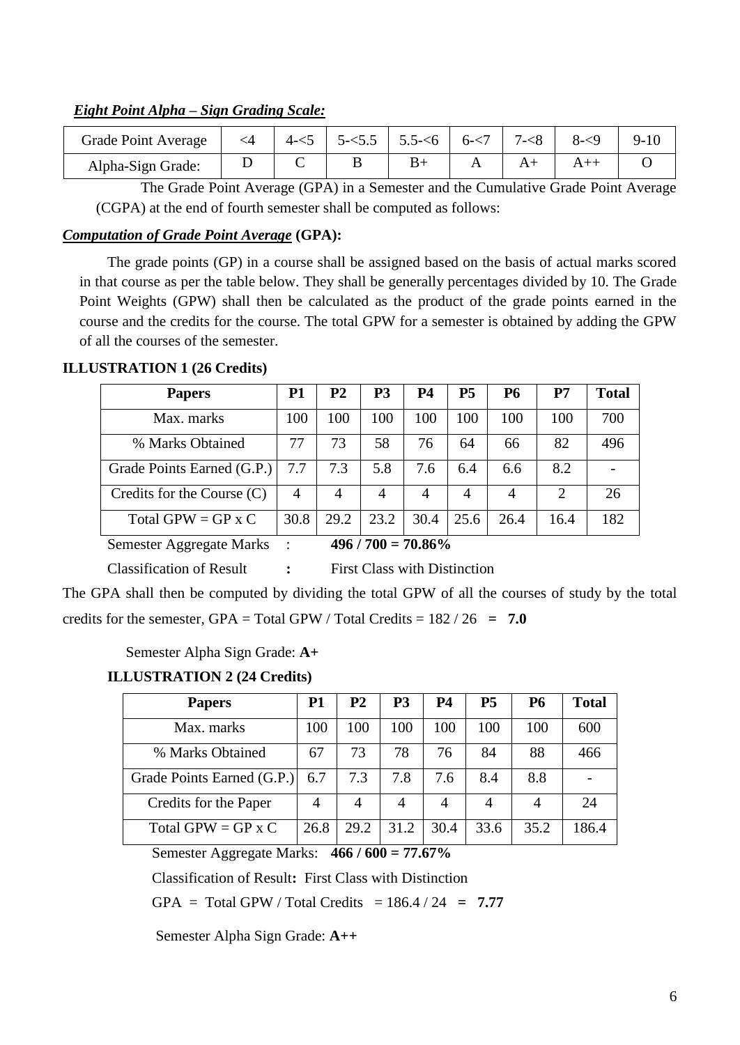***Eight Point Alpha – Sign Grading Scale:***

| Grade Point Average | <4 | 4-<5 | 5-<5.5 | 5.5-<6 | 6-<7 | 7-<8 | 8-<9 | 9-10 |
|---|---|---|---|---|---|---|---|---|
| Alpha-Sign Grade: | D | C | B | B+ | A | A+ | A++ | O |

The Grade Point Average (GPA) in a Semester and the Cumulative Grade Point Average (CGPA) at the end of fourth semester shall be computed as follows:

***Computation of Grade Point Average*** **(GPA):**

The grade points (GP) in a course shall be assigned based on the basis of actual marks scored in that course as per the table below. They shall be generally percentages divided by 10. The Grade Point Weights (GPW) shall then be calculated as the product of the grade points earned in the course and the credits for the course. The total GPW for a semester is obtained by adding the GPW of all the courses of the semester.

**ILLUSTRATION 1 (26 Credits)**

| Papers | P1 | P2 | P3 | P4 | P5 | P6 | P7 | Total |
|---|---|---|---|---|---|---|---|---|
| Max. marks | 100 | 100 | 100 | 100 | 100 | 100 | 100 | 700 |
| % Marks Obtained | 77 | 73 | 58 | 76 | 64 | 66 | 82 | 496 |
| Grade Points Earned (G.P.) | 7.7 | 7.3 | 5.8 | 7.6 | 6.4 | 6.6 | 8.2 | - |
| Credits for the Course (C) | 4 | 4 | 4 | 4 | 4 | 4 | 2 | 26 |
| Total GPW = GP x C | 30.8 | 29.2 | 23.2 | 30.4 | 25.6 | 26.4 | 16.4 | 182 |

Semester Aggregate Marks : **496 / 700 = 70.86%**

Classification of Result **:** First Class with Distinction

The GPA shall then be computed by dividing the total GPW of all the courses of study by the total credits for the semester, GPA = Total GPW / Total Credits = 182 / 26 **= 7.0**

Semester Alpha Sign Grade: **A+**

**ILLUSTRATION 2 (24 Credits)**

| Papers | P1 | P2 | P3 | P4 | P5 | P6 | Total |
|---|---|---|---|---|---|---|---|
| Max. marks | 100 | 100 | 100 | 100 | 100 | 100 | 600 |
| % Marks Obtained | 67 | 73 | 78 | 76 | 84 | 88 | 466 |
| Grade Points Earned (G.P.) | 6.7 | 7.3 | 7.8 | 7.6 | 8.4 | 8.8 | - |
| Credits for the Paper | 4 | 4 | 4 | 4 | 4 | 4 | 24 |
| Total GPW = GP x C | 26.8 | 29.2 | 31.2 | 30.4 | 33.6 | 35.2 | 186.4 |

Semester Aggregate Marks: **466 / 600 = 77.67%**

Classification of Result**:** First Class with Distinction

GPA = Total GPW / Total Credits = 186.4 / 24 **= 7.77**

Semester Alpha Sign Grade: **A++**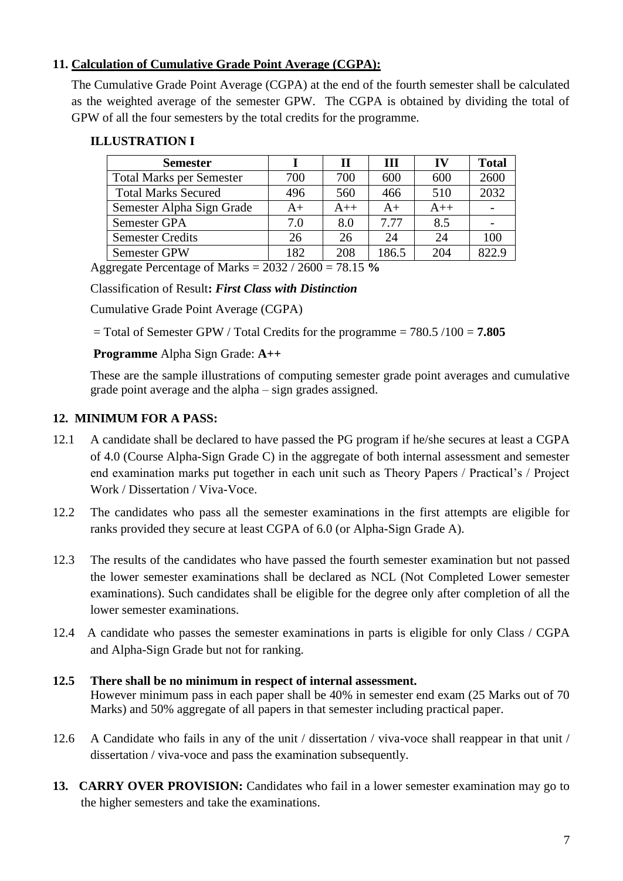**11. Calculation of Cumulative Grade Point Average (CGPA):**

The Cumulative Grade Point Average (CGPA) at the end of the fourth semester shall be calculated as the weighted average of the semester GPW. The CGPA is obtained by dividing the total of GPW of all the four semesters by the total credits for the programme.

**ILLUSTRATION I**

| Semester | I | II | III | IV | Total |
|---|---|---|---|---|---|
| Total Marks per Semester | 700 | 700 | 600 | 600 | 2600 |
| Total Marks Secured | 496 | 560 | 466 | 510 | 2032 |
| Semester Alpha Sign Grade | A+ | A++ | A+ | A++ | - |
| Semester GPA | 7.0 | 8.0 | 7.77 | 8.5 | - |
| Semester Credits | 26 | 26 | 24 | 24 | 100 |
| Semester GPW | 182 | 208 | 186.5 | 204 | 822.9 |

Aggregate Percentage of Marks = 2032 / 2600 = 78.15 **%**

Classification of Result**:** ***First Class with Distinction***

Cumulative Grade Point Average (CGPA)

= Total of Semester GPW / Total Credits for the programme = 780.5 /100 = **7.805**

**Programme** Alpha Sign Grade: **A++**

These are the sample illustrations of computing semester grade point averages and cumulative grade point average and the alpha – sign grades assigned.

**12. MINIMUM FOR A PASS:**

12.1 A candidate shall be declared to have passed the PG program if he/she secures at least a CGPA of 4.0 (Course Alpha-Sign Grade C) in the aggregate of both internal assessment and semester end examination marks put together in each unit such as Theory Papers / Practical's / Project Work / Dissertation / Viva-Voce.

12.2 The candidates who pass all the semester examinations in the first attempts are eligible for ranks provided they secure at least CGPA of 6.0 (or Alpha-Sign Grade A).

12.3 The results of the candidates who have passed the fourth semester examination but not passed the lower semester examinations shall be declared as NCL (Not Completed Lower semester examinations). Such candidates shall be eligible for the degree only after completion of all the lower semester examinations.

12.4 A candidate who passes the semester examinations in parts is eligible for only Class / CGPA and Alpha-Sign Grade but not for ranking.

**12.5 There shall be no minimum in respect of internal assessment.**
However minimum pass in each paper shall be 40% in semester end exam (25 Marks out of 70 Marks) and 50% aggregate of all papers in that semester including practical paper.

12.6 A Candidate who fails in any of the unit / dissertation / viva-voce shall reappear in that unit / dissertation / viva-voce and pass the examination subsequently.

**13. CARRY OVER PROVISION:** Candidates who fail in a lower semester examination may go to the higher semesters and take the examinations.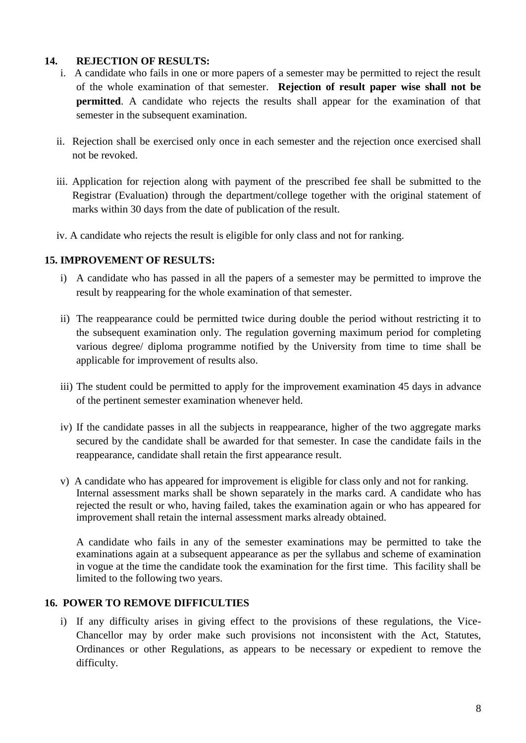## 14. REJECTION OF RESULTS:

i. A candidate who fails in one or more papers of a semester may be permitted to reject the result of the whole examination of that semester. **Rejection of result paper wise shall not be permitted**. A candidate who rejects the results shall appear for the examination of that semester in the subsequent examination.

ii. Rejection shall be exercised only once in each semester and the rejection once exercised shall not be revoked.

iii. Application for rejection along with payment of the prescribed fee shall be submitted to the Registrar (Evaluation) through the department/college together with the original statement of marks within 30 days from the date of publication of the result.

iv. A candidate who rejects the result is eligible for only class and not for ranking.

## 15. IMPROVEMENT OF RESULTS:

i) A candidate who has passed in all the papers of a semester may be permitted to improve the result by reappearing for the whole examination of that semester.

ii) The reappearance could be permitted twice during double the period without restricting it to the subsequent examination only. The regulation governing maximum period for completing various degree/ diploma programme notified by the University from time to time shall be applicable for improvement of results also.

iii) The student could be permitted to apply for the improvement examination 45 days in advance of the pertinent semester examination whenever held.

iv) If the candidate passes in all the subjects in reappearance, higher of the two aggregate marks secured by the candidate shall be awarded for that semester. In case the candidate fails in the reappearance, candidate shall retain the first appearance result.

v) A candidate who has appeared for improvement is eligible for class only and not for ranking. Internal assessment marks shall be shown separately in the marks card. A candidate who has rejected the result or who, having failed, takes the examination again or who has appeared for improvement shall retain the internal assessment marks already obtained.

A candidate who fails in any of the semester examinations may be permitted to take the examinations again at a subsequent appearance as per the syllabus and scheme of examination in vogue at the time the candidate took the examination for the first time. This facility shall be limited to the following two years.

## 16. POWER TO REMOVE DIFFICULTIES

i) If any difficulty arises in giving effect to the provisions of these regulations, the Vice-Chancellor may by order make such provisions not inconsistent with the Act, Statutes, Ordinances or other Regulations, as appears to be necessary or expedient to remove the difficulty.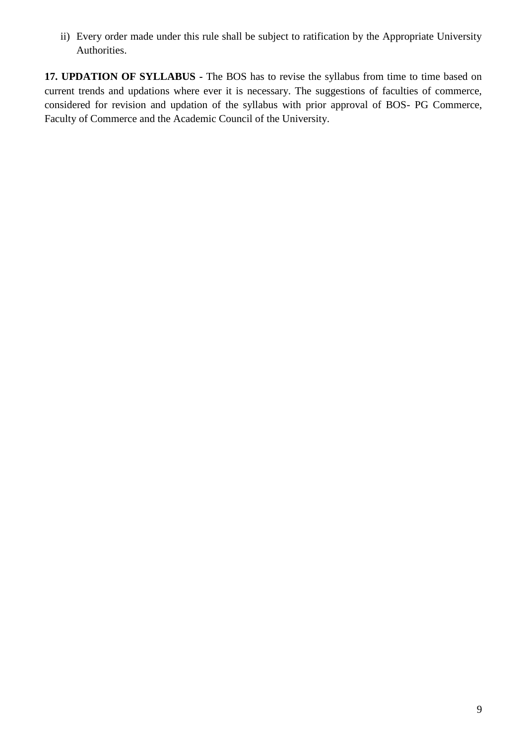ii) Every order made under this rule shall be subject to ratification by the Appropriate University Authorities.

**17. UPDATION OF SYLLABUS -** The BOS has to revise the syllabus from time to time based on current trends and updations where ever it is necessary. The suggestions of faculties of commerce, considered for revision and updation of the syllabus with prior approval of BOS- PG Commerce, Faculty of Commerce and the Academic Council of the University.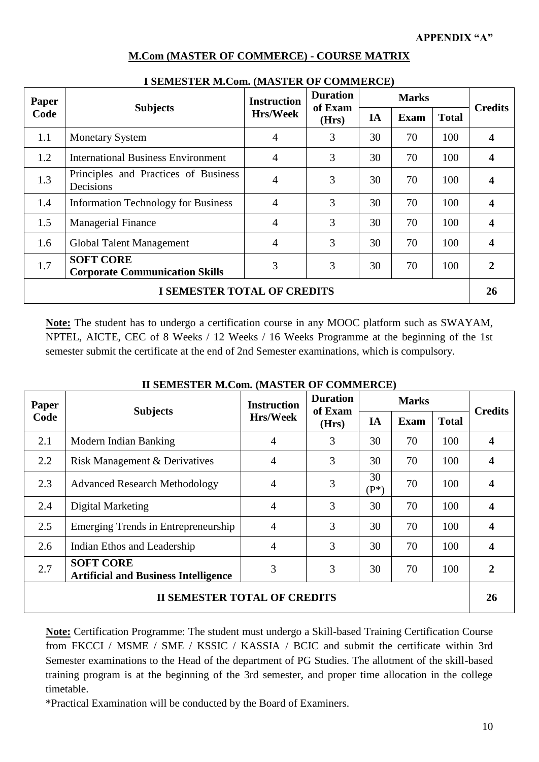**APPENDIX "A"**

## M.Com (MASTER OF COMMERCE) - COURSE MATRIX

### I SEMESTER M.Com. (MASTER OF COMMERCE)

| Paper Code | Subjects | Instruction Hrs/Week | Duration of Exam (Hrs) | Marks | | | Credits |
|---|---|---|---|---|---|---|---|
| | | | | IA | Exam | Total | |
| 1.1 | Monetary System | 4 | 3 | 30 | 70 | 100 | **4** |
| 1.2 | International Business Environment | 4 | 3 | 30 | 70 | 100 | **4** |
| 1.3 | Principles and Practices of Business Decisions | 4 | 3 | 30 | 70 | 100 | **4** |
| 1.4 | Information Technology for Business | 4 | 3 | 30 | 70 | 100 | **4** |
| 1.5 | Managerial Finance | 4 | 3 | 30 | 70 | 100 | **4** |
| 1.6 | Global Talent Management | 4 | 3 | 30 | 70 | 100 | **4** |
| 1.7 | **SOFT CORE** **Corporate Communication Skills** | 3 | 3 | 30 | 70 | 100 | **2** |
| **I SEMESTER TOTAL OF CREDITS** | | | | | | | **26** |

**Note:** The student has to undergo a certification course in any MOOC platform such as SWAYAM, NPTEL, AICTE, CEC of 8 Weeks / 12 Weeks / 16 Weeks Programme at the beginning of the 1st semester submit the certificate at the end of 2nd Semester examinations, which is compulsory.

### II SEMESTER M.Com. (MASTER OF COMMERCE)

| Paper Code | Subjects | Instruction Hrs/Week | Duration of Exam (Hrs) | Marks | | | Credits |
|---|---|---|---|---|---|---|---|
| | | | | IA | Exam | Total | |
| 2.1 | Modern Indian Banking | 4 | 3 | 30 | 70 | 100 | **4** |
| 2.2 | Risk Management & Derivatives | 4 | 3 | 30 | 70 | 100 | **4** |
| 2.3 | Advanced Research Methodology | 4 | 3 | 30 (P*) | 70 | 100 | **4** |
| 2.4 | Digital Marketing | 4 | 3 | 30 | 70 | 100 | **4** |
| 2.5 | Emerging Trends in Entrepreneurship | 4 | 3 | 30 | 70 | 100 | **4** |
| 2.6 | Indian Ethos and Leadership | 4 | 3 | 30 | 70 | 100 | **4** |
| 2.7 | **SOFT CORE** **Artificial and Business Intelligence** | 3 | 3 | 30 | 70 | 100 | **2** |
| **II SEMESTER TOTAL OF CREDITS** | | | | | | | **26** |

**Note:** Certification Programme: The student must undergo a Skill-based Training Certification Course from FKCCI / MSME / SME / KSSIC / KASSIA / BCIC and submit the certificate within 3rd Semester examinations to the Head of the department of PG Studies. The allotment of the skill-based training program is at the beginning of the 3rd semester, and proper time allocation in the college timetable.

*Practical Examination will be conducted by the Board of Examiners.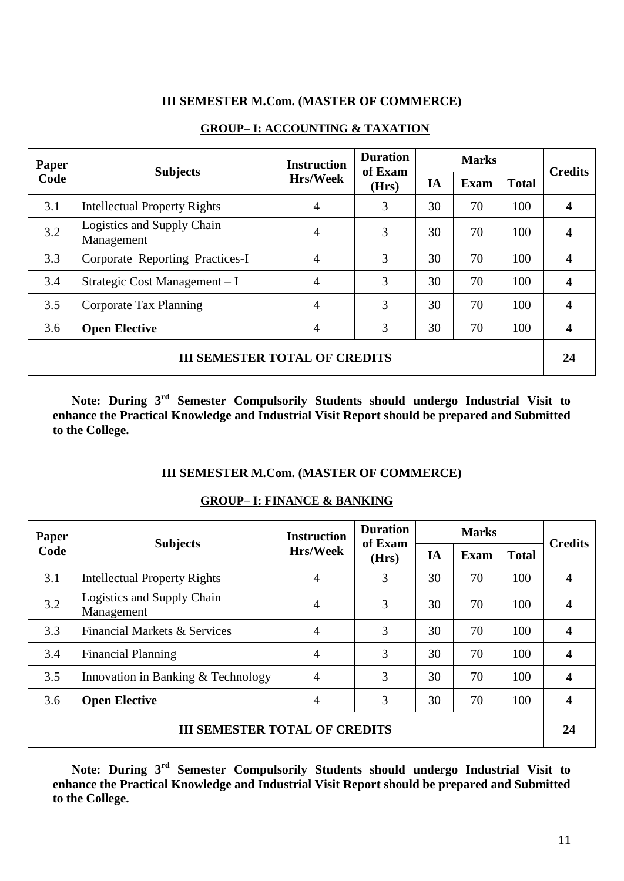**III SEMESTER M.Com. (MASTER OF COMMERCE)**

**GROUP– I: ACCOUNTING & TAXATION**

| Paper Code | Subjects | Instruction Hrs/Week | Duration of Exam (Hrs) | Marks | | | Credits |
|---|---|---|---|---|---|---|---|
| | | | | IA | Exam | Total | |
| 3.1 | Intellectual Property Rights | 4 | 3 | 30 | 70 | 100 | **4** |
| 3.2 | Logistics and Supply Chain Management | 4 | 3 | 30 | 70 | 100 | **4** |
| 3.3 | Corporate Reporting Practices-I | 4 | 3 | 30 | 70 | 100 | **4** |
| 3.4 | Strategic Cost Management – I | 4 | 3 | 30 | 70 | 100 | **4** |
| 3.5 | Corporate Tax Planning | 4 | 3 | 30 | 70 | 100 | **4** |
| 3.6 | **Open Elective** | 4 | 3 | 30 | 70 | 100 | **4** |
| **III SEMESTER TOTAL OF CREDITS** | | | | | | | **24** |

**Note: During 3rd Semester Compulsorily Students should undergo Industrial Visit to enhance the Practical Knowledge and Industrial Visit Report should be prepared and Submitted to the College.**

**III SEMESTER M.Com. (MASTER OF COMMERCE)**

**GROUP– I: FINANCE & BANKING**

| Paper Code | Subjects | Instruction Hrs/Week | Duration of Exam (Hrs) | Marks | | | Credits |
|---|---|---|---|---|---|---|---|
| | | | | IA | Exam | Total | |
| 3.1 | Intellectual Property Rights | 4 | 3 | 30 | 70 | 100 | **4** |
| 3.2 | Logistics and Supply Chain Management | 4 | 3 | 30 | 70 | 100 | **4** |
| 3.3 | Financial Markets & Services | 4 | 3 | 30 | 70 | 100 | **4** |
| 3.4 | Financial Planning | 4 | 3 | 30 | 70 | 100 | **4** |
| 3.5 | Innovation in Banking & Technology | 4 | 3 | 30 | 70 | 100 | **4** |
| 3.6 | **Open Elective** | 4 | 3 | 30 | 70 | 100 | **4** |
| **III SEMESTER TOTAL OF CREDITS** | | | | | | | **24** |

**Note: During 3rd Semester Compulsorily Students should undergo Industrial Visit to enhance the Practical Knowledge and Industrial Visit Report should be prepared and Submitted to the College.**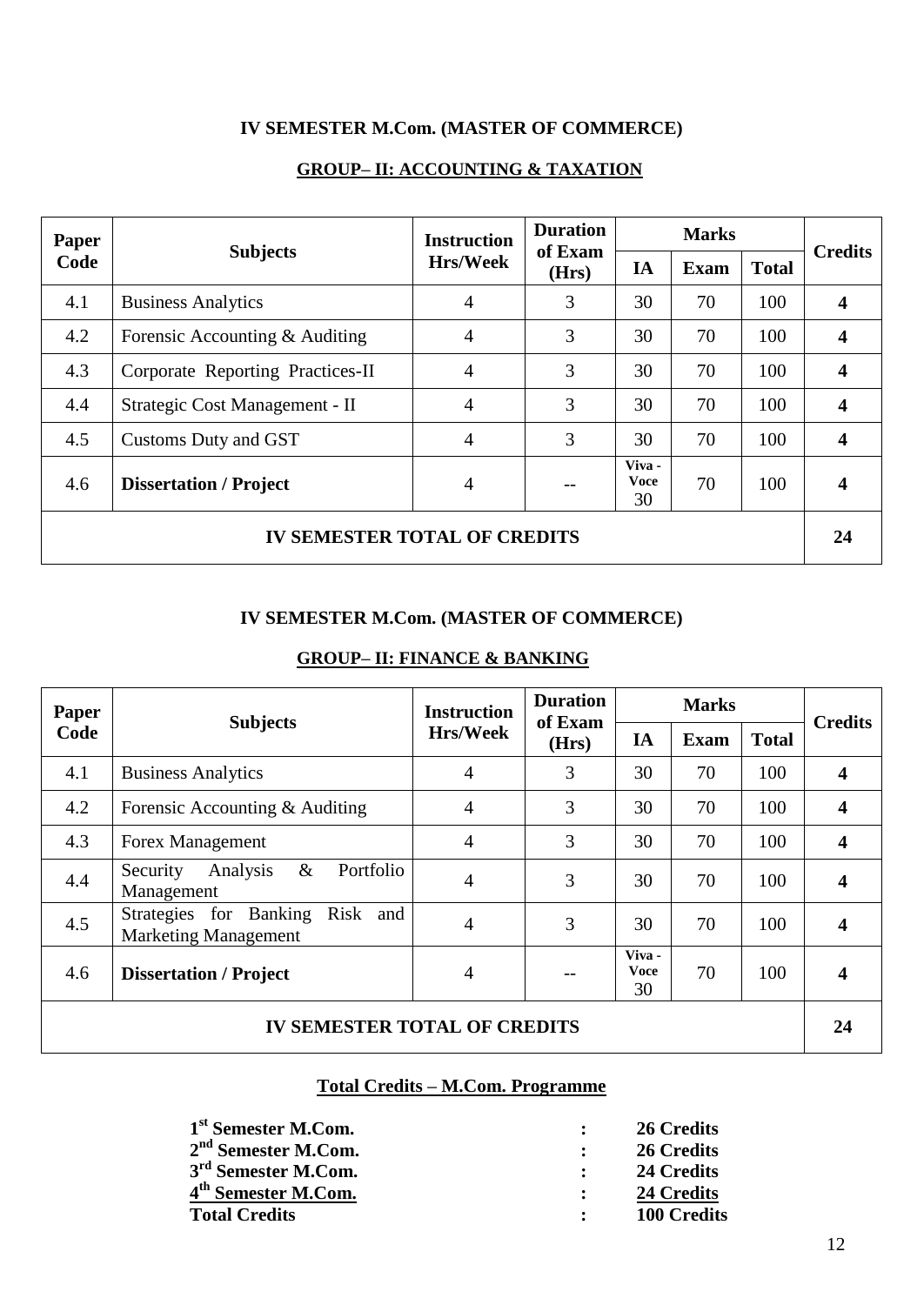## IV SEMESTER M.Com. (MASTER OF COMMERCE)

### GROUP– II: ACCOUNTING & TAXATION

| Paper Code | Subjects | Instruction Hrs/Week | Duration of Exam (Hrs) | Marks | | | Credits |
|---|---|---|---|---|---|---|---|
| | | | | IA | Exam | Total | |
| 4.1 | Business Analytics | 4 | 3 | 30 | 70 | 100 | **4** |
| 4.2 | Forensic Accounting & Auditing | 4 | 3 | 30 | 70 | 100 | **4** |
| 4.3 | Corporate Reporting Practices-II | 4 | 3 | 30 | 70 | 100 | **4** |
| 4.4 | Strategic Cost Management - II | 4 | 3 | 30 | 70 | 100 | **4** |
| 4.5 | Customs Duty and GST | 4 | 3 | 30 | 70 | 100 | **4** |
| 4.6 | **Dissertation / Project** | 4 | -- | Viva - Voce 30 | 70 | 100 | **4** |
| **IV SEMESTER TOTAL OF CREDITS** | | | | | | | **24** |

## IV SEMESTER M.Com. (MASTER OF COMMERCE)

### GROUP– II: FINANCE & BANKING

| Paper Code | Subjects | Instruction Hrs/Week | Duration of Exam (Hrs) | Marks | | | Credits |
|---|---|---|---|---|---|---|---|
| | | | | IA | Exam | Total | |
| 4.1 | Business Analytics | 4 | 3 | 30 | 70 | 100 | **4** |
| 4.2 | Forensic Accounting & Auditing | 4 | 3 | 30 | 70 | 100 | **4** |
| 4.3 | Forex Management | 4 | 3 | 30 | 70 | 100 | **4** |
| 4.4 | Security Analysis & Portfolio Management | 4 | 3 | 30 | 70 | 100 | **4** |
| 4.5 | Strategies for Banking Risk and Marketing Management | 4 | 3 | 30 | 70 | 100 | **4** |
| 4.6 | **Dissertation / Project** | 4 | -- | Viva - Voce 30 | 70 | 100 | **4** |
| **IV SEMESTER TOTAL OF CREDITS** | | | | | | | **24** |

### Total Credits – M.Com. Programme

| | | |
|---|---|---|
| **1st Semester M.Com.** | **:** | **26 Credits** |
| **2nd Semester M.Com.** | **:** | **26 Credits** |
| **3rd Semester M.Com.** | **:** | **24 Credits** |
| **4th Semester M.Com.** | **:** | **24 Credits** |
| **Total Credits** | **:** | **100 Credits** |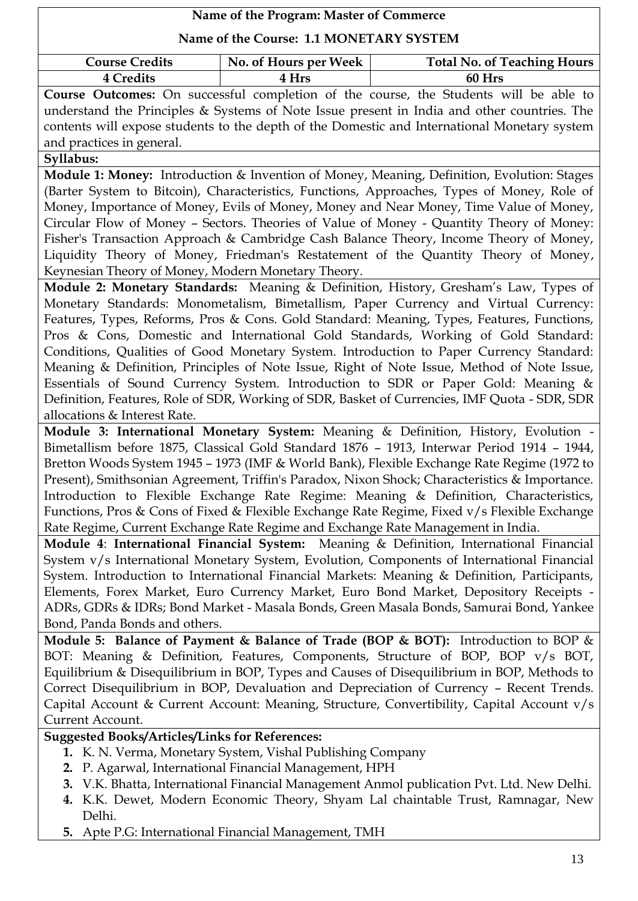**Name of the Program: Master of Commerce**

**Name of the Course: 1.1 MONETARY SYSTEM**

| Course Credits | No. of Hours per Week | Total No. of Teaching Hours |
|---|---|---|
| 4 Credits | 4 Hrs | 60 Hrs |

**Course Outcomes:** On successful completion of the course, the Students will be able to understand the Principles & Systems of Note Issue present in India and other countries. The contents will expose students to the depth of the Domestic and International Monetary system and practices in general.

**Syllabus:**

**Module 1: Money:** Introduction & Invention of Money, Meaning, Definition, Evolution: Stages (Barter System to Bitcoin), Characteristics, Functions, Approaches, Types of Money, Role of Money, Importance of Money, Evils of Money, Money and Near Money, Time Value of Money, Circular Flow of Money – Sectors. Theories of Value of Money - Quantity Theory of Money: Fisher's Transaction Approach & Cambridge Cash Balance Theory, Income Theory of Money, Liquidity Theory of Money, Friedman's Restatement of the Quantity Theory of Money, Keynesian Theory of Money, Modern Monetary Theory.

**Module 2: Monetary Standards:** Meaning & Definition, History, Gresham's Law, Types of Monetary Standards: Monometalism, Bimetallism, Paper Currency and Virtual Currency: Features, Types, Reforms, Pros & Cons. Gold Standard: Meaning, Types, Features, Functions, Pros & Cons, Domestic and International Gold Standards, Working of Gold Standard: Conditions, Qualities of Good Monetary System. Introduction to Paper Currency Standard: Meaning & Definition, Principles of Note Issue, Right of Note Issue, Method of Note Issue, Essentials of Sound Currency System. Introduction to SDR or Paper Gold: Meaning & Definition, Features, Role of SDR, Working of SDR, Basket of Currencies, IMF Quota - SDR, SDR allocations & Interest Rate.

**Module 3: International Monetary System:** Meaning & Definition, History, Evolution - Bimetallism before 1875, Classical Gold Standard 1876 – 1913, Interwar Period 1914 – 1944, Bretton Woods System 1945 – 1973 (IMF & World Bank), Flexible Exchange Rate Regime (1972 to Present), Smithsonian Agreement, Triffin's Paradox, Nixon Shock; Characteristics & Importance. Introduction to Flexible Exchange Rate Regime: Meaning & Definition, Characteristics, Functions, Pros & Cons of Fixed & Flexible Exchange Rate Regime, Fixed v/s Flexible Exchange Rate Regime, Current Exchange Rate Regime and Exchange Rate Management in India.

**Module 4**: **International Financial System:** Meaning & Definition, International Financial System v/s International Monetary System, Evolution, Components of International Financial System. Introduction to International Financial Markets: Meaning & Definition, Participants, Elements, Forex Market, Euro Currency Market, Euro Bond Market, Depository Receipts - ADRs, GDRs & IDRs; Bond Market - Masala Bonds, Green Masala Bonds, Samurai Bond, Yankee Bond, Panda Bonds and others.

**Module 5: Balance of Payment & Balance of Trade (BOP & BOT):** Introduction to BOP & BOT: Meaning & Definition, Features, Components, Structure of BOP, BOP v/s BOT, Equilibrium & Disequilibrium in BOP, Types and Causes of Disequilibrium in BOP, Methods to Correct Disequilibrium in BOP, Devaluation and Depreciation of Currency – Recent Trends. Capital Account & Current Account: Meaning, Structure, Convertibility, Capital Account v/s Current Account.

**Suggested Books/Articles/Links for References:**

1. K. N. Verma, Monetary System, Vishal Publishing Company
2. P. Agarwal, International Financial Management, HPH
3. V.K. Bhatta, International Financial Management Anmol publication Pvt. Ltd. New Delhi.
4. K.K. Dewet, Modern Economic Theory, Shyam Lal chaintable Trust, Ramnagar, New Delhi.
5. Apte P.G: International Financial Management, TMH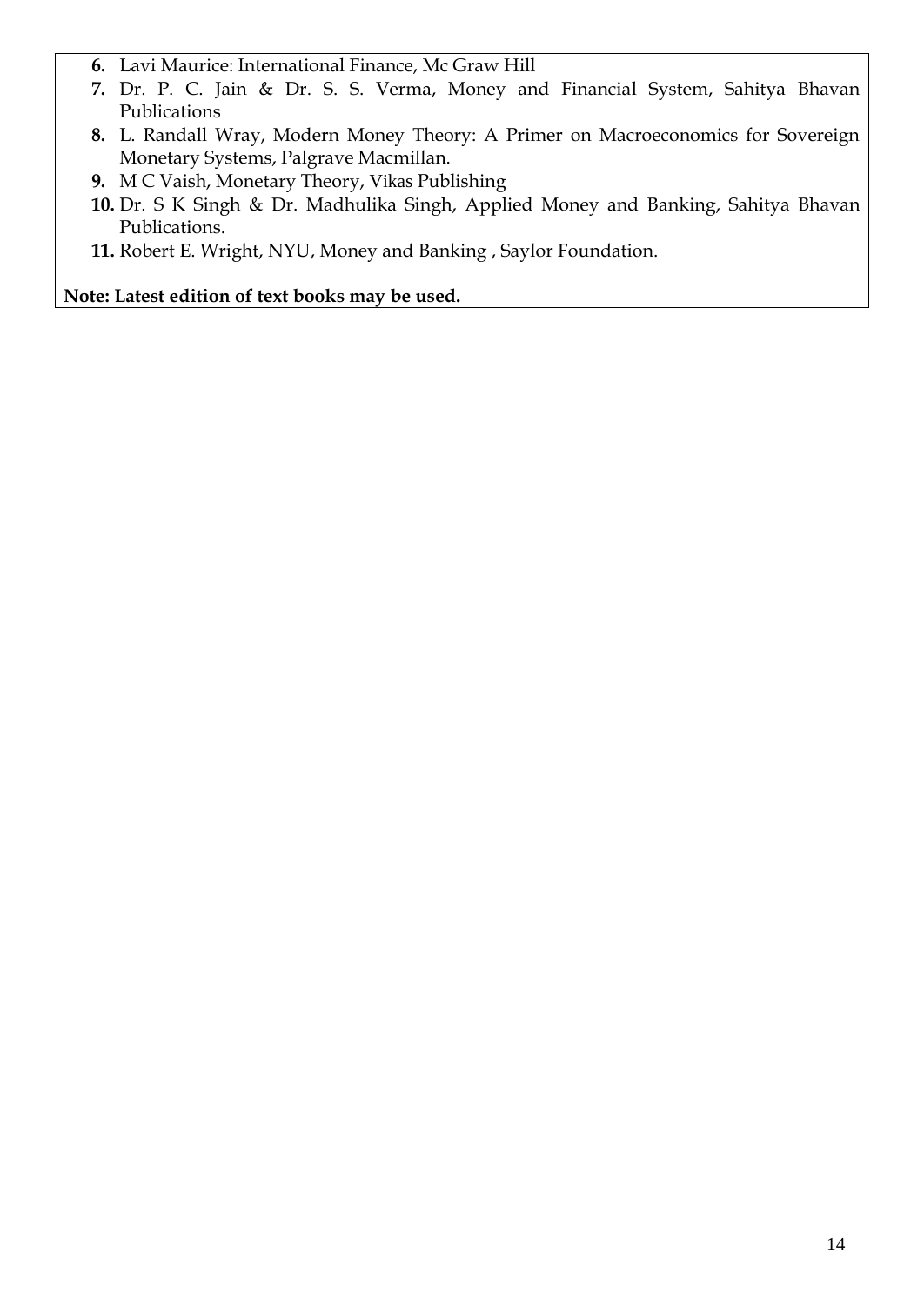6. Lavi Maurice: International Finance, Mc Graw Hill
7. Dr. P. C. Jain & Dr. S. S. Verma, Money and Financial System, Sahitya Bhavan Publications
8. L. Randall Wray, Modern Money Theory: A Primer on Macroeconomics for Sovereign Monetary Systems, Palgrave Macmillan.
9. M C Vaish, Monetary Theory, Vikas Publishing
10. Dr. S K Singh & Dr. Madhulika Singh, Applied Money and Banking, Sahitya Bhavan Publications.
11. Robert E. Wright, NYU, Money and Banking , Saylor Foundation.

**Note: Latest edition of text books may be used.**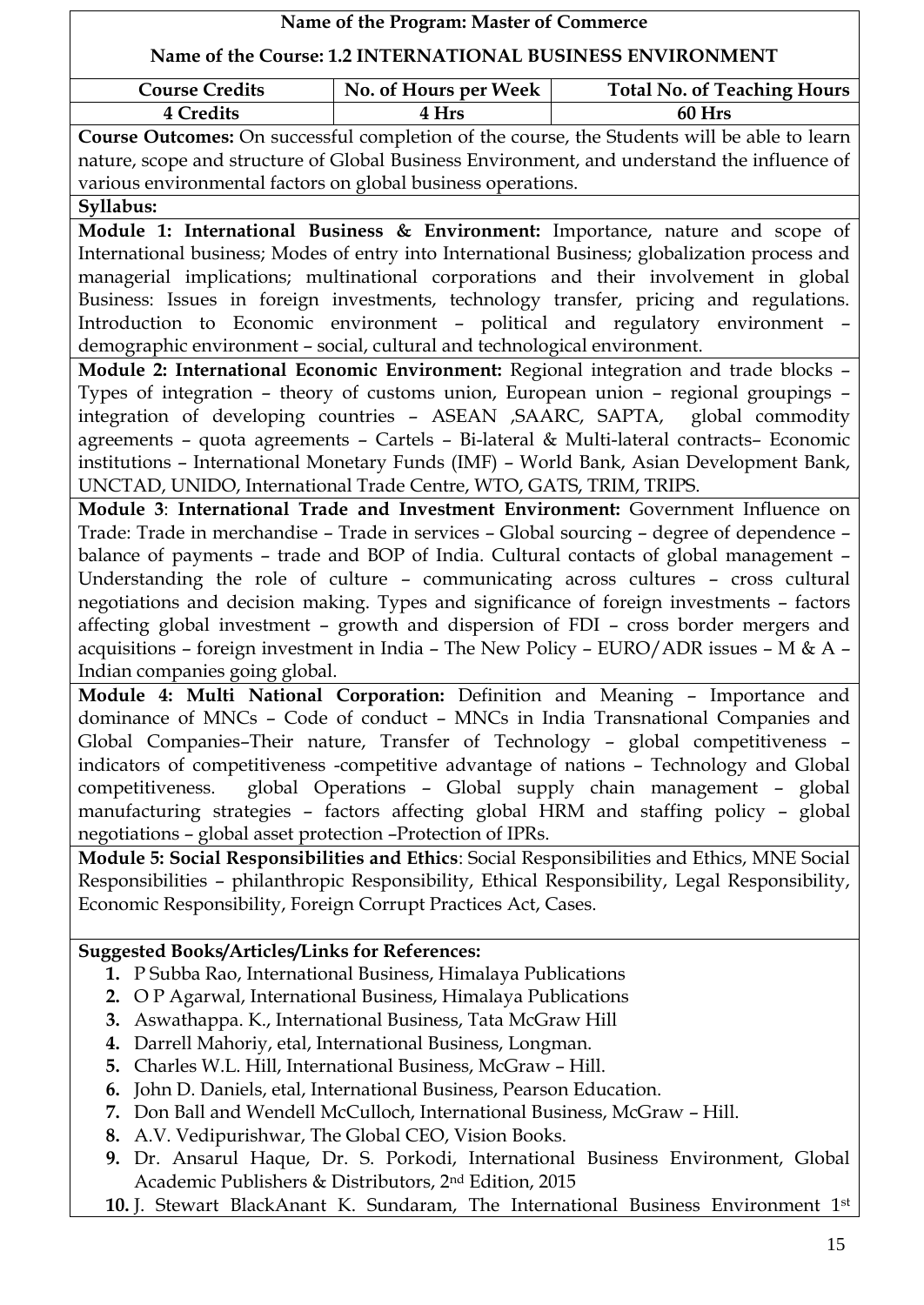**Name of the Program: Master of Commerce**

**Name of the Course: 1.2 INTERNATIONAL BUSINESS ENVIRONMENT**

| Course Credits | No. of Hours per Week | Total No. of Teaching Hours |
|---|---|---|
| 4 Credits | 4 Hrs | 60 Hrs |

**Course Outcomes:** On successful completion of the course, the Students will be able to learn nature, scope and structure of Global Business Environment, and understand the influence of various environmental factors on global business operations.

**Syllabus:**

**Module 1: International Business & Environment:** Importance, nature and scope of International business; Modes of entry into International Business; globalization process and managerial implications; multinational corporations and their involvement in global Business: Issues in foreign investments, technology transfer, pricing and regulations. Introduction to Economic environment – political and regulatory environment – demographic environment – social, cultural and technological environment.

**Module 2: International Economic Environment:** Regional integration and trade blocks – Types of integration – theory of customs union, European union – regional groupings – integration of developing countries – ASEAN ,SAARC, SAPTA, global commodity agreements – quota agreements – Cartels – Bi-lateral & Multi-lateral contracts– Economic institutions – International Monetary Funds (IMF) – World Bank, Asian Development Bank, UNCTAD, UNIDO, International Trade Centre, WTO, GATS, TRIM, TRIPS.

**Module 3**: **International Trade and Investment Environment:** Government Influence on Trade: Trade in merchandise – Trade in services – Global sourcing – degree of dependence – balance of payments – trade and BOP of India. Cultural contacts of global management – Understanding the role of culture – communicating across cultures – cross cultural negotiations and decision making. Types and significance of foreign investments – factors affecting global investment – growth and dispersion of FDI – cross border mergers and acquisitions – foreign investment in India – The New Policy – EURO/ADR issues – M & A – Indian companies going global.

**Module 4: Multi National Corporation:** Definition and Meaning – Importance and dominance of MNCs – Code of conduct – MNCs in India Transnational Companies and Global Companies–Their nature, Transfer of Technology – global competitiveness – indicators of competitiveness -competitive advantage of nations – Technology and Global competitiveness. global Operations – Global supply chain management – global manufacturing strategies – factors affecting global HRM and staffing policy – global negotiations – global asset protection –Protection of IPRs.

**Module 5: Social Responsibilities and Ethics**: Social Responsibilities and Ethics, MNE Social Responsibilities – philanthropic Responsibility, Ethical Responsibility, Legal Responsibility, Economic Responsibility, Foreign Corrupt Practices Act, Cases.

**Suggested Books/Articles/Links for References:**

1. P Subba Rao, International Business, Himalaya Publications
2. O P Agarwal, International Business, Himalaya Publications
3. Aswathappa. K., International Business, Tata McGraw Hill
4. Darrell Mahoriy, etal, International Business, Longman.
5. Charles W.L. Hill, International Business, McGraw – Hill.
6. John D. Daniels, etal, International Business, Pearson Education.
7. Don Ball and Wendell McCulloch, International Business, McGraw – Hill.
8. A.V. Vedipurishwar, The Global CEO, Vision Books.
9. Dr. Ansarul Haque, Dr. S. Porkodi, International Business Environment, Global Academic Publishers & Distributors, 2nd Edition, 2015
10. J. Stewart BlackAnant K. Sundaram, The International Business Environment 1st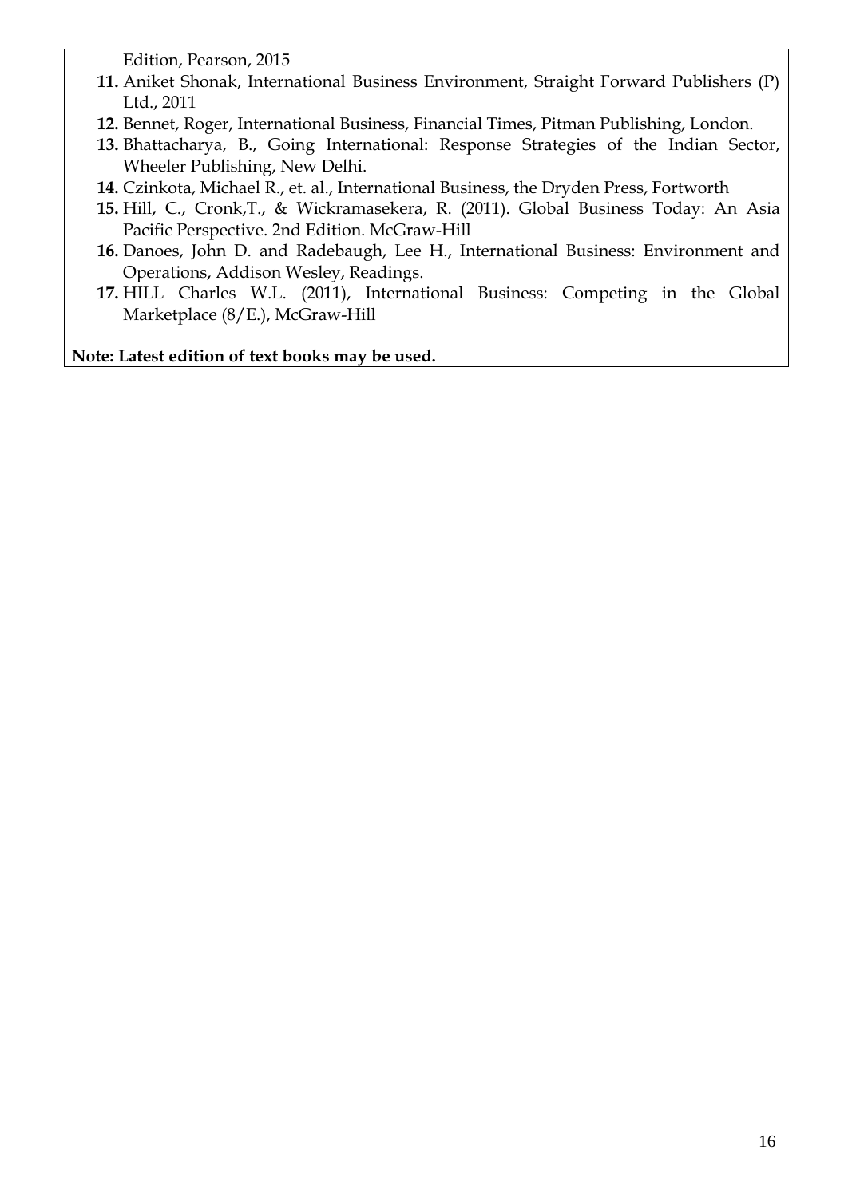Edition, Pearson, 2015

11. Aniket Shonak, International Business Environment, Straight Forward Publishers (P) Ltd., 2011
12. Bennet, Roger, International Business, Financial Times, Pitman Publishing, London.
13. Bhattacharya, B., Going International: Response Strategies of the Indian Sector, Wheeler Publishing, New Delhi.
14. Czinkota, Michael R., et. al., International Business, the Dryden Press, Fortworth
15. Hill, C., Cronk,T., & Wickramasekera, R. (2011). Global Business Today: An Asia Pacific Perspective. 2nd Edition. McGraw-Hill
16. Danoes, John D. and Radebaugh, Lee H., International Business: Environment and Operations, Addison Wesley, Readings.
17. HILL Charles W.L. (2011), International Business: Competing in the Global Marketplace (8/E.), McGraw-Hill

**Note: Latest edition of text books may be used.**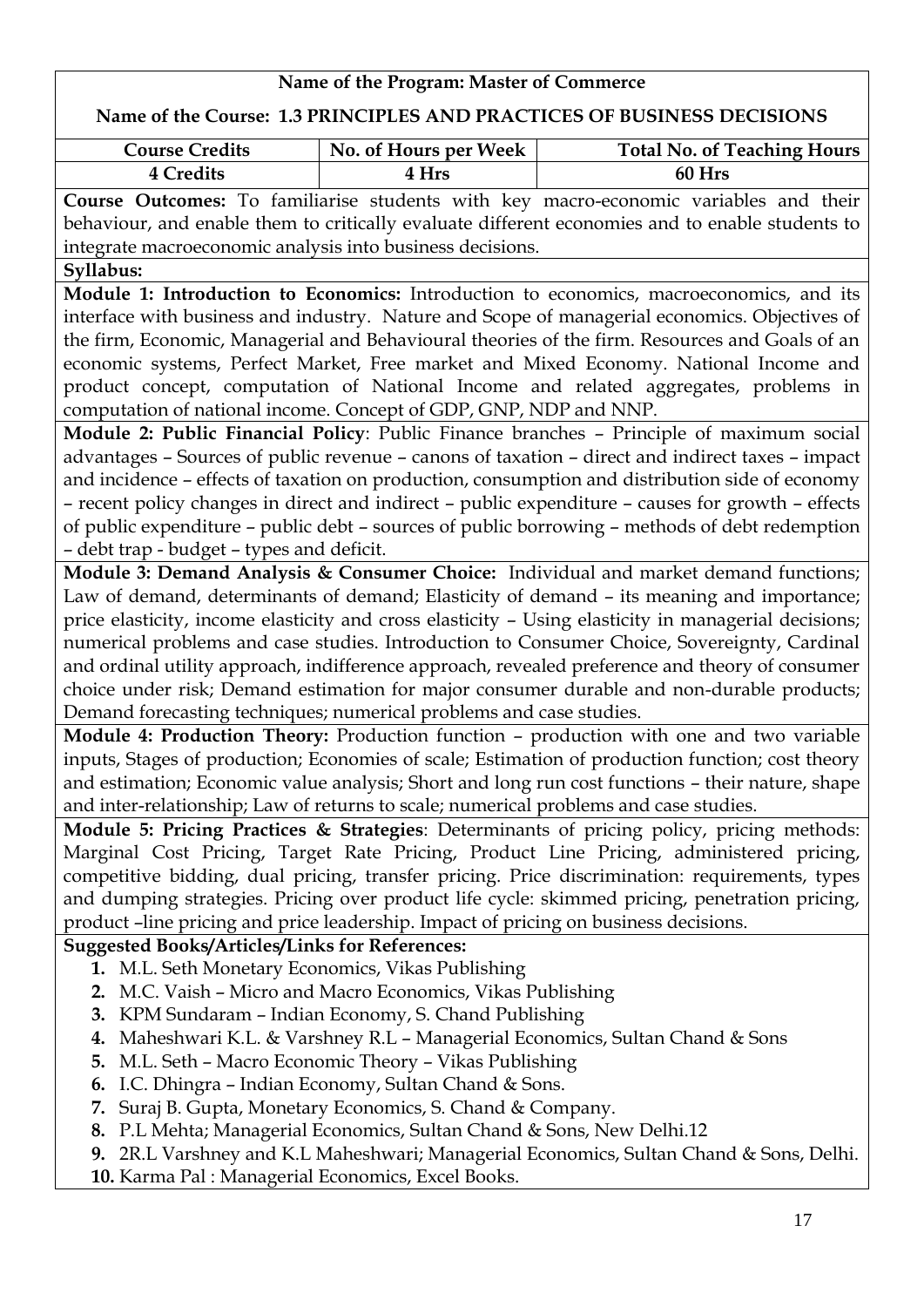**Name of the Program: Master of Commerce**

**Name of the Course: 1.3 PRINCIPLES AND PRACTICES OF BUSINESS DECISIONS**

| Course Credits | No. of Hours per Week | Total No. of Teaching Hours |
|---|---|---|
| 4 Credits | 4 Hrs | 60 Hrs |

**Course Outcomes:** To familiarise students with key macro-economic variables and their behaviour, and enable them to critically evaluate different economies and to enable students to integrate macroeconomic analysis into business decisions.

**Syllabus:**

**Module 1: Introduction to Economics:** Introduction to economics, macroeconomics, and its interface with business and industry. Nature and Scope of managerial economics. Objectives of the firm, Economic, Managerial and Behavioural theories of the firm. Resources and Goals of an economic systems, Perfect Market, Free market and Mixed Economy. National Income and product concept, computation of National Income and related aggregates, problems in computation of national income. Concept of GDP, GNP, NDP and NNP.

**Module 2: Public Financial Policy**: Public Finance branches – Principle of maximum social advantages – Sources of public revenue – canons of taxation – direct and indirect taxes – impact and incidence – effects of taxation on production, consumption and distribution side of economy – recent policy changes in direct and indirect – public expenditure – causes for growth – effects of public expenditure – public debt – sources of public borrowing – methods of debt redemption – debt trap - budget – types and deficit.

**Module 3: Demand Analysis & Consumer Choice:** Individual and market demand functions; Law of demand, determinants of demand; Elasticity of demand – its meaning and importance; price elasticity, income elasticity and cross elasticity – Using elasticity in managerial decisions; numerical problems and case studies. Introduction to Consumer Choice, Sovereignty, Cardinal and ordinal utility approach, indifference approach, revealed preference and theory of consumer choice under risk; Demand estimation for major consumer durable and non-durable products; Demand forecasting techniques; numerical problems and case studies.

**Module 4: Production Theory:** Production function – production with one and two variable inputs, Stages of production; Economies of scale; Estimation of production function; cost theory and estimation; Economic value analysis; Short and long run cost functions – their nature, shape and inter-relationship; Law of returns to scale; numerical problems and case studies.

**Module 5: Pricing Practices & Strategies**: Determinants of pricing policy, pricing methods: Marginal Cost Pricing, Target Rate Pricing, Product Line Pricing, administered pricing, competitive bidding, dual pricing, transfer pricing. Price discrimination: requirements, types and dumping strategies. Pricing over product life cycle: skimmed pricing, penetration pricing, product –line pricing and price leadership. Impact of pricing on business decisions.

**Suggested Books/Articles/Links for References:**

1. M.L. Seth Monetary Economics, Vikas Publishing
2. M.C. Vaish – Micro and Macro Economics, Vikas Publishing
3. KPM Sundaram – Indian Economy, S. Chand Publishing
4. Maheshwari K.L. & Varshney R.L – Managerial Economics, Sultan Chand & Sons
5. M.L. Seth – Macro Economic Theory – Vikas Publishing
6. I.C. Dhingra – Indian Economy, Sultan Chand & Sons.
7. Suraj B. Gupta, Monetary Economics, S. Chand & Company.
8. P.L Mehta; Managerial Economics, Sultan Chand & Sons, New Delhi.12
9. 2R.L Varshney and K.L Maheshwari; Managerial Economics, Sultan Chand & Sons, Delhi.
10. Karma Pal : Managerial Economics, Excel Books.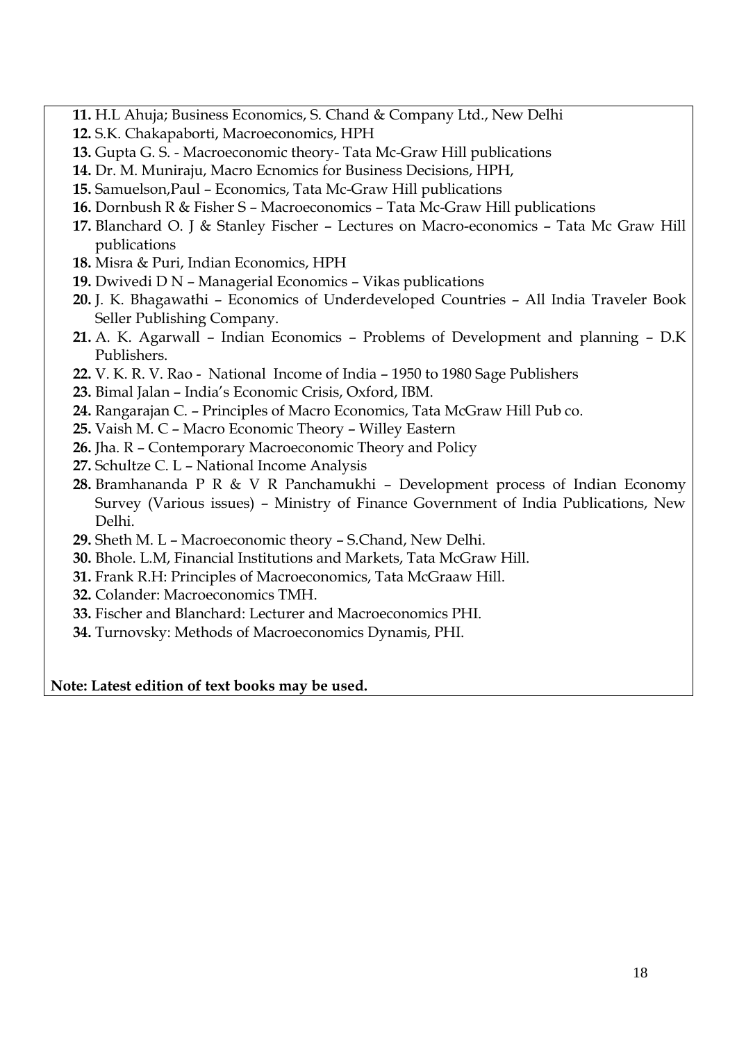11. H.L Ahuja; Business Economics, S. Chand & Company Ltd., New Delhi
12. S.K. Chakapaborti, Macroeconomics, HPH
13. Gupta G. S. - Macroeconomic theory- Tata Mc-Graw Hill publications
14. Dr. M. Muniraju, Macro Ecnomics for Business Decisions, HPH,
15. Samuelson,Paul – Economics, Tata Mc-Graw Hill publications
16. Dornbush R & Fisher S – Macroeconomics – Tata Mc-Graw Hill publications
17. Blanchard O. J & Stanley Fischer – Lectures on Macro-economics – Tata Mc Graw Hill publications
18. Misra & Puri, Indian Economics, HPH
19. Dwivedi D N – Managerial Economics – Vikas publications
20. J. K. Bhagawathi – Economics of Underdeveloped Countries – All India Traveler Book Seller Publishing Company.
21. A. K. Agarwall – Indian Economics – Problems of Development and planning – D.K Publishers.
22. V. K. R. V. Rao - National Income of India – 1950 to 1980 Sage Publishers
23. Bimal Jalan – India's Economic Crisis, Oxford, IBM.
24. Rangarajan C. – Principles of Macro Economics, Tata McGraw Hill Pub co.
25. Vaish M. C – Macro Economic Theory – Willey Eastern
26. Jha. R – Contemporary Macroeconomic Theory and Policy
27. Schultze C. L – National Income Analysis
28. Bramhananda P R & V R Panchamukhi – Development process of Indian Economy Survey (Various issues) – Ministry of Finance Government of India Publications, New Delhi.
29. Sheth M. L – Macroeconomic theory – S.Chand, New Delhi.
30. Bhole. L.M, Financial Institutions and Markets, Tata McGraw Hill.
31. Frank R.H: Principles of Macroeconomics, Tata McGraaw Hill.
32. Colander: Macroeconomics TMH.
33. Fischer and Blanchard: Lecturer and Macroeconomics PHI.
34. Turnovsky: Methods of Macroeconomics Dynamis, PHI.

**Note: Latest edition of text books may be used.**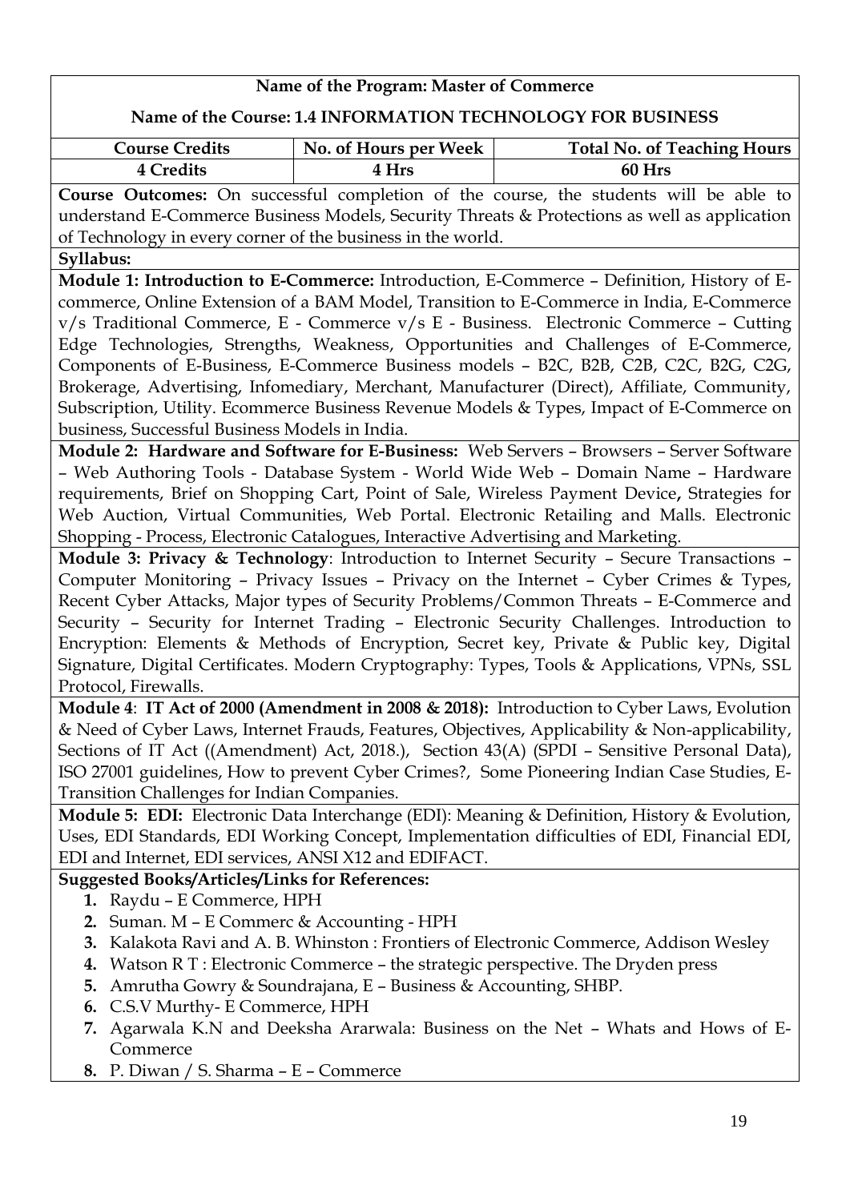**Name of the Program: Master of Commerce**

**Name of the Course: 1.4 INFORMATION TECHNOLOGY FOR BUSINESS**

| Course Credits | No. of Hours per Week | Total No. of Teaching Hours |
|---|---|---|
| 4 Credits | 4 Hrs | 60 Hrs |

**Course Outcomes:** On successful completion of the course, the students will be able to understand E-Commerce Business Models, Security Threats & Protections as well as application of Technology in every corner of the business in the world.

**Syllabus:**

**Module 1: Introduction to E-Commerce:** Introduction, E-Commerce – Definition, History of E-commerce, Online Extension of a BAM Model, Transition to E-Commerce in India, E-Commerce v/s Traditional Commerce, E - Commerce v/s E - Business. Electronic Commerce – Cutting Edge Technologies, Strengths, Weakness, Opportunities and Challenges of E-Commerce, Components of E-Business, E-Commerce Business models – B2C, B2B, C2B, C2C, B2G, C2G, Brokerage, Advertising, Infomediary, Merchant, Manufacturer (Direct), Affiliate, Community, Subscription, Utility. Ecommerce Business Revenue Models & Types, Impact of E-Commerce on business, Successful Business Models in India.

**Module 2: Hardware and Software for E-Business:** Web Servers – Browsers – Server Software – Web Authoring Tools - Database System - World Wide Web – Domain Name – Hardware requirements, Brief on Shopping Cart, Point of Sale, Wireless Payment Device**,** Strategies for Web Auction, Virtual Communities, Web Portal. Electronic Retailing and Malls. Electronic Shopping - Process, Electronic Catalogues, Interactive Advertising and Marketing.

**Module 3: Privacy & Technology**: Introduction to Internet Security – Secure Transactions – Computer Monitoring – Privacy Issues – Privacy on the Internet – Cyber Crimes & Types, Recent Cyber Attacks, Major types of Security Problems/Common Threats – E-Commerce and Security – Security for Internet Trading – Electronic Security Challenges. Introduction to Encryption: Elements & Methods of Encryption, Secret key, Private & Public key, Digital Signature, Digital Certificates. Modern Cryptography: Types, Tools & Applications, VPNs, SSL Protocol, Firewalls.

**Module 4**: **IT Act of 2000 (Amendment in 2008 & 2018):** Introduction to Cyber Laws, Evolution & Need of Cyber Laws, Internet Frauds, Features, Objectives, Applicability & Non-applicability, Sections of IT Act ((Amendment) Act, 2018.), Section 43(A) (SPDI – Sensitive Personal Data), ISO 27001 guidelines, How to prevent Cyber Crimes?, Some Pioneering Indian Case Studies, E-Transition Challenges for Indian Companies.

**Module 5: EDI:** Electronic Data Interchange (EDI): Meaning & Definition, History & Evolution, Uses, EDI Standards, EDI Working Concept, Implementation difficulties of EDI, Financial EDI, EDI and Internet, EDI services, ANSI X12 and EDIFACT.

**Suggested Books/Articles/Links for References:**

1. Raydu – E Commerce, HPH
2. Suman. M – E Commerc & Accounting - HPH
3. Kalakota Ravi and A. B. Whinston : Frontiers of Electronic Commerce, Addison Wesley
4. Watson R T : Electronic Commerce – the strategic perspective. The Dryden press
5. Amrutha Gowry & Soundrajana, E – Business & Accounting, SHBP.
6. C.S.V Murthy- E Commerce, HPH
7. Agarwala K.N and Deeksha Ararwala: Business on the Net – Whats and Hows of E-Commerce
8. P. Diwan / S. Sharma – E – Commerce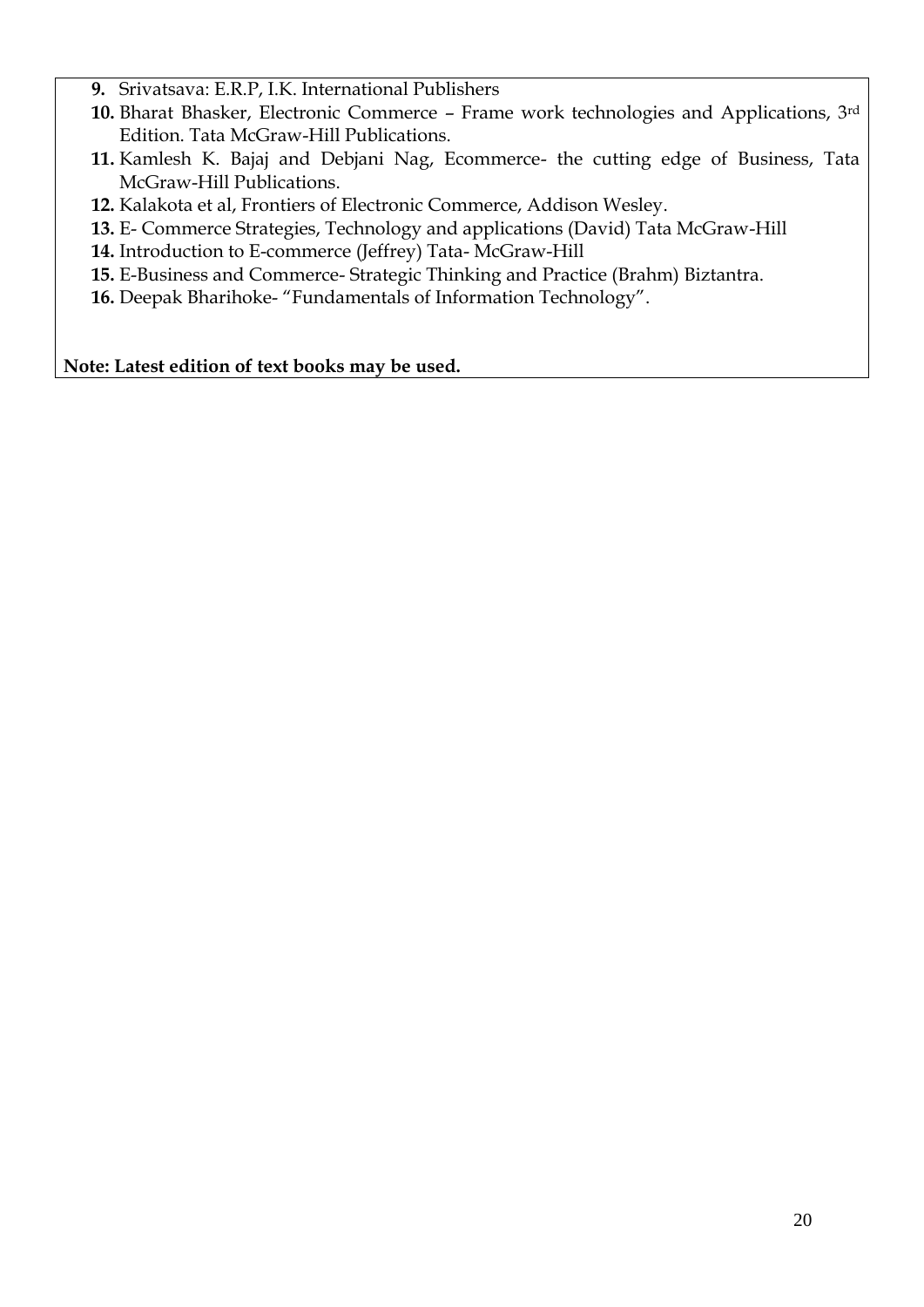9. Srivatsava: E.R.P, I.K. International Publishers
10. Bharat Bhasker, Electronic Commerce – Frame work technologies and Applications, 3rd Edition. Tata McGraw-Hill Publications.
11. Kamlesh K. Bajaj and Debjani Nag, Ecommerce- the cutting edge of Business, Tata McGraw-Hill Publications.
12. Kalakota et al, Frontiers of Electronic Commerce, Addison Wesley.
13. E- Commerce Strategies, Technology and applications (David) Tata McGraw-Hill
14. Introduction to E-commerce (Jeffrey) Tata- McGraw-Hill
15. E-Business and Commerce- Strategic Thinking and Practice (Brahm) Biztantra.
16. Deepak Bharihoke- "Fundamentals of Information Technology".

**Note: Latest edition of text books may be used.**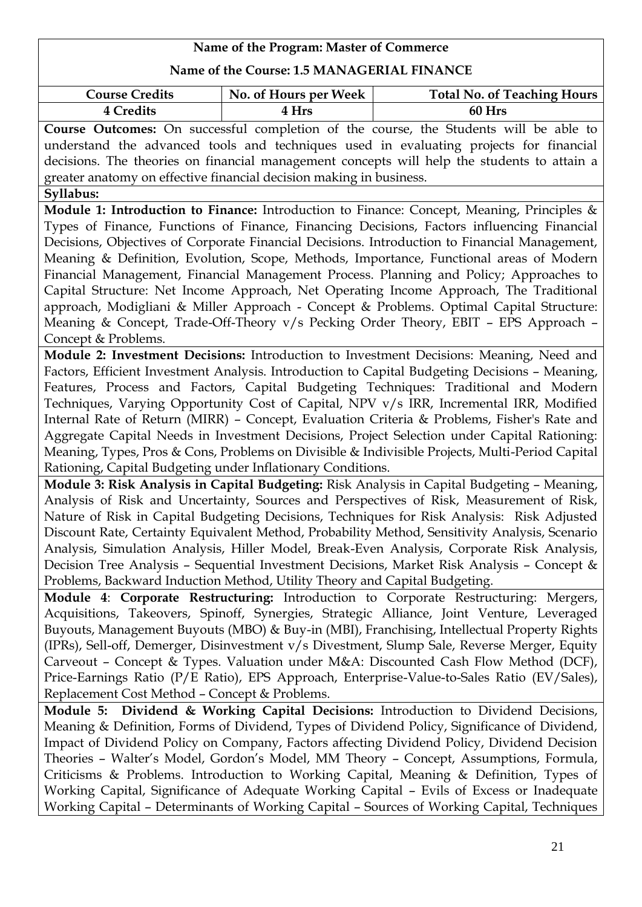**Name of the Program: Master of Commerce**

**Name of the Course: 1.5 MANAGERIAL FINANCE**

| Course Credits | No. of Hours per Week | Total No. of Teaching Hours |
|---|---|---|
| 4 Credits | 4 Hrs | 60 Hrs |

**Course Outcomes:** On successful completion of the course, the Students will be able to understand the advanced tools and techniques used in evaluating projects for financial decisions. The theories on financial management concepts will help the students to attain a greater anatomy on effective financial decision making in business.

**Syllabus:**

**Module 1: Introduction to Finance:** Introduction to Finance: Concept, Meaning, Principles & Types of Finance, Functions of Finance, Financing Decisions, Factors influencing Financial Decisions, Objectives of Corporate Financial Decisions. Introduction to Financial Management, Meaning & Definition, Evolution, Scope, Methods, Importance, Functional areas of Modern Financial Management, Financial Management Process. Planning and Policy; Approaches to Capital Structure: Net Income Approach, Net Operating Income Approach, The Traditional approach, Modigliani & Miller Approach - Concept & Problems. Optimal Capital Structure: Meaning & Concept, Trade-Off-Theory v/s Pecking Order Theory, EBIT – EPS Approach – Concept & Problems.

**Module 2: Investment Decisions:** Introduction to Investment Decisions: Meaning, Need and Factors, Efficient Investment Analysis. Introduction to Capital Budgeting Decisions – Meaning, Features, Process and Factors, Capital Budgeting Techniques: Traditional and Modern Techniques, Varying Opportunity Cost of Capital, NPV v/s IRR, Incremental IRR, Modified Internal Rate of Return (MIRR) – Concept, Evaluation Criteria & Problems, Fisher's Rate and Aggregate Capital Needs in Investment Decisions, Project Selection under Capital Rationing: Meaning, Types, Pros & Cons, Problems on Divisible & Indivisible Projects, Multi-Period Capital Rationing, Capital Budgeting under Inflationary Conditions.

**Module 3: Risk Analysis in Capital Budgeting:** Risk Analysis in Capital Budgeting – Meaning, Analysis of Risk and Uncertainty, Sources and Perspectives of Risk, Measurement of Risk, Nature of Risk in Capital Budgeting Decisions, Techniques for Risk Analysis: Risk Adjusted Discount Rate, Certainty Equivalent Method, Probability Method, Sensitivity Analysis, Scenario Analysis, Simulation Analysis, Hiller Model, Break-Even Analysis, Corporate Risk Analysis, Decision Tree Analysis – Sequential Investment Decisions, Market Risk Analysis – Concept & Problems, Backward Induction Method, Utility Theory and Capital Budgeting.

**Module 4**: **Corporate Restructuring:** Introduction to Corporate Restructuring: Mergers, Acquisitions, Takeovers, Spinoff, Synergies, Strategic Alliance, Joint Venture, Leveraged Buyouts, Management Buyouts (MBO) & Buy-in (MBI), Franchising, Intellectual Property Rights (IPRs), Sell-off, Demerger, Disinvestment v/s Divestment, Slump Sale, Reverse Merger, Equity Carveout – Concept & Types. Valuation under M&A: Discounted Cash Flow Method (DCF), Price-Earnings Ratio (P/E Ratio), EPS Approach, Enterprise-Value-to-Sales Ratio (EV/Sales), Replacement Cost Method – Concept & Problems.

**Module 5: Dividend & Working Capital Decisions:** Introduction to Dividend Decisions, Meaning & Definition, Forms of Dividend, Types of Dividend Policy, Significance of Dividend, Impact of Dividend Policy on Company, Factors affecting Dividend Policy, Dividend Decision Theories – Walter's Model, Gordon's Model, MM Theory – Concept, Assumptions, Formula, Criticisms & Problems. Introduction to Working Capital, Meaning & Definition, Types of Working Capital, Significance of Adequate Working Capital – Evils of Excess or Inadequate Working Capital – Determinants of Working Capital – Sources of Working Capital, Techniques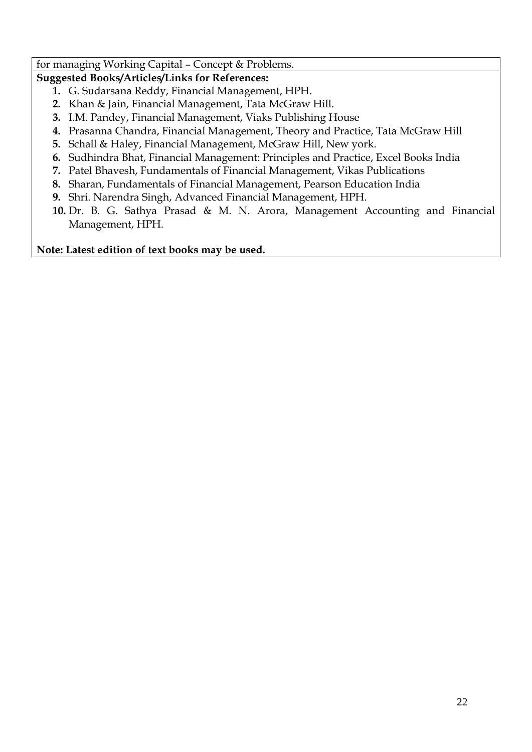for managing Working Capital – Concept & Problems.

**Suggested Books/Articles/Links for References:**

1. G. Sudarsana Reddy, Financial Management, HPH.
2. Khan & Jain, Financial Management, Tata McGraw Hill.
3. I.M. Pandey, Financial Management, Viaks Publishing House
4. Prasanna Chandra, Financial Management, Theory and Practice, Tata McGraw Hill
5. Schall & Haley, Financial Management, McGraw Hill, New york.
6. Sudhindra Bhat, Financial Management: Principles and Practice, Excel Books India
7. Patel Bhavesh, Fundamentals of Financial Management, Vikas Publications
8. Sharan, Fundamentals of Financial Management, Pearson Education India
9. Shri. Narendra Singh, Advanced Financial Management, HPH.
10. Dr. B. G. Sathya Prasad & M. N. Arora, Management Accounting and Financial Management, HPH.

**Note: Latest edition of text books may be used.**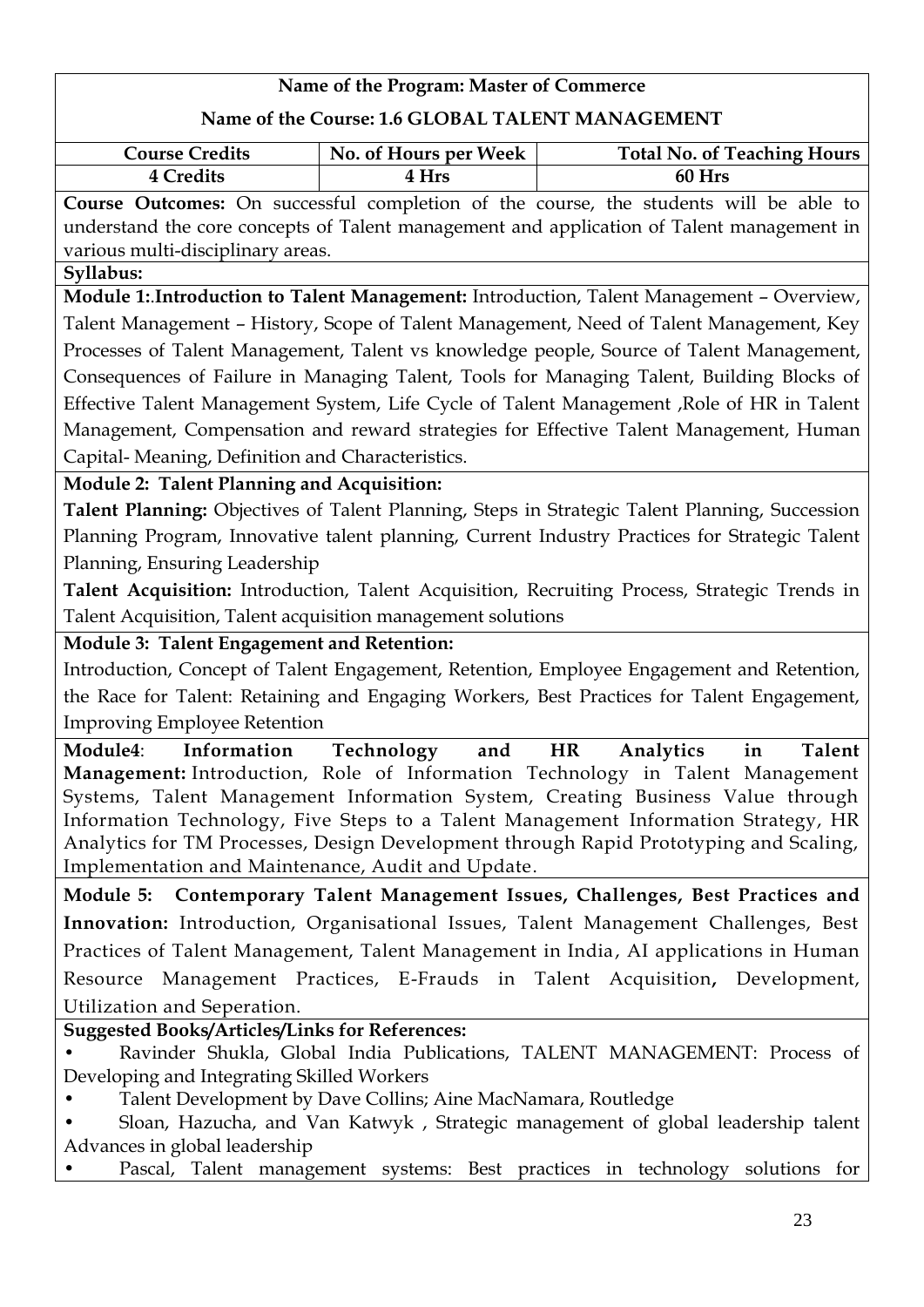**Name of the Program: Master of Commerce**

**Name of the Course: 1.6 GLOBAL TALENT MANAGEMENT**

| Course Credits | No. of Hours per Week | Total No. of Teaching Hours |
|---|---|---|
| 4 Credits | 4 Hrs | 60 Hrs |

**Course Outcomes:** On successful completion of the course, the students will be able to understand the core concepts of Talent management and application of Talent management in various multi-disciplinary areas.

**Syllabus:**

**Module 1:.Introduction to Talent Management:** Introduction, Talent Management – Overview, Talent Management – History, Scope of Talent Management, Need of Talent Management, Key Processes of Talent Management, Talent vs knowledge people, Source of Talent Management, Consequences of Failure in Managing Talent, Tools for Managing Talent, Building Blocks of Effective Talent Management System, Life Cycle of Talent Management ,Role of HR in Talent Management, Compensation and reward strategies for Effective Talent Management, Human Capital- Meaning, Definition and Characteristics.

**Module 2: Talent Planning and Acquisition:**

**Talent Planning:** Objectives of Talent Planning, Steps in Strategic Talent Planning, Succession Planning Program, Innovative talent planning, Current Industry Practices for Strategic Talent Planning, Ensuring Leadership

**Talent Acquisition:** Introduction, Talent Acquisition, Recruiting Process, Strategic Trends in Talent Acquisition, Talent acquisition management solutions

**Module 3: Talent Engagement and Retention:**

Introduction, Concept of Talent Engagement, Retention, Employee Engagement and Retention, the Race for Talent: Retaining and Engaging Workers, Best Practices for Talent Engagement, Improving Employee Retention

**Module4**: **Information Technology and HR Analytics in Talent Management:** Introduction, Role of Information Technology in Talent Management Systems, Talent Management Information System, Creating Business Value through Information Technology, Five Steps to a Talent Management Information Strategy, HR Analytics for TM Processes, Design Development through Rapid Prototyping and Scaling, Implementation and Maintenance, Audit and Update.

**Module 5: Contemporary Talent Management Issues, Challenges, Best Practices and Innovation:** Introduction, Organisational Issues, Talent Management Challenges, Best Practices of Talent Management, Talent Management in India, AI applications in Human Resource Management Practices, E-Frauds in Talent Acquisition**,** Development, Utilization and Seperation.

**Suggested Books/Articles/Links for References:**

- Ravinder Shukla, Global India Publications, TALENT MANAGEMENT: Process of Developing and Integrating Skilled Workers
- Talent Development by Dave Collins; Aine MacNamara, Routledge
- Sloan, Hazucha, and Van Katwyk , Strategic management of global leadership talent Advances in global leadership
- Pascal, Talent management systems: Best practices in technology solutions for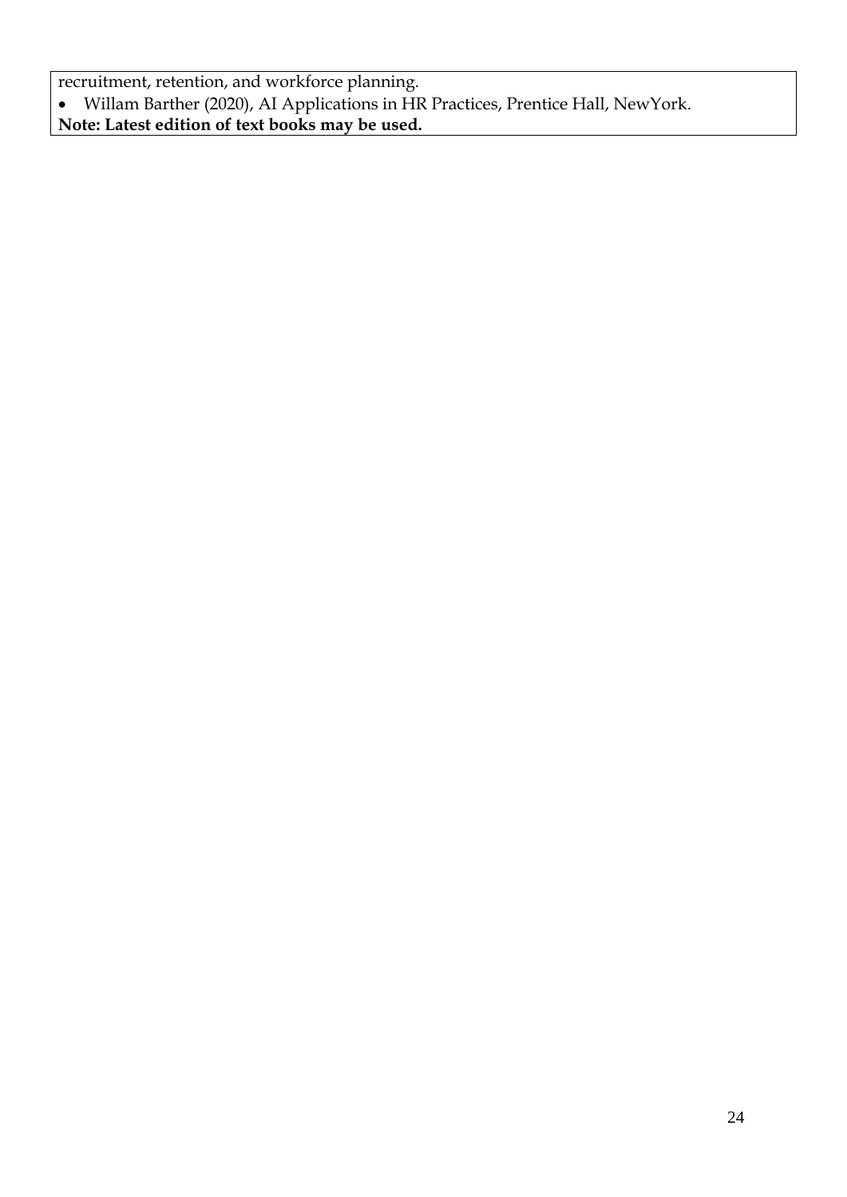recruitment, retention, and workforce planning.

- Willam Barther (2020), AI Applications in HR Practices, Prentice Hall, NewYork.

**Note: Latest edition of text books may be used.**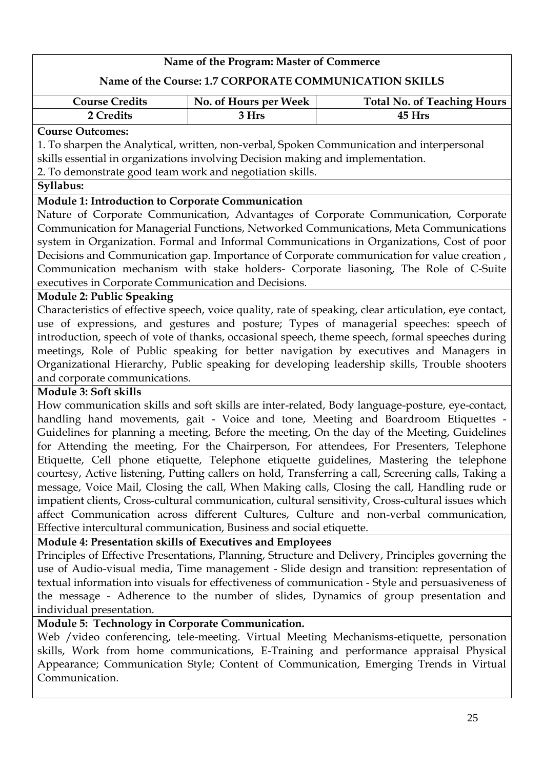**Name of the Program: Master of Commerce**

**Name of the Course: 1.7 CORPORATE COMMUNICATION SKILLS**

| Course Credits | No. of Hours per Week | Total No. of Teaching Hours |
|---|---|---|
| 2 Credits | 3 Hrs | 45 Hrs |

**Course Outcomes:**

1. To sharpen the Analytical, written, non-verbal, Spoken Communication and interpersonal skills essential in organizations involving Decision making and implementation.
2. To demonstrate good team work and negotiation skills.

**Syllabus:**

**Module 1: Introduction to Corporate Communication**

Nature of Corporate Communication, Advantages of Corporate Communication, Corporate Communication for Managerial Functions, Networked Communications, Meta Communications system in Organization. Formal and Informal Communications in Organizations, Cost of poor Decisions and Communication gap. Importance of Corporate communication for value creation , Communication mechanism with stake holders- Corporate liasoning, The Role of C-Suite executives in Corporate Communication and Decisions.

**Module 2: Public Speaking**

Characteristics of effective speech, voice quality, rate of speaking, clear articulation, eye contact, use of expressions, and gestures and posture; Types of managerial speeches: speech of introduction, speech of vote of thanks, occasional speech, theme speech, formal speeches during meetings, Role of Public speaking for better navigation by executives and Managers in Organizational Hierarchy, Public speaking for developing leadership skills, Trouble shooters and corporate communications.

**Module 3: Soft skills**

How communication skills and soft skills are inter-related, Body language-posture, eye-contact, handling hand movements, gait - Voice and tone, Meeting and Boardroom Etiquettes - Guidelines for planning a meeting, Before the meeting, On the day of the Meeting, Guidelines for Attending the meeting, For the Chairperson, For attendees, For Presenters, Telephone Etiquette, Cell phone etiquette, Telephone etiquette guidelines, Mastering the telephone courtesy, Active listening, Putting callers on hold, Transferring a call, Screening calls, Taking a message, Voice Mail, Closing the call, When Making calls, Closing the call, Handling rude or impatient clients, Cross-cultural communication, cultural sensitivity, Cross-cultural issues which affect Communication across different Cultures, Culture and non-verbal communication, Effective intercultural communication, Business and social etiquette.

**Module 4: Presentation skills of Executives and Employees**

Principles of Effective Presentations, Planning, Structure and Delivery, Principles governing the use of Audio-visual media, Time management - Slide design and transition: representation of textual information into visuals for effectiveness of communication - Style and persuasiveness of the message - Adherence to the number of slides, Dynamics of group presentation and individual presentation.

**Module 5: Technology in Corporate Communication.**

Web /video conferencing, tele-meeting. Virtual Meeting Mechanisms-etiquette, personation skills, Work from home communications, E-Training and performance appraisal Physical Appearance; Communication Style; Content of Communication, Emerging Trends in Virtual Communication.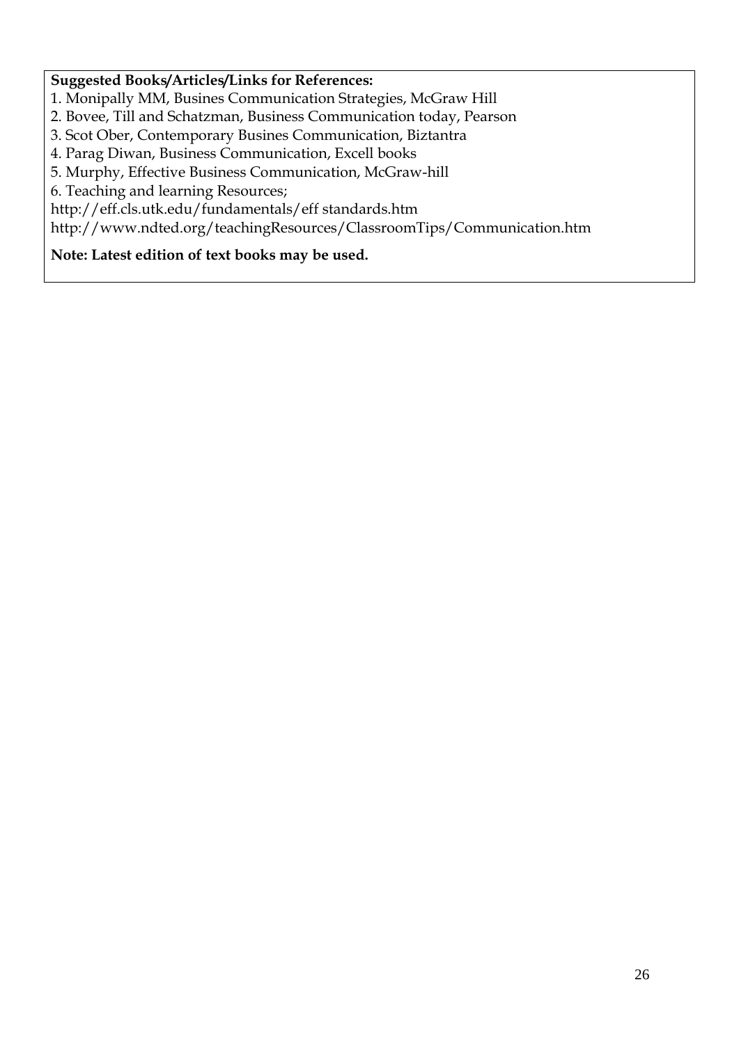**Suggested Books/Articles/Links for References:**

1. Monipally MM, Busines Communication Strategies, McGraw Hill
2. Bovee, Till and Schatzman, Business Communication today, Pearson
3. Scot Ober, Contemporary Busines Communication, Biztantra
4. Parag Diwan, Business Communication, Excell books
5. Murphy, Effective Business Communication, McGraw-hill
6. Teaching and learning Resources;

http://eff.cls.utk.edu/fundamentals/eff standards.htm
http://www.ndted.org/teachingResources/ClassroomTips/Communication.htm

**Note: Latest edition of text books may be used.**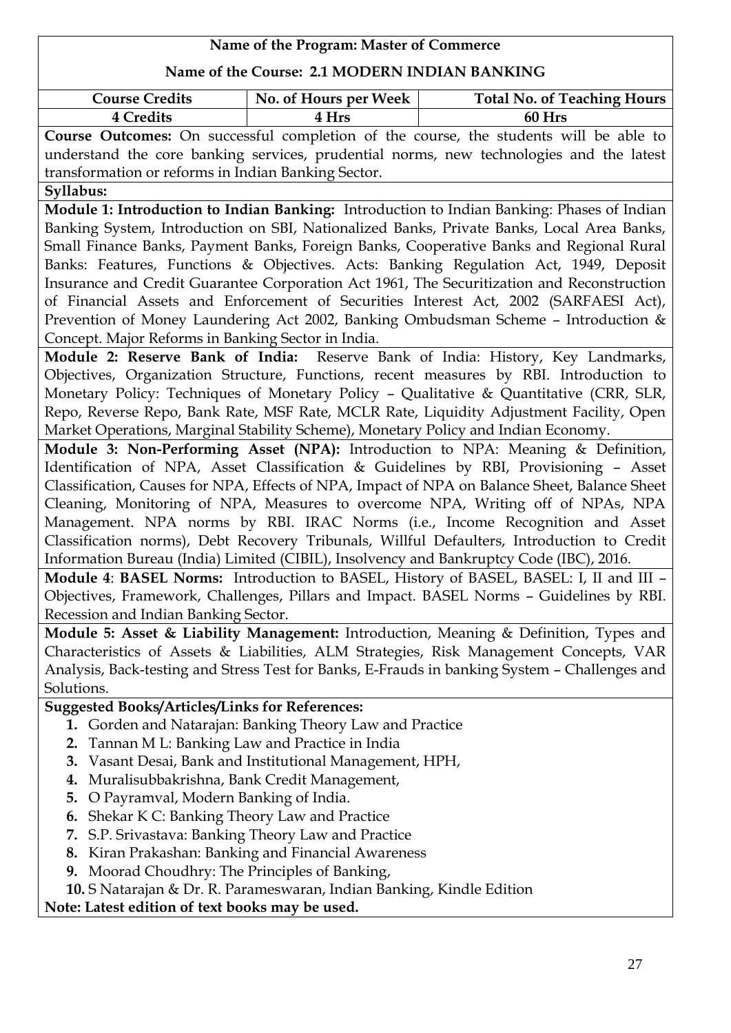**Name of the Program: Master of Commerce**

**Name of the Course: 2.1 MODERN INDIAN BANKING**

| Course Credits | No. of Hours per Week | Total No. of Teaching Hours |
|---|---|---|
| 4 Credits | 4 Hrs | 60 Hrs |

**Course Outcomes:** On successful completion of the course, the students will be able to understand the core banking services, prudential norms, new technologies and the latest transformation or reforms in Indian Banking Sector.

**Syllabus:**

**Module 1: Introduction to Indian Banking:** Introduction to Indian Banking: Phases of Indian Banking System, Introduction on SBI, Nationalized Banks, Private Banks, Local Area Banks, Small Finance Banks, Payment Banks, Foreign Banks, Cooperative Banks and Regional Rural Banks: Features, Functions & Objectives. Acts: Banking Regulation Act, 1949, Deposit Insurance and Credit Guarantee Corporation Act 1961, The Securitization and Reconstruction of Financial Assets and Enforcement of Securities Interest Act, 2002 (SARFAESI Act), Prevention of Money Laundering Act 2002, Banking Ombudsman Scheme – Introduction & Concept. Major Reforms in Banking Sector in India.

**Module 2: Reserve Bank of India:** Reserve Bank of India: History, Key Landmarks, Objectives, Organization Structure, Functions, recent measures by RBI. Introduction to Monetary Policy: Techniques of Monetary Policy – Qualitative & Quantitative (CRR, SLR, Repo, Reverse Repo, Bank Rate, MSF Rate, MCLR Rate, Liquidity Adjustment Facility, Open Market Operations, Marginal Stability Scheme), Monetary Policy and Indian Economy.

**Module 3: Non-Performing Asset (NPA):** Introduction to NPA: Meaning & Definition, Identification of NPA, Asset Classification & Guidelines by RBI, Provisioning – Asset Classification, Causes for NPA, Effects of NPA, Impact of NPA on Balance Sheet, Balance Sheet Cleaning, Monitoring of NPA, Measures to overcome NPA, Writing off of NPAs, NPA Management. NPA norms by RBI. IRAC Norms (i.e., Income Recognition and Asset Classification norms), Debt Recovery Tribunals, Willful Defaulters, Introduction to Credit Information Bureau (India) Limited (CIBIL), Insolvency and Bankruptcy Code (IBC), 2016.

**Module 4**: **BASEL Norms:** Introduction to BASEL, History of BASEL, BASEL: I, II and III – Objectives, Framework, Challenges, Pillars and Impact. BASEL Norms – Guidelines by RBI. Recession and Indian Banking Sector.

**Module 5: Asset & Liability Management:** Introduction, Meaning & Definition, Types and Characteristics of Assets & Liabilities, ALM Strategies, Risk Management Concepts, VAR Analysis, Back-testing and Stress Test for Banks, E-Frauds in banking System – Challenges and Solutions.

**Suggested Books/Articles/Links for References:**

1. Gorden and Natarajan: Banking Theory Law and Practice
2. Tannan M L: Banking Law and Practice in India
3. Vasant Desai, Bank and Institutional Management, HPH,
4. Muralisubbakrishna, Bank Credit Management,
5. O Payramval, Modern Banking of India.
6. Shekar K C: Banking Theory Law and Practice
7. S.P. Srivastava: Banking Theory Law and Practice
8. Kiran Prakashan: Banking and Financial Awareness
9. Moorad Choudhry: The Principles of Banking,
10. S Natarajan & Dr. R. Parameswaran, Indian Banking, Kindle Edition

**Note: Latest edition of text books may be used.**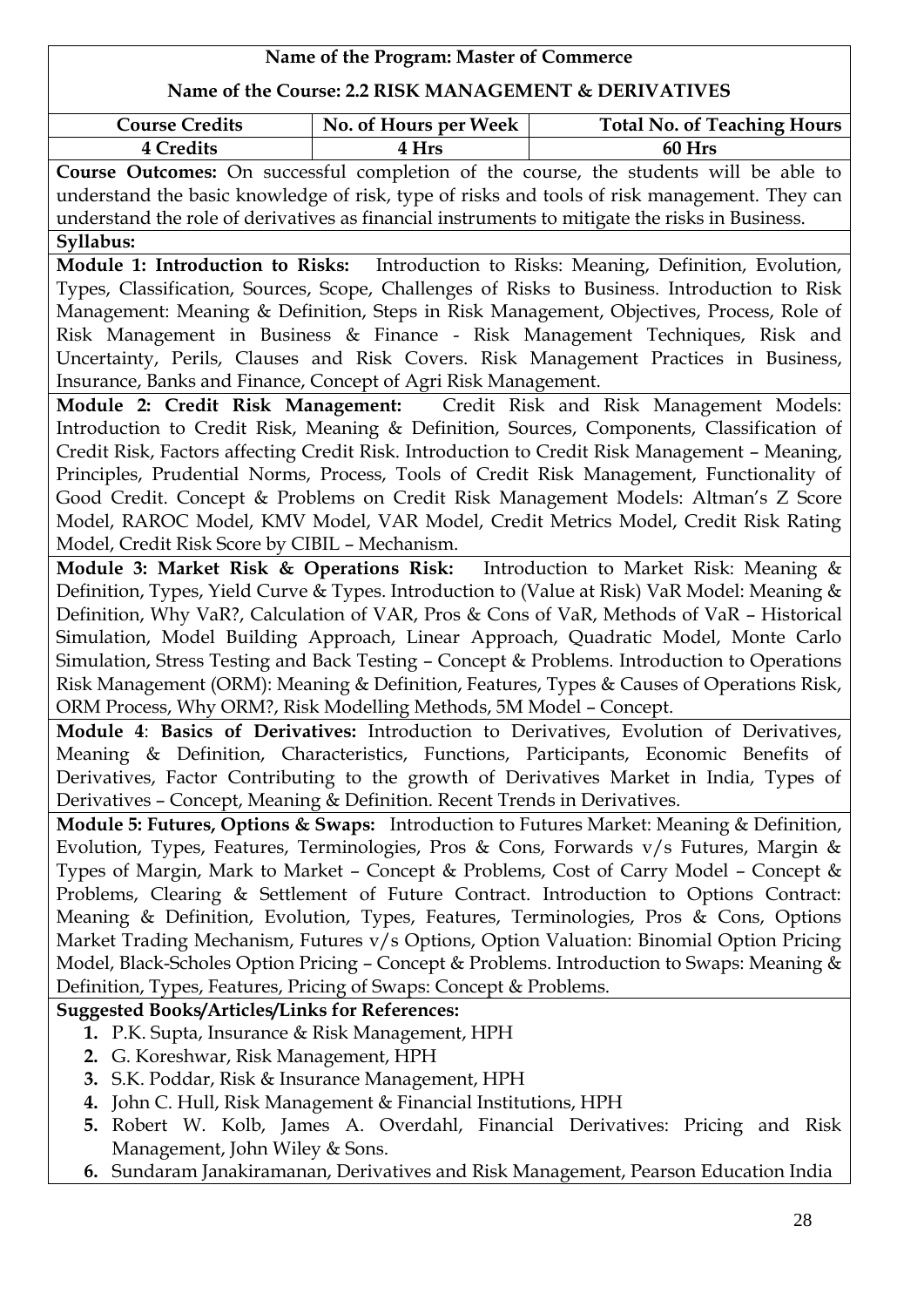**Name of the Program: Master of Commerce**

**Name of the Course: 2.2 RISK MANAGEMENT & DERIVATIVES**

| Course Credits | No. of Hours per Week | Total No. of Teaching Hours |
|---|---|---|
| **4 Credits** | **4 Hrs** | **60 Hrs** |

**Course Outcomes:** On successful completion of the course, the students will be able to understand the basic knowledge of risk, type of risks and tools of risk management. They can understand the role of derivatives as financial instruments to mitigate the risks in Business.

**Syllabus:**

**Module 1: Introduction to Risks:** Introduction to Risks: Meaning, Definition, Evolution, Types, Classification, Sources, Scope, Challenges of Risks to Business. Introduction to Risk Management: Meaning & Definition, Steps in Risk Management, Objectives, Process, Role of Risk Management in Business & Finance - Risk Management Techniques, Risk and Uncertainty, Perils, Clauses and Risk Covers. Risk Management Practices in Business, Insurance, Banks and Finance, Concept of Agri Risk Management.

**Module 2: Credit Risk Management:** Credit Risk and Risk Management Models: Introduction to Credit Risk, Meaning & Definition, Sources, Components, Classification of Credit Risk, Factors affecting Credit Risk. Introduction to Credit Risk Management – Meaning, Principles, Prudential Norms, Process, Tools of Credit Risk Management, Functionality of Good Credit. Concept & Problems on Credit Risk Management Models: Altman's Z Score Model, RAROC Model, KMV Model, VAR Model, Credit Metrics Model, Credit Risk Rating Model, Credit Risk Score by CIBIL – Mechanism.

**Module 3: Market Risk & Operations Risk:** Introduction to Market Risk: Meaning & Definition, Types, Yield Curve & Types. Introduction to (Value at Risk) VaR Model: Meaning & Definition, Why VaR?, Calculation of VAR, Pros & Cons of VaR, Methods of VaR – Historical Simulation, Model Building Approach, Linear Approach, Quadratic Model, Monte Carlo Simulation, Stress Testing and Back Testing – Concept & Problems. Introduction to Operations Risk Management (ORM): Meaning & Definition, Features, Types & Causes of Operations Risk, ORM Process, Why ORM?, Risk Modelling Methods, 5M Model – Concept.

**Module 4**: **Basics of Derivatives:** Introduction to Derivatives, Evolution of Derivatives, Meaning & Definition, Characteristics, Functions, Participants, Economic Benefits of Derivatives, Factor Contributing to the growth of Derivatives Market in India, Types of Derivatives – Concept, Meaning & Definition. Recent Trends in Derivatives.

**Module 5: Futures, Options & Swaps:** Introduction to Futures Market: Meaning & Definition, Evolution, Types, Features, Terminologies, Pros & Cons, Forwards v/s Futures, Margin & Types of Margin, Mark to Market – Concept & Problems, Cost of Carry Model – Concept & Problems, Clearing & Settlement of Future Contract. Introduction to Options Contract: Meaning & Definition, Evolution, Types, Features, Terminologies, Pros & Cons, Options Market Trading Mechanism, Futures v/s Options, Option Valuation: Binomial Option Pricing Model, Black-Scholes Option Pricing – Concept & Problems. Introduction to Swaps: Meaning & Definition, Types, Features, Pricing of Swaps: Concept & Problems.

**Suggested Books/Articles/Links for References:**

1. P.K. Supta, Insurance & Risk Management, HPH
2. G. Koreshwar, Risk Management, HPH
3. S.K. Poddar, Risk & Insurance Management, HPH
4. John C. Hull, Risk Management & Financial Institutions, HPH
5. Robert W. Kolb, James A. Overdahl, Financial Derivatives: Pricing and Risk Management, John Wiley & Sons.
6. Sundaram Janakiramanan, Derivatives and Risk Management, Pearson Education India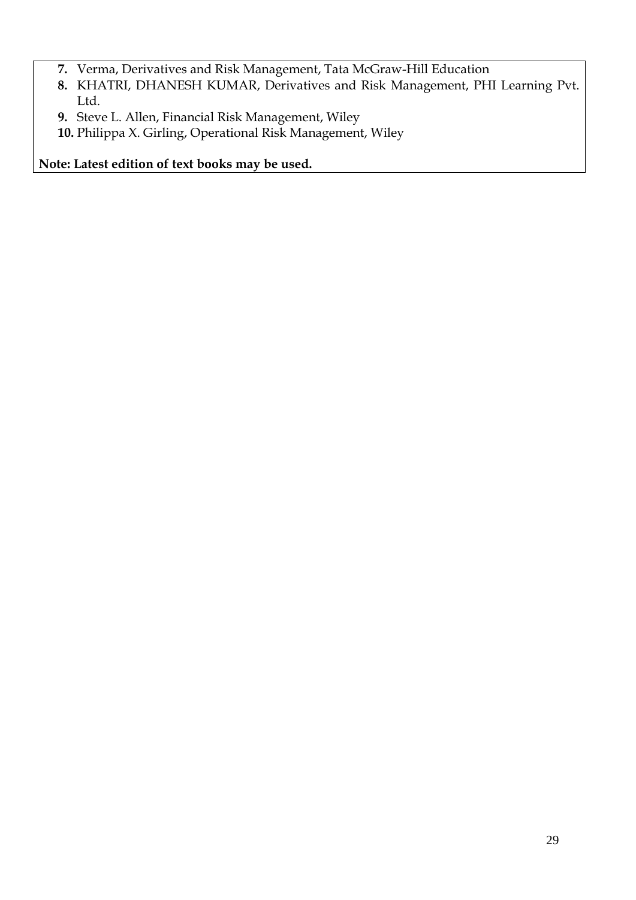7. Verma, Derivatives and Risk Management, Tata McGraw-Hill Education
8. KHATRI, DHANESH KUMAR, Derivatives and Risk Management, PHI Learning Pvt. Ltd.
9. Steve L. Allen, Financial Risk Management, Wiley
10. Philippa X. Girling, Operational Risk Management, Wiley

**Note: Latest edition of text books may be used.**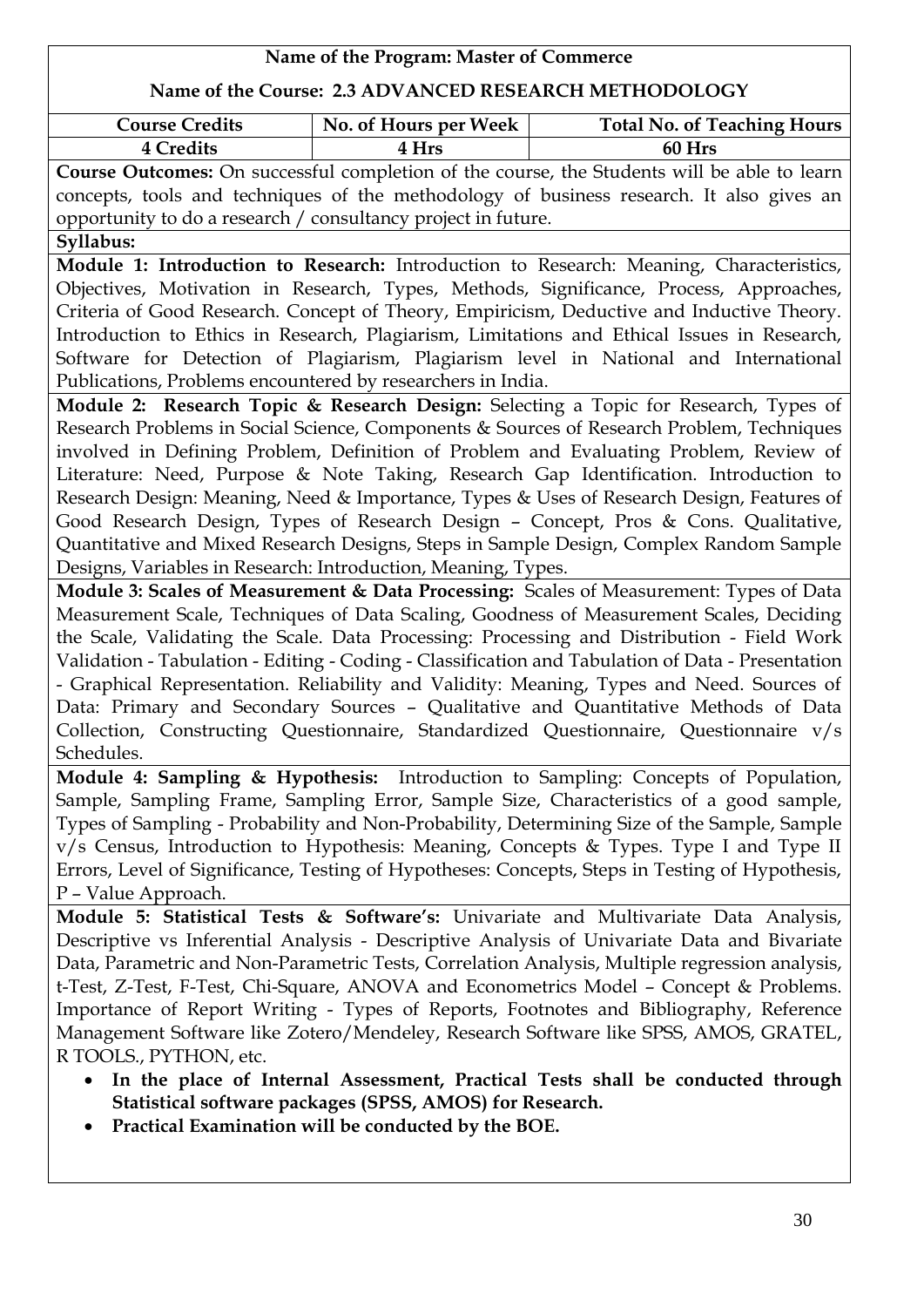**Name of the Program: Master of Commerce**

**Name of the Course: 2.3 ADVANCED RESEARCH METHODOLOGY**

| Course Credits | No. of Hours per Week | Total No. of Teaching Hours |
|---|---|---|
| 4 Credits | 4 Hrs | 60 Hrs |

**Course Outcomes:** On successful completion of the course, the Students will be able to learn concepts, tools and techniques of the methodology of business research. It also gives an opportunity to do a research / consultancy project in future.

**Syllabus:**

**Module 1: Introduction to Research:** Introduction to Research: Meaning, Characteristics, Objectives, Motivation in Research, Types, Methods, Significance, Process, Approaches, Criteria of Good Research. Concept of Theory, Empiricism, Deductive and Inductive Theory. Introduction to Ethics in Research, Plagiarism, Limitations and Ethical Issues in Research, Software for Detection of Plagiarism, Plagiarism level in National and International Publications, Problems encountered by researchers in India.

**Module 2: Research Topic & Research Design:** Selecting a Topic for Research, Types of Research Problems in Social Science, Components & Sources of Research Problem, Techniques involved in Defining Problem, Definition of Problem and Evaluating Problem, Review of Literature: Need, Purpose & Note Taking, Research Gap Identification. Introduction to Research Design: Meaning, Need & Importance, Types & Uses of Research Design, Features of Good Research Design, Types of Research Design – Concept, Pros & Cons. Qualitative, Quantitative and Mixed Research Designs, Steps in Sample Design, Complex Random Sample Designs, Variables in Research: Introduction, Meaning, Types.

**Module 3: Scales of Measurement & Data Processing:** Scales of Measurement: Types of Data Measurement Scale, Techniques of Data Scaling, Goodness of Measurement Scales, Deciding the Scale, Validating the Scale. Data Processing: Processing and Distribution - Field Work Validation - Tabulation - Editing - Coding - Classification and Tabulation of Data - Presentation - Graphical Representation. Reliability and Validity: Meaning, Types and Need. Sources of Data: Primary and Secondary Sources – Qualitative and Quantitative Methods of Data Collection, Constructing Questionnaire, Standardized Questionnaire, Questionnaire v/s Schedules.

**Module 4: Sampling & Hypothesis:** Introduction to Sampling: Concepts of Population, Sample, Sampling Frame, Sampling Error, Sample Size, Characteristics of a good sample, Types of Sampling - Probability and Non-Probability, Determining Size of the Sample, Sample v/s Census, Introduction to Hypothesis: Meaning, Concepts & Types. Type I and Type II Errors, Level of Significance, Testing of Hypotheses: Concepts, Steps in Testing of Hypothesis, P – Value Approach.

**Module 5: Statistical Tests & Software's:** Univariate and Multivariate Data Analysis, Descriptive vs Inferential Analysis - Descriptive Analysis of Univariate Data and Bivariate Data, Parametric and Non-Parametric Tests, Correlation Analysis, Multiple regression analysis, t-Test, Z-Test, F-Test, Chi-Square, ANOVA and Econometrics Model – Concept & Problems. Importance of Report Writing - Types of Reports, Footnotes and Bibliography, Reference Management Software like Zotero/Mendeley, Research Software like SPSS, AMOS, GRATEL, R TOOLS., PYTHON, etc.

- **In the place of Internal Assessment, Practical Tests shall be conducted through Statistical software packages (SPSS, AMOS) for Research.**
- **Practical Examination will be conducted by the BOE.**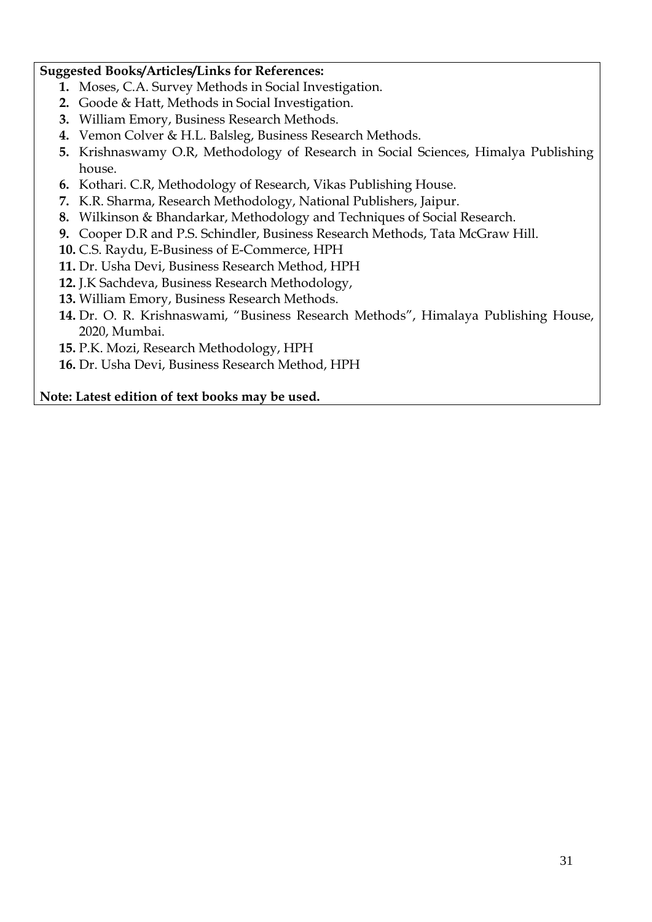**Suggested Books/Articles/Links for References:**

1. Moses, C.A. Survey Methods in Social Investigation.
2. Goode & Hatt, Methods in Social Investigation.
3. William Emory, Business Research Methods.
4. Vemon Colver & H.L. Balsleg, Business Research Methods.
5. Krishnaswamy O.R, Methodology of Research in Social Sciences, Himalya Publishing house.
6. Kothari. C.R, Methodology of Research, Vikas Publishing House.
7. K.R. Sharma, Research Methodology, National Publishers, Jaipur.
8. Wilkinson & Bhandarkar, Methodology and Techniques of Social Research.
9. Cooper D.R and P.S. Schindler, Business Research Methods, Tata McGraw Hill.
10. C.S. Raydu, E-Business of E-Commerce, HPH
11. Dr. Usha Devi, Business Research Method, HPH
12. J.K Sachdeva, Business Research Methodology,
13. William Emory, Business Research Methods.
14. Dr. O. R. Krishnaswami, "Business Research Methods", Himalaya Publishing House, 2020, Mumbai.
15. P.K. Mozi, Research Methodology, HPH
16. Dr. Usha Devi, Business Research Method, HPH

**Note: Latest edition of text books may be used.**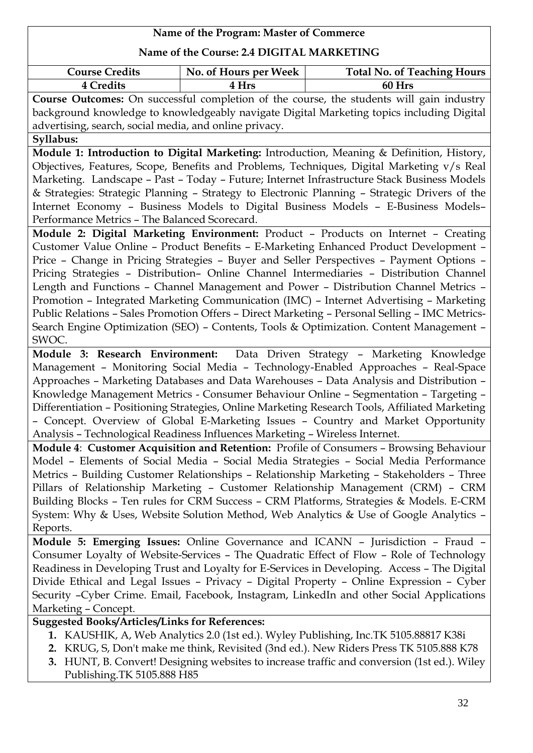**Name of the Program: Master of Commerce**

**Name of the Course: 2.4 DIGITAL MARKETING**

| Course Credits | No. of Hours per Week | Total No. of Teaching Hours |
|---|---|---|
| **4 Credits** | **4 Hrs** | **60 Hrs** |

**Course Outcomes:** On successful completion of the course, the students will gain industry background knowledge to knowledgeably navigate Digital Marketing topics including Digital advertising, search, social media, and online privacy.

**Syllabus:**

**Module 1: Introduction to Digital Marketing:** Introduction, Meaning & Definition, History, Objectives, Features, Scope, Benefits and Problems, Techniques, Digital Marketing v/s Real Marketing. Landscape – Past – Today – Future; Internet Infrastructure Stack Business Models & Strategies: Strategic Planning – Strategy to Electronic Planning – Strategic Drivers of the Internet Economy – Business Models to Digital Business Models – E-Business Models– Performance Metrics – The Balanced Scorecard.

**Module 2: Digital Marketing Environment:** Product – Products on Internet – Creating Customer Value Online – Product Benefits – E-Marketing Enhanced Product Development – Price – Change in Pricing Strategies – Buyer and Seller Perspectives – Payment Options – Pricing Strategies – Distribution– Online Channel Intermediaries – Distribution Channel Length and Functions – Channel Management and Power – Distribution Channel Metrics – Promotion – Integrated Marketing Communication (IMC) – Internet Advertising – Marketing Public Relations – Sales Promotion Offers – Direct Marketing – Personal Selling – IMC Metrics-Search Engine Optimization (SEO) – Contents, Tools & Optimization. Content Management – SWOC.

**Module 3: Research Environment:** Data Driven Strategy – Marketing Knowledge Management – Monitoring Social Media – Technology-Enabled Approaches – Real-Space Approaches – Marketing Databases and Data Warehouses – Data Analysis and Distribution – Knowledge Management Metrics - Consumer Behaviour Online – Segmentation – Targeting – Differentiation – Positioning Strategies, Online Marketing Research Tools, Affiliated Marketing – Concept. Overview of Global E-Marketing Issues – Country and Market Opportunity Analysis – Technological Readiness Influences Marketing – Wireless Internet.

**Module 4**: **Customer Acquisition and Retention:** Profile of Consumers – Browsing Behaviour Model – Elements of Social Media – Social Media Strategies – Social Media Performance Metrics – Building Customer Relationships – Relationship Marketing – Stakeholders – Three Pillars of Relationship Marketing – Customer Relationship Management (CRM) – CRM Building Blocks – Ten rules for CRM Success – CRM Platforms, Strategies & Models. E-CRM System: Why & Uses, Website Solution Method, Web Analytics & Use of Google Analytics – Reports.

**Module 5: Emerging Issues:** Online Governance and ICANN – Jurisdiction – Fraud – Consumer Loyalty of Website-Services – The Quadratic Effect of Flow – Role of Technology Readiness in Developing Trust and Loyalty for E-Services in Developing. Access – The Digital Divide Ethical and Legal Issues – Privacy – Digital Property – Online Expression – Cyber Security –Cyber Crime. Email, Facebook, Instagram, LinkedIn and other Social Applications Marketing – Concept.

**Suggested Books/Articles/Links for References:**

1. KAUSHIK, A, Web Analytics 2.0 (1st ed.). Wyley Publishing, Inc.TK 5105.88817 K38i
2. KRUG, S, Don't make me think, Revisited (3nd ed.). New Riders Press TK 5105.888 K78
3. HUNT, B. Convert! Designing websites to increase traffic and conversion (1st ed.). Wiley Publishing.TK 5105.888 H85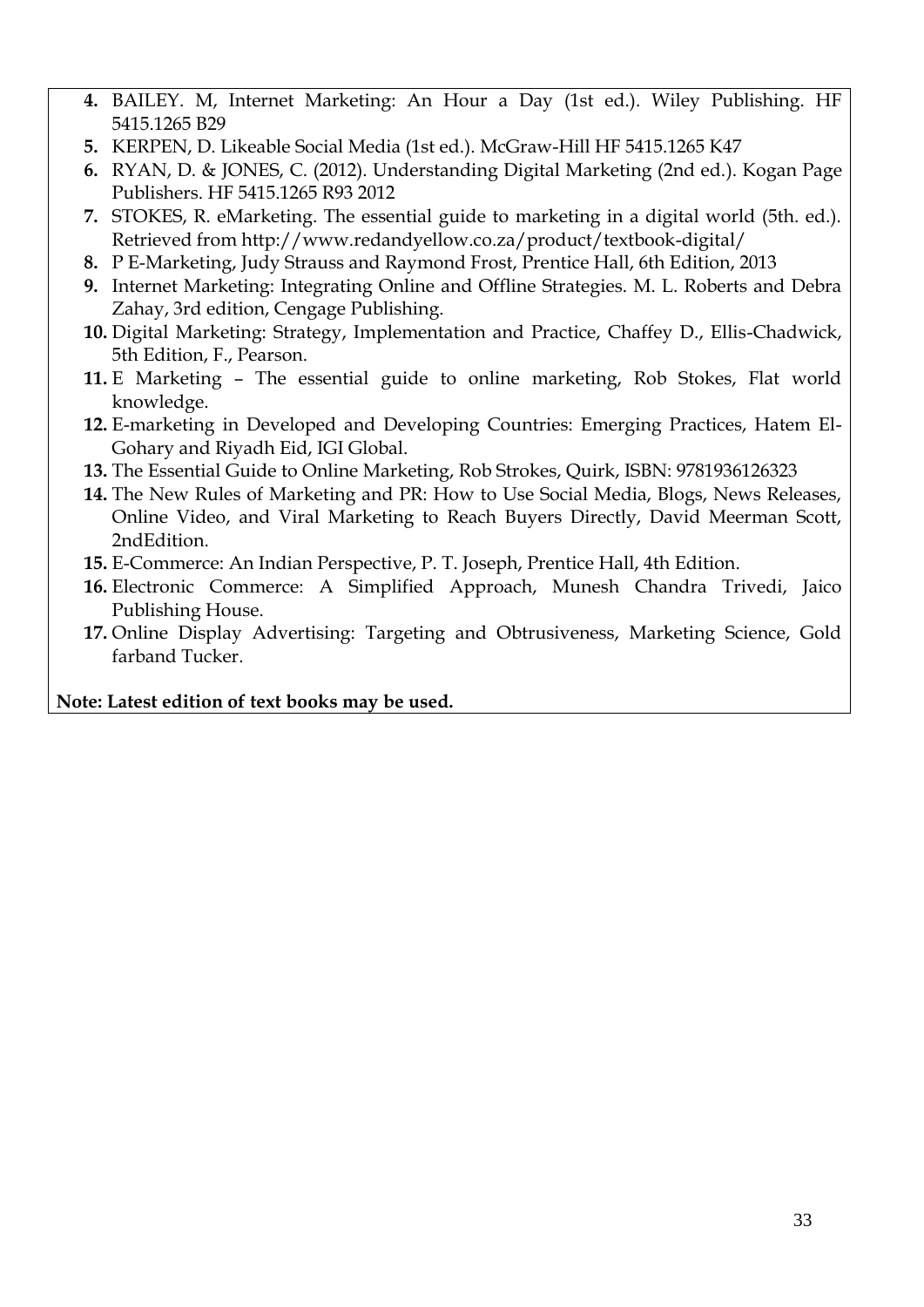4. BAILEY. M, Internet Marketing: An Hour a Day (1st ed.). Wiley Publishing. HF 5415.1265 B29
5. KERPEN, D. Likeable Social Media (1st ed.). McGraw-Hill HF 5415.1265 K47
6. RYAN, D. & JONES, C. (2012). Understanding Digital Marketing (2nd ed.). Kogan Page Publishers. HF 5415.1265 R93 2012
7. STOKES, R. eMarketing. The essential guide to marketing in a digital world (5th. ed.). Retrieved from http://www.redandyellow.co.za/product/textbook-digital/
8. P E-Marketing, Judy Strauss and Raymond Frost, Prentice Hall, 6th Edition, 2013
9. Internet Marketing: Integrating Online and Offline Strategies. M. L. Roberts and Debra Zahay, 3rd edition, Cengage Publishing.
10. Digital Marketing: Strategy, Implementation and Practice, Chaffey D., Ellis-Chadwick, 5th Edition, F., Pearson.
11. E Marketing – The essential guide to online marketing, Rob Stokes, Flat world knowledge.
12. E-marketing in Developed and Developing Countries: Emerging Practices, Hatem El-Gohary and Riyadh Eid, IGI Global.
13. The Essential Guide to Online Marketing, Rob Strokes, Quirk, ISBN: 9781936126323
14. The New Rules of Marketing and PR: How to Use Social Media, Blogs, News Releases, Online Video, and Viral Marketing to Reach Buyers Directly, David Meerman Scott, 2ndEdition.
15. E-Commerce: An Indian Perspective, P. T. Joseph, Prentice Hall, 4th Edition.
16. Electronic Commerce: A Simplified Approach, Munesh Chandra Trivedi, Jaico Publishing House.
17. Online Display Advertising: Targeting and Obtrusiveness, Marketing Science, Gold farband Tucker.

**Note: Latest edition of text books may be used.**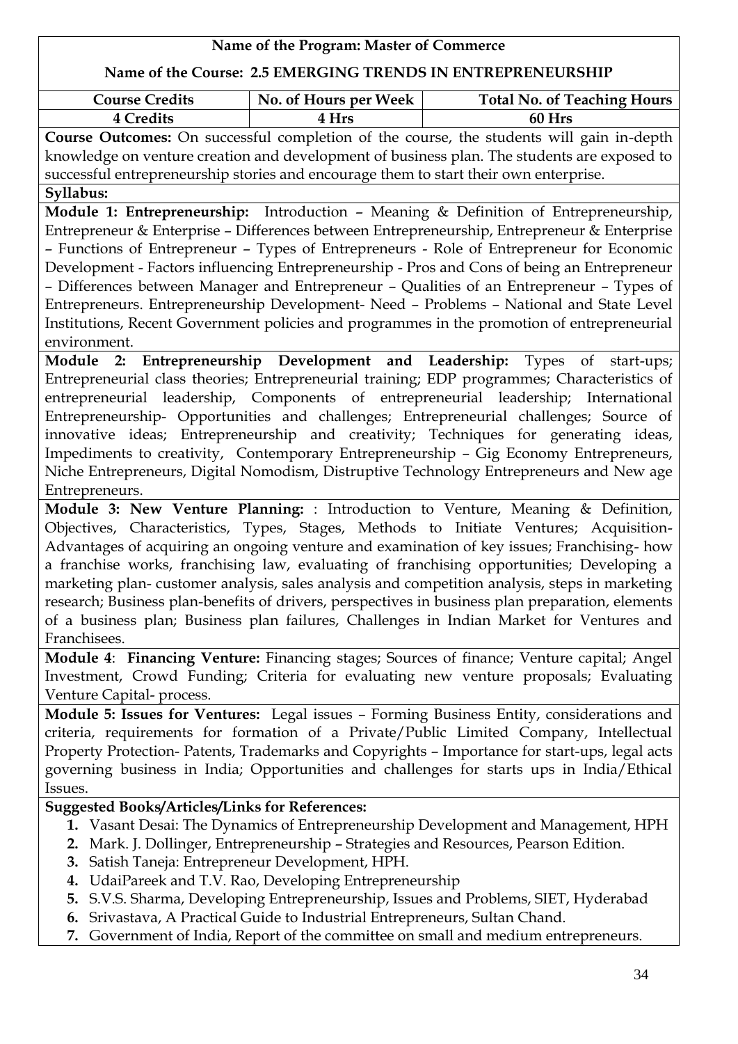**Name of the Program: Master of Commerce**

**Name of the Course: 2.5 EMERGING TRENDS IN ENTREPRENEURSHIP**

| Course Credits | No. of Hours per Week | Total No. of Teaching Hours |
|---|---|---|
| 4 Credits | 4 Hrs | 60 Hrs |

**Course Outcomes:** On successful completion of the course, the students will gain in-depth knowledge on venture creation and development of business plan. The students are exposed to successful entrepreneurship stories and encourage them to start their own enterprise.

**Syllabus:**

**Module 1: Entrepreneurship:** Introduction – Meaning & Definition of Entrepreneurship, Entrepreneur & Enterprise – Differences between Entrepreneurship, Entrepreneur & Enterprise – Functions of Entrepreneur – Types of Entrepreneurs - Role of Entrepreneur for Economic Development - Factors influencing Entrepreneurship - Pros and Cons of being an Entrepreneur – Differences between Manager and Entrepreneur – Qualities of an Entrepreneur – Types of Entrepreneurs. Entrepreneurship Development- Need – Problems – National and State Level Institutions, Recent Government policies and programmes in the promotion of entrepreneurial environment.

**Module 2: Entrepreneurship Development and Leadership:** Types of start-ups; Entrepreneurial class theories; Entrepreneurial training; EDP programmes; Characteristics of entrepreneurial leadership, Components of entrepreneurial leadership; International Entrepreneurship- Opportunities and challenges; Entrepreneurial challenges; Source of innovative ideas; Entrepreneurship and creativity; Techniques for generating ideas, Impediments to creativity, Contemporary Entrepreneurship – Gig Economy Entrepreneurs, Niche Entrepreneurs, Digital Nomodism, Distruptive Technology Entrepreneurs and New age Entrepreneurs.

**Module 3: New Venture Planning:** : Introduction to Venture, Meaning & Definition, Objectives, Characteristics, Types, Stages, Methods to Initiate Ventures; Acquisition-Advantages of acquiring an ongoing venture and examination of key issues; Franchising- how a franchise works, franchising law, evaluating of franchising opportunities; Developing a marketing plan- customer analysis, sales analysis and competition analysis, steps in marketing research; Business plan-benefits of drivers, perspectives in business plan preparation, elements of a business plan; Business plan failures, Challenges in Indian Market for Ventures and Franchisees.

**Module 4**: **Financing Venture:** Financing stages; Sources of finance; Venture capital; Angel Investment, Crowd Funding; Criteria for evaluating new venture proposals; Evaluating Venture Capital- process.

**Module 5: Issues for Ventures:** Legal issues – Forming Business Entity, considerations and criteria, requirements for formation of a Private/Public Limited Company, Intellectual Property Protection- Patents, Trademarks and Copyrights – Importance for start-ups, legal acts governing business in India; Opportunities and challenges for starts ups in India/Ethical Issues.

**Suggested Books/Articles/Links for References:**

1. Vasant Desai: The Dynamics of Entrepreneurship Development and Management, HPH
2. Mark. J. Dollinger, Entrepreneurship – Strategies and Resources, Pearson Edition.
3. Satish Taneja: Entrepreneur Development, HPH.
4. UdaiPareek and T.V. Rao, Developing Entrepreneurship
5. S.V.S. Sharma, Developing Entrepreneurship, Issues and Problems, SIET, Hyderabad
6. Srivastava, A Practical Guide to Industrial Entrepreneurs, Sultan Chand.
7. Government of India, Report of the committee on small and medium entrepreneurs.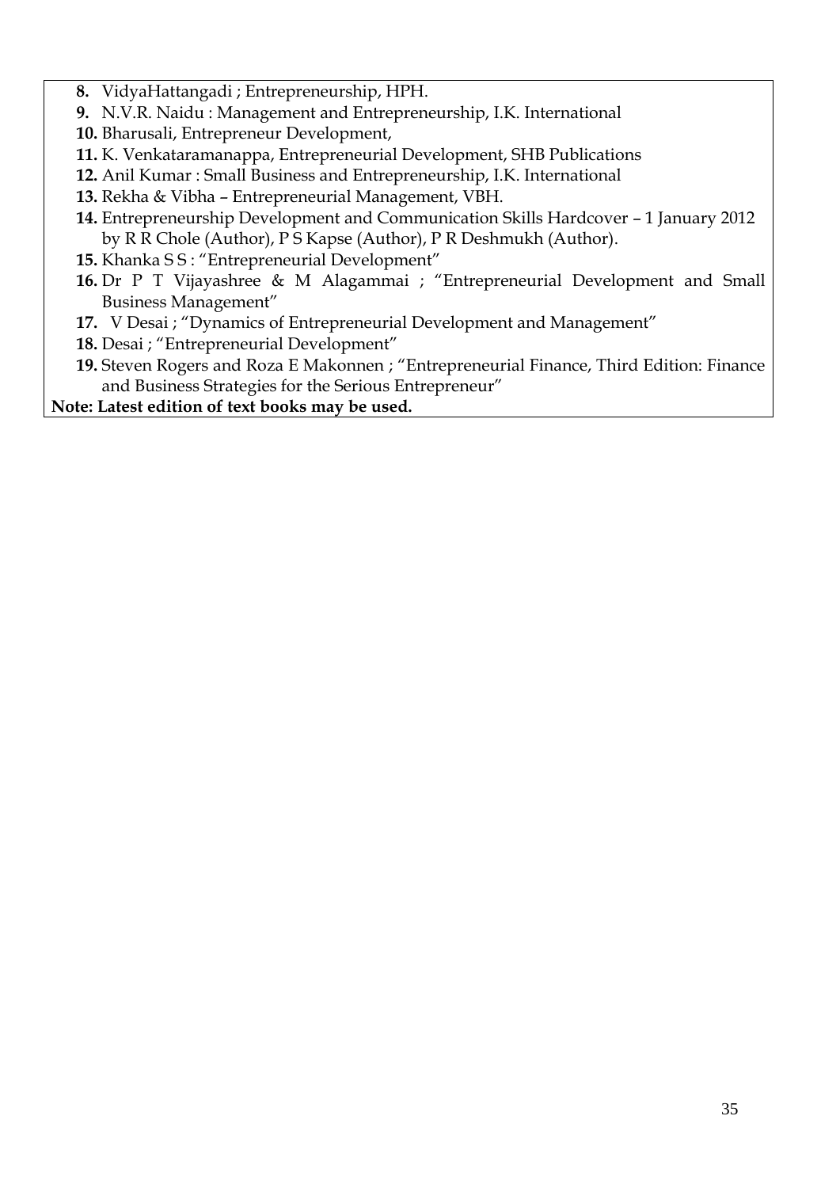8. VidyaHattangadi ; Entrepreneurship, HPH.
9. N.V.R. Naidu : Management and Entrepreneurship, I.K. International
10. Bharusali, Entrepreneur Development,
11. K. Venkataramanappa, Entrepreneurial Development, SHB Publications
12. Anil Kumar : Small Business and Entrepreneurship, I.K. International
13. Rekha & Vibha – Entrepreneurial Management, VBH.
14. Entrepreneurship Development and Communication Skills Hardcover – 1 January 2012 by R R Chole (Author), P S Kapse (Author), P R Deshmukh (Author).
15. Khanka S S : "Entrepreneurial Development"
16. Dr P T Vijayashree & M Alagammai ; "Entrepreneurial Development and Small Business Management"
17. V Desai ; "Dynamics of Entrepreneurial Development and Management"
18. Desai ; "Entrepreneurial Development"
19. Steven Rogers and Roza E Makonnen ; "Entrepreneurial Finance, Third Edition: Finance and Business Strategies for the Serious Entrepreneur"

**Note: Latest edition of text books may be used.**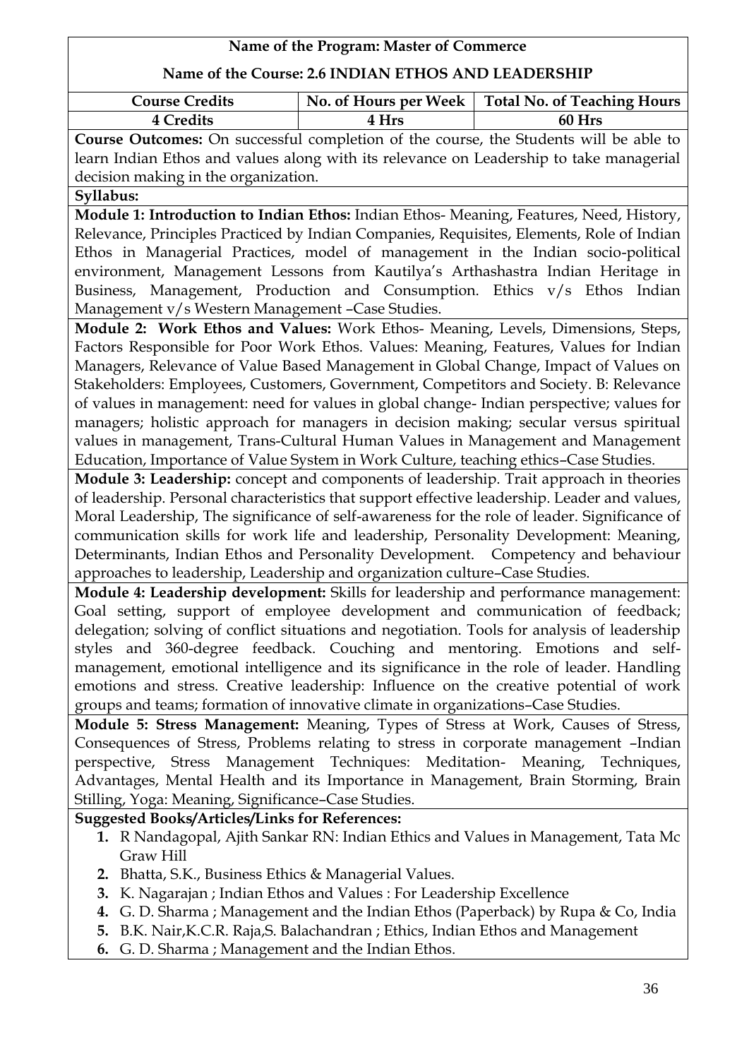**Name of the Program: Master of Commerce**

**Name of the Course: 2.6 INDIAN ETHOS AND LEADERSHIP**

| Course Credits | No. of Hours per Week | Total No. of Teaching Hours |
|---|---|---|
| 4 Credits | 4 Hrs | 60 Hrs |

**Course Outcomes:** On successful completion of the course, the Students will be able to learn Indian Ethos and values along with its relevance on Leadership to take managerial decision making in the organization.

**Syllabus:**

**Module 1: Introduction to Indian Ethos:** Indian Ethos- Meaning, Features, Need, History, Relevance, Principles Practiced by Indian Companies, Requisites, Elements, Role of Indian Ethos in Managerial Practices, model of management in the Indian socio-political environment, Management Lessons from Kautilya's Arthashastra Indian Heritage in Business, Management, Production and Consumption. Ethics v/s Ethos Indian Management v/s Western Management –Case Studies.

**Module 2: Work Ethos and Values:** Work Ethos- Meaning, Levels, Dimensions, Steps, Factors Responsible for Poor Work Ethos. Values: Meaning, Features, Values for Indian Managers, Relevance of Value Based Management in Global Change, Impact of Values on Stakeholders: Employees, Customers, Government, Competitors and Society. B: Relevance of values in management: need for values in global change- Indian perspective; values for managers; holistic approach for managers in decision making; secular versus spiritual values in management, Trans-Cultural Human Values in Management and Management Education, Importance of Value System in Work Culture, teaching ethics–Case Studies.

**Module 3: Leadership:** concept and components of leadership. Trait approach in theories of leadership. Personal characteristics that support effective leadership. Leader and values, Moral Leadership, The significance of self-awareness for the role of leader. Significance of communication skills for work life and leadership, Personality Development: Meaning, Determinants, Indian Ethos and Personality Development. Competency and behaviour approaches to leadership, Leadership and organization culture–Case Studies.

**Module 4: Leadership development:** Skills for leadership and performance management: Goal setting, support of employee development and communication of feedback; delegation; solving of conflict situations and negotiation. Tools for analysis of leadership styles and 360-degree feedback. Couching and mentoring. Emotions and self-management, emotional intelligence and its significance in the role of leader. Handling emotions and stress. Creative leadership: Influence on the creative potential of work groups and teams; formation of innovative climate in organizations–Case Studies.

**Module 5: Stress Management:** Meaning, Types of Stress at Work, Causes of Stress, Consequences of Stress, Problems relating to stress in corporate management –Indian perspective, Stress Management Techniques: Meditation- Meaning, Techniques, Advantages, Mental Health and its Importance in Management, Brain Storming, Brain Stilling, Yoga: Meaning, Significance–Case Studies.

**Suggested Books/Articles/Links for References:**

1. R Nandagopal, Ajith Sankar RN: Indian Ethics and Values in Management, Tata Mc Graw Hill
2. Bhatta, S.K., Business Ethics & Managerial Values.
3. K. Nagarajan ; Indian Ethos and Values : For Leadership Excellence
4. G. D. Sharma ; Management and the Indian Ethos (Paperback) by Rupa & Co, India
5. B.K. Nair,K.C.R. Raja,S. Balachandran ; Ethics, Indian Ethos and Management
6. G. D. Sharma ; Management and the Indian Ethos.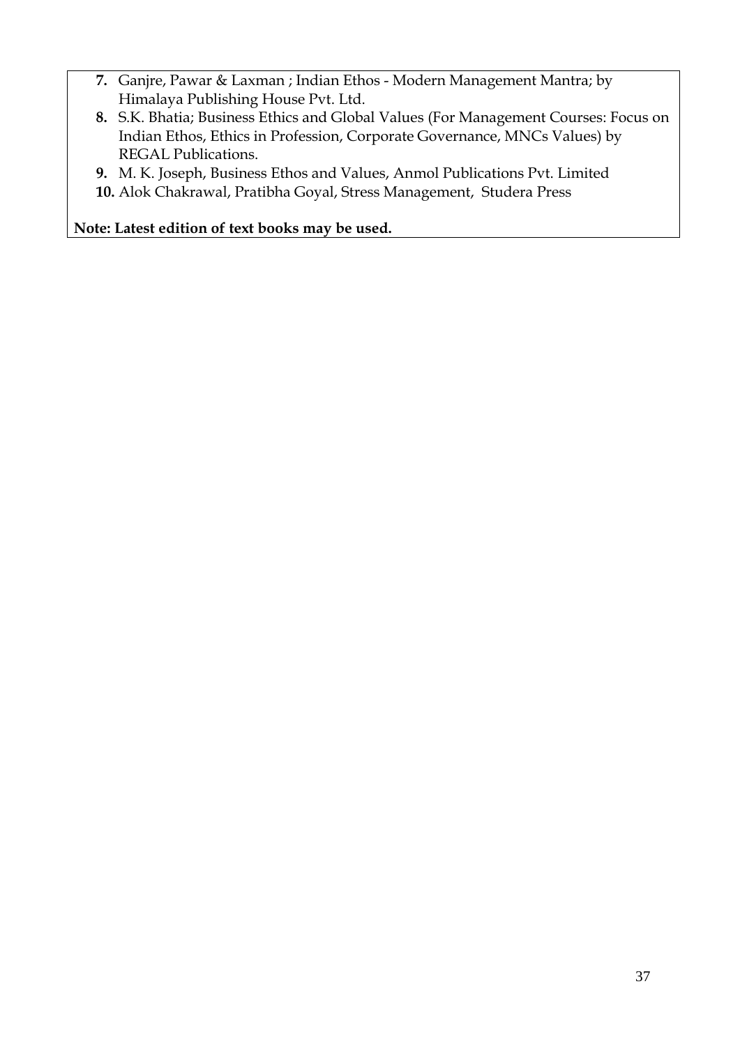7. Ganjre, Pawar & Laxman ; Indian Ethos - Modern Management Mantra; by Himalaya Publishing House Pvt. Ltd.
8. S.K. Bhatia; Business Ethics and Global Values (For Management Courses: Focus on Indian Ethos, Ethics in Profession, Corporate Governance, MNCs Values) by REGAL Publications.
9. M. K. Joseph, Business Ethos and Values, Anmol Publications Pvt. Limited
10. Alok Chakrawal, Pratibha Goyal, Stress Management, Studera Press

**Note: Latest edition of text books may be used.**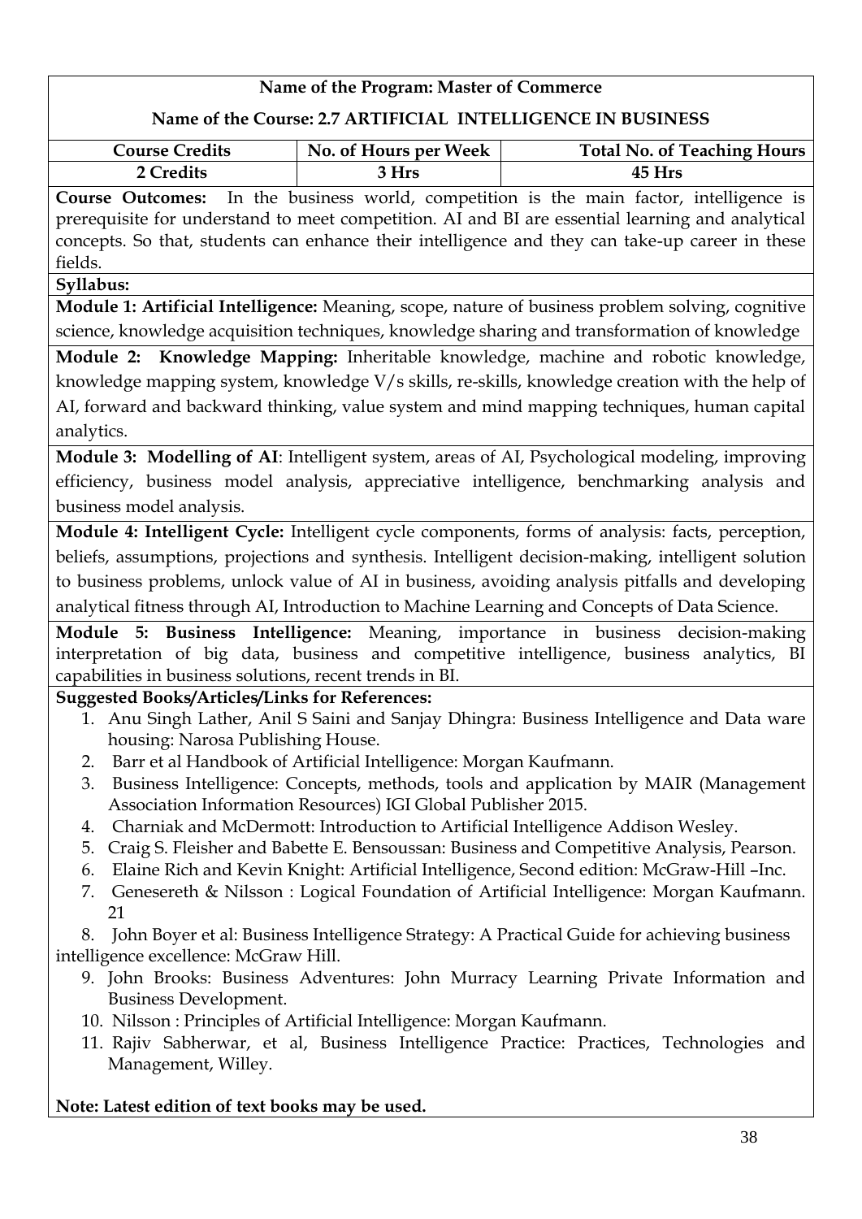**Name of the Program: Master of Commerce**

**Name of the Course: 2.7 ARTIFICIAL INTELLIGENCE IN BUSINESS**

| Course Credits | No. of Hours per Week | Total No. of Teaching Hours |
|---|---|---|
| 2 Credits | 3 Hrs | 45 Hrs |

**Course Outcomes:** In the business world, competition is the main factor, intelligence is prerequisite for understand to meet competition. AI and BI are essential learning and analytical concepts. So that, students can enhance their intelligence and they can take-up career in these fields.

**Syllabus:**

**Module 1: Artificial Intelligence:** Meaning, scope, nature of business problem solving, cognitive science, knowledge acquisition techniques, knowledge sharing and transformation of knowledge

**Module 2: Knowledge Mapping:** Inheritable knowledge, machine and robotic knowledge, knowledge mapping system, knowledge V/s skills, re-skills, knowledge creation with the help of AI, forward and backward thinking, value system and mind mapping techniques, human capital analytics.

**Module 3: Modelling of AI**: Intelligent system, areas of AI, Psychological modeling, improving efficiency, business model analysis, appreciative intelligence, benchmarking analysis and business model analysis.

**Module 4: Intelligent Cycle:** Intelligent cycle components, forms of analysis: facts, perception, beliefs, assumptions, projections and synthesis. Intelligent decision-making, intelligent solution to business problems, unlock value of AI in business, avoiding analysis pitfalls and developing analytical fitness through AI, Introduction to Machine Learning and Concepts of Data Science.

**Module 5: Business Intelligence:** Meaning, importance in business decision-making interpretation of big data, business and competitive intelligence, business analytics, BI capabilities in business solutions, recent trends in BI.

**Suggested Books/Articles/Links for References:**

1. Anu Singh Lather, Anil S Saini and Sanjay Dhingra: Business Intelligence and Data ware housing: Narosa Publishing House.
2. Barr et al Handbook of Artificial Intelligence: Morgan Kaufmann.
3. Business Intelligence: Concepts, methods, tools and application by MAIR (Management Association Information Resources) IGI Global Publisher 2015.
4. Charniak and McDermott: Introduction to Artificial Intelligence Addison Wesley.
5. Craig S. Fleisher and Babette E. Bensoussan: Business and Competitive Analysis, Pearson.
6. Elaine Rich and Kevin Knight: Artificial Intelligence, Second edition: McGraw-Hill –Inc.
7. Genesereth & Nilsson : Logical Foundation of Artificial Intelligence: Morgan Kaufmann. 21
8. John Boyer et al: Business Intelligence Strategy: A Practical Guide for achieving business intelligence excellence: McGraw Hill.
9. John Brooks: Business Adventures: John Murracy Learning Private Information and Business Development.
10. Nilsson : Principles of Artificial Intelligence: Morgan Kaufmann.
11. Rajiv Sabherwar, et al, Business Intelligence Practice: Practices, Technologies and Management, Willey.

**Note: Latest edition of text books may be used.**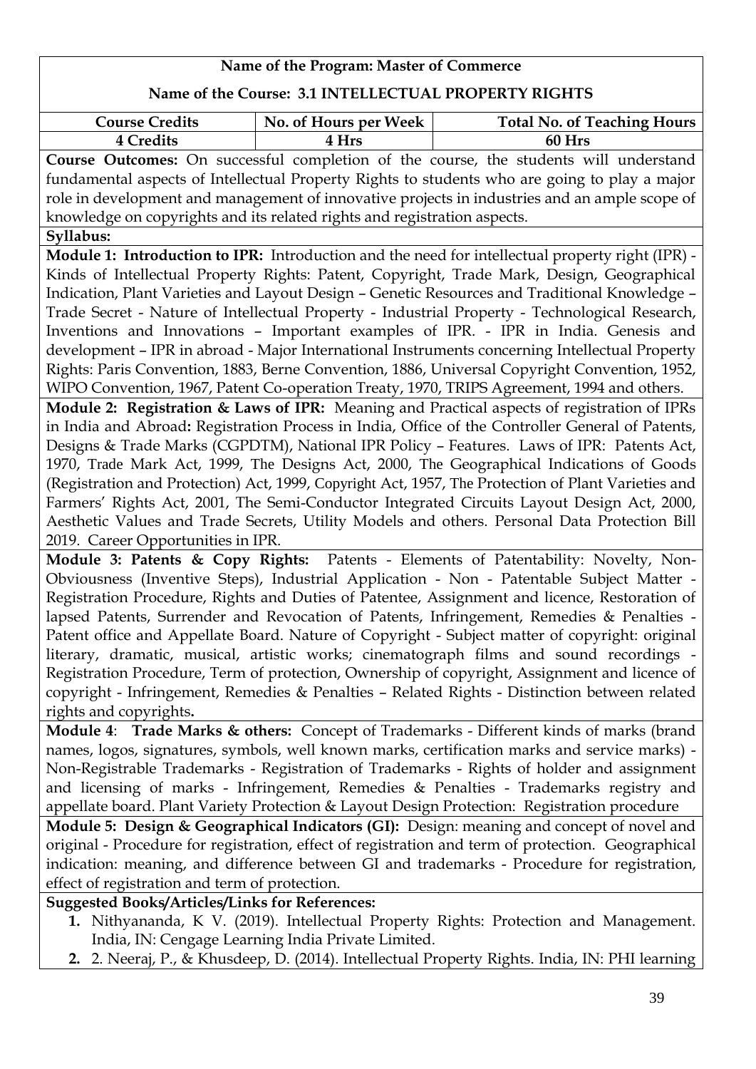**Name of the Program: Master of Commerce**

**Name of the Course: 3.1 INTELLECTUAL PROPERTY RIGHTS**

| Course Credits | No. of Hours per Week | Total No. of Teaching Hours |
|---|---|---|
| 4 Credits | 4 Hrs | 60 Hrs |

**Course Outcomes:** On successful completion of the course, the students will understand fundamental aspects of Intellectual Property Rights to students who are going to play a major role in development and management of innovative projects in industries and an ample scope of knowledge on copyrights and its related rights and registration aspects.

**Syllabus:**

**Module 1: Introduction to IPR:** Introduction and the need for intellectual property right (IPR) - Kinds of Intellectual Property Rights: Patent, Copyright, Trade Mark, Design, Geographical Indication, Plant Varieties and Layout Design – Genetic Resources and Traditional Knowledge – Trade Secret - Nature of Intellectual Property - Industrial Property - Technological Research, Inventions and Innovations – Important examples of IPR. - IPR in India. Genesis and development – IPR in abroad - Major International Instruments concerning Intellectual Property Rights: Paris Convention, 1883, Berne Convention, 1886, Universal Copyright Convention, 1952, WIPO Convention, 1967, Patent Co-operation Treaty, 1970, TRIPS Agreement, 1994 and others.

**Module 2: Registration & Laws of IPR:** Meaning and Practical aspects of registration of IPRs in India and Abroad**:** Registration Process in India, Office of the Controller General of Patents, Designs & Trade Marks (CGPDTM), National IPR Policy – Features. Laws of IPR: Patents Act, 1970, Trade Mark Act, 1999, The Designs Act, 2000, The Geographical Indications of Goods (Registration and Protection) Act, 1999, Copyright Act, 1957, The Protection of Plant Varieties and Farmers' Rights Act, 2001, The Semi-Conductor Integrated Circuits Layout Design Act, 2000, Aesthetic Values and Trade Secrets, Utility Models and others. Personal Data Protection Bill 2019. Career Opportunities in IPR.

**Module 3: Patents & Copy Rights:** Patents - Elements of Patentability: Novelty, Non-Obviousness (Inventive Steps), Industrial Application - Non - Patentable Subject Matter - Registration Procedure, Rights and Duties of Patentee, Assignment and licence, Restoration of lapsed Patents, Surrender and Revocation of Patents, Infringement, Remedies & Penalties - Patent office and Appellate Board. Nature of Copyright - Subject matter of copyright: original literary, dramatic, musical, artistic works; cinematograph films and sound recordings - Registration Procedure, Term of protection, Ownership of copyright, Assignment and licence of copyright - Infringement, Remedies & Penalties – Related Rights - Distinction between related rights and copyrights**.**

**Module 4**: **Trade Marks & others:** Concept of Trademarks - Different kinds of marks (brand names, logos, signatures, symbols, well known marks, certification marks and service marks) - Non-Registrable Trademarks - Registration of Trademarks - Rights of holder and assignment and licensing of marks - Infringement, Remedies & Penalties - Trademarks registry and appellate board. Plant Variety Protection & Layout Design Protection: Registration procedure

**Module 5: Design & Geographical Indicators (GI):** Design: meaning and concept of novel and original - Procedure for registration, effect of registration and term of protection. Geographical indication: meaning, and difference between GI and trademarks - Procedure for registration, effect of registration and term of protection.

**Suggested Books/Articles/Links for References:**

1. Nithyananda, K V. (2019). Intellectual Property Rights: Protection and Management. India, IN: Cengage Learning India Private Limited.
2. 2. Neeraj, P., & Khusdeep, D. (2014). Intellectual Property Rights. India, IN: PHI learning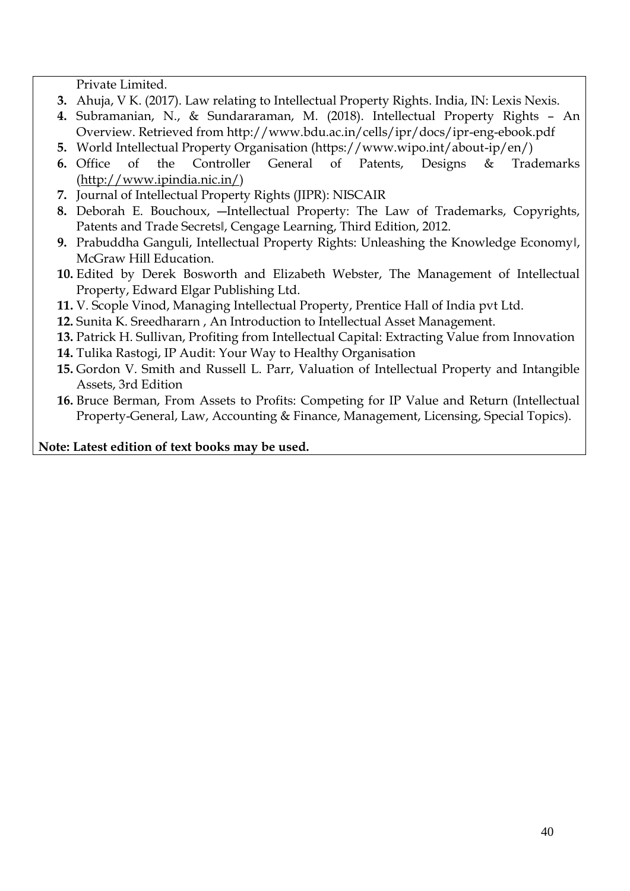Private Limited.

3. Ahuja, V K. (2017). Law relating to Intellectual Property Rights. India, IN: Lexis Nexis.
4. Subramanian, N., & Sundararaman, M. (2018). Intellectual Property Rights – An Overview. Retrieved from http://www.bdu.ac.in/cells/ipr/docs/ipr-eng-ebook.pdf
5. World Intellectual Property Organisation (https://www.wipo.int/about-ip/en/)
6. Office of the Controller General of Patents, Designs & Trademarks (http://www.ipindia.nic.in/)
7. Journal of Intellectual Property Rights (JIPR): NISCAIR
8. Deborah E. Bouchoux, ―Intellectual Property: The Law of Trademarks, Copyrights, Patents and Trade Secrets‖, Cengage Learning, Third Edition, 2012.
9. Prabuddha Ganguli, Intellectual Property Rights: Unleashing the Knowledge Economy‖, McGraw Hill Education.
10. Edited by Derek Bosworth and Elizabeth Webster, The Management of Intellectual Property, Edward Elgar Publishing Ltd.
11. V. Scople Vinod, Managing Intellectual Property, Prentice Hall of India pvt Ltd.
12. Sunita K. Sreedhararn , An Introduction to Intellectual Asset Management.
13. Patrick H. Sullivan, Profiting from Intellectual Capital: Extracting Value from Innovation
14. Tulika Rastogi, IP Audit: Your Way to Healthy Organisation
15. Gordon V. Smith and Russell L. Parr, Valuation of Intellectual Property and Intangible Assets, 3rd Edition
16. Bruce Berman, From Assets to Profits: Competing for IP Value and Return (Intellectual Property-General, Law, Accounting & Finance, Management, Licensing, Special Topics).

**Note: Latest edition of text books may be used.**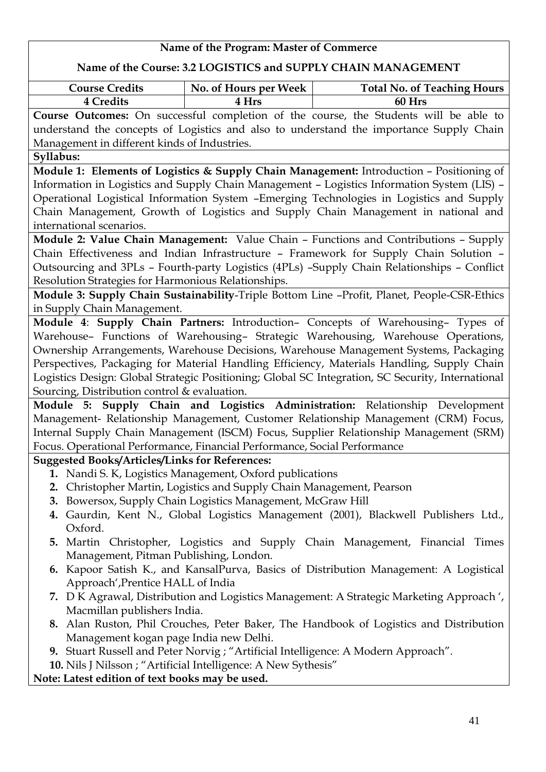**Name of the Program: Master of Commerce**

**Name of the Course: 3.2 LOGISTICS and SUPPLY CHAIN MANAGEMENT**

| Course Credits | No. of Hours per Week | Total No. of Teaching Hours |
|---|---|---|
| 4 Credits | 4 Hrs | 60 Hrs |

**Course Outcomes:** On successful completion of the course, the Students will be able to understand the concepts of Logistics and also to understand the importance Supply Chain Management in different kinds of Industries.

**Syllabus:**

**Module 1: Elements of Logistics & Supply Chain Management:** Introduction – Positioning of Information in Logistics and Supply Chain Management – Logistics Information System (LIS) – Operational Logistical Information System –Emerging Technologies in Logistics and Supply Chain Management, Growth of Logistics and Supply Chain Management in national and international scenarios.

**Module 2: Value Chain Management:** Value Chain – Functions and Contributions – Supply Chain Effectiveness and Indian Infrastructure – Framework for Supply Chain Solution – Outsourcing and 3PLs – Fourth-party Logistics (4PLs) –Supply Chain Relationships – Conflict Resolution Strategies for Harmonious Relationships.

**Module 3: Supply Chain Sustainability**-Triple Bottom Line –Profit, Planet, People-CSR-Ethics in Supply Chain Management.

**Module 4**: **Supply Chain Partners:** Introduction– Concepts of Warehousing– Types of Warehouse– Functions of Warehousing– Strategic Warehousing, Warehouse Operations, Ownership Arrangements, Warehouse Decisions, Warehouse Management Systems, Packaging Perspectives, Packaging for Material Handling Efficiency, Materials Handling, Supply Chain Logistics Design: Global Strategic Positioning; Global SC Integration, SC Security, International Sourcing, Distribution control & evaluation.

**Module 5: Supply Chain and Logistics Administration:** Relationship Development Management- Relationship Management, Customer Relationship Management (CRM) Focus, Internal Supply Chain Management (ISCM) Focus, Supplier Relationship Management (SRM) Focus. Operational Performance, Financial Performance, Social Performance

**Suggested Books/Articles/Links for References:**

1. Nandi S. K, Logistics Management, Oxford publications
2. Christopher Martin, Logistics and Supply Chain Management, Pearson
3. Bowersox, Supply Chain Logistics Management, McGraw Hill
4. Gaurdin, Kent N., Global Logistics Management (2001), Blackwell Publishers Ltd., Oxford.
5. Martin Christopher, Logistics and Supply Chain Management, Financial Times Management, Pitman Publishing, London.
6. Kapoor Satish K., and KansalPurva, Basics of Distribution Management: A Logistical Approach',Prentice HALL of India
7. D K Agrawal, Distribution and Logistics Management: A Strategic Marketing Approach ', Macmillan publishers India.
8. Alan Ruston, Phil Crouches, Peter Baker, The Handbook of Logistics and Distribution Management kogan page India new Delhi.
9. Stuart Russell and Peter Norvig ; "Artificial Intelligence: A Modern Approach".
10. Nils J Nilsson ; "Artificial Intelligence: A New Sythesis"

**Note: Latest edition of text books may be used.**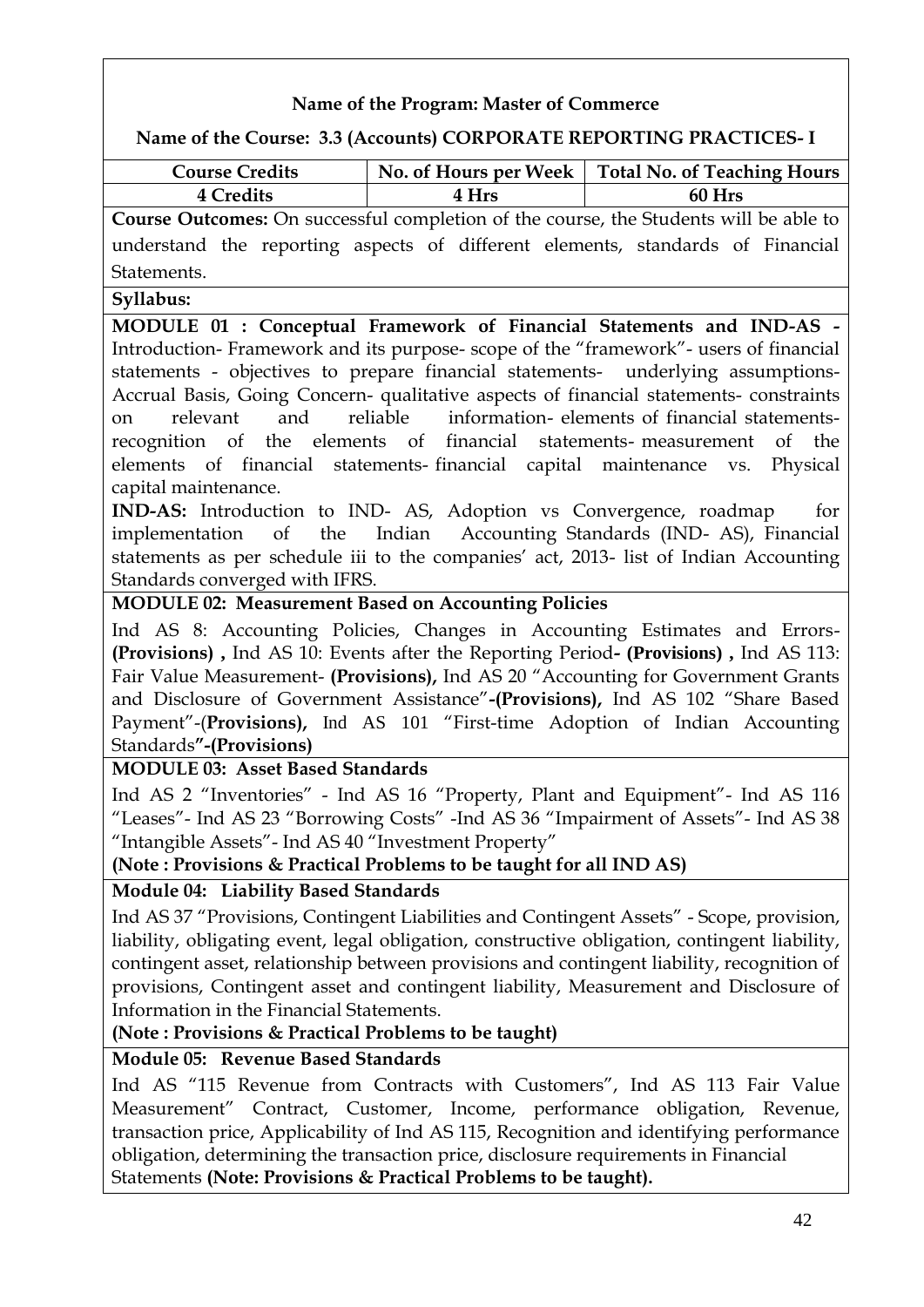**Name of the Program: Master of Commerce**

**Name of the Course: 3.3 (Accounts) CORPORATE REPORTING PRACTICES- I**

| Course Credits | No. of Hours per Week | Total No. of Teaching Hours |
|---|---|---|
| 4 Credits | 4 Hrs | 60 Hrs |

**Course Outcomes:** On successful completion of the course, the Students will be able to understand the reporting aspects of different elements, standards of Financial Statements.

**Syllabus:**

**MODULE 01 : Conceptual Framework of Financial Statements and IND-AS -** Introduction- Framework and its purpose- scope of the "framework"- users of financial statements - objectives to prepare financial statements- underlying assumptions- Accrual Basis, Going Concern- qualitative aspects of financial statements- constraints on relevant and reliable information- elements of financial statements- recognition of the elements of financial statements- measurement of the elements of financial statements- financial capital maintenance vs. Physical capital maintenance.

**IND-AS:** Introduction to IND- AS, Adoption vs Convergence, roadmap for implementation of the Indian Accounting Standards (IND- AS), Financial statements as per schedule iii to the companies' act, 2013- list of Indian Accounting Standards converged with IFRS.

**MODULE 02: Measurement Based on Accounting Policies**

Ind AS 8: Accounting Policies, Changes in Accounting Estimates and Errors- **(Provisions) ,** Ind AS 10: Events after the Reporting Period**- (Provisions) ,** Ind AS 113: Fair Value Measurement- **(Provisions),** Ind AS 20 "Accounting for Government Grants and Disclosure of Government Assistance"**-(Provisions),** Ind AS 102 "Share Based Payment"-(**Provisions),** Ind AS 101 "First-time Adoption of Indian Accounting Standards**"-(Provisions)**

**MODULE 03: Asset Based Standards**

Ind AS 2 "Inventories" - Ind AS 16 "Property, Plant and Equipment"- Ind AS 116 "Leases"- Ind AS 23 "Borrowing Costs" -Ind AS 36 "Impairment of Assets"- Ind AS 38 "Intangible Assets"- Ind AS 40 "Investment Property"

**(Note : Provisions & Practical Problems to be taught for all IND AS)**

**Module 04: Liability Based Standards**

Ind AS 37 "Provisions, Contingent Liabilities and Contingent Assets" - Scope, provision, liability, obligating event, legal obligation, constructive obligation, contingent liability, contingent asset, relationship between provisions and contingent liability, recognition of provisions, Contingent asset and contingent liability, Measurement and Disclosure of Information in the Financial Statements.

**(Note : Provisions & Practical Problems to be taught)**

**Module 05: Revenue Based Standards**

Ind AS "115 Revenue from Contracts with Customers", Ind AS 113 Fair Value Measurement" Contract, Customer, Income, performance obligation, Revenue, transaction price, Applicability of Ind AS 115, Recognition and identifying performance obligation, determining the transaction price, disclosure requirements in Financial Statements **(Note: Provisions & Practical Problems to be taught).**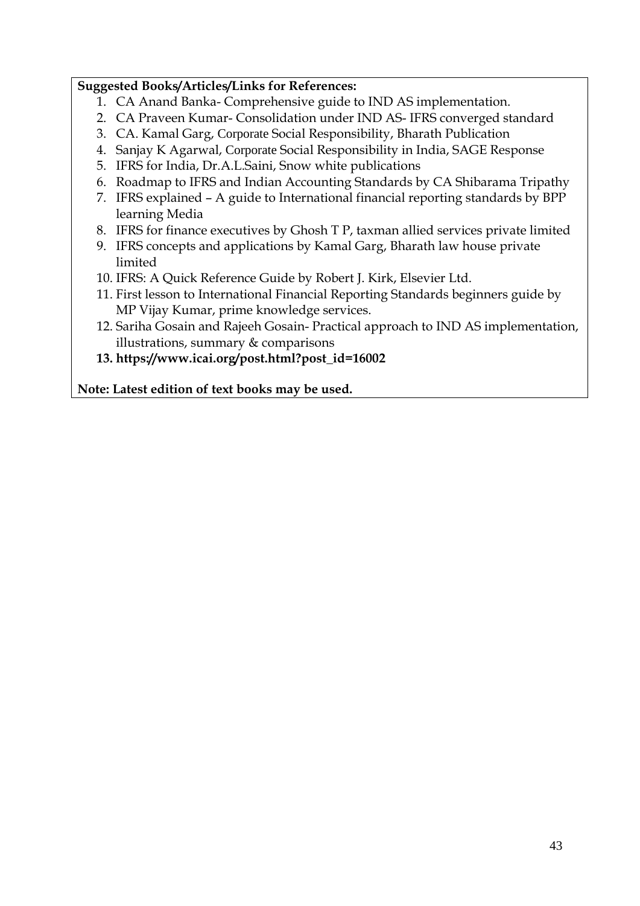**Suggested Books/Articles/Links for References:**

1. CA Anand Banka- Comprehensive guide to IND AS implementation.
2. CA Praveen Kumar- Consolidation under IND AS- IFRS converged standard
3. CA. Kamal Garg, Corporate Social Responsibility, Bharath Publication
4. Sanjay K Agarwal, Corporate Social Responsibility in India, SAGE Response
5. IFRS for India, Dr.A.L.Saini, Snow white publications
6. Roadmap to IFRS and Indian Accounting Standards by CA Shibarama Tripathy
7. IFRS explained – A guide to International financial reporting standards by BPP learning Media
8. IFRS for finance executives by Ghosh T P, taxman allied services private limited
9. IFRS concepts and applications by Kamal Garg, Bharath law house private limited
10. IFRS: A Quick Reference Guide by Robert J. Kirk, Elsevier Ltd.
11. First lesson to International Financial Reporting Standards beginners guide by MP Vijay Kumar, prime knowledge services.
12. Sariha Gosain and Rajeeh Gosain- Practical approach to IND AS implementation, illustrations, summary & comparisons
13. **https://www.icai.org/post.html?post_id=16002**

**Note: Latest edition of text books may be used.**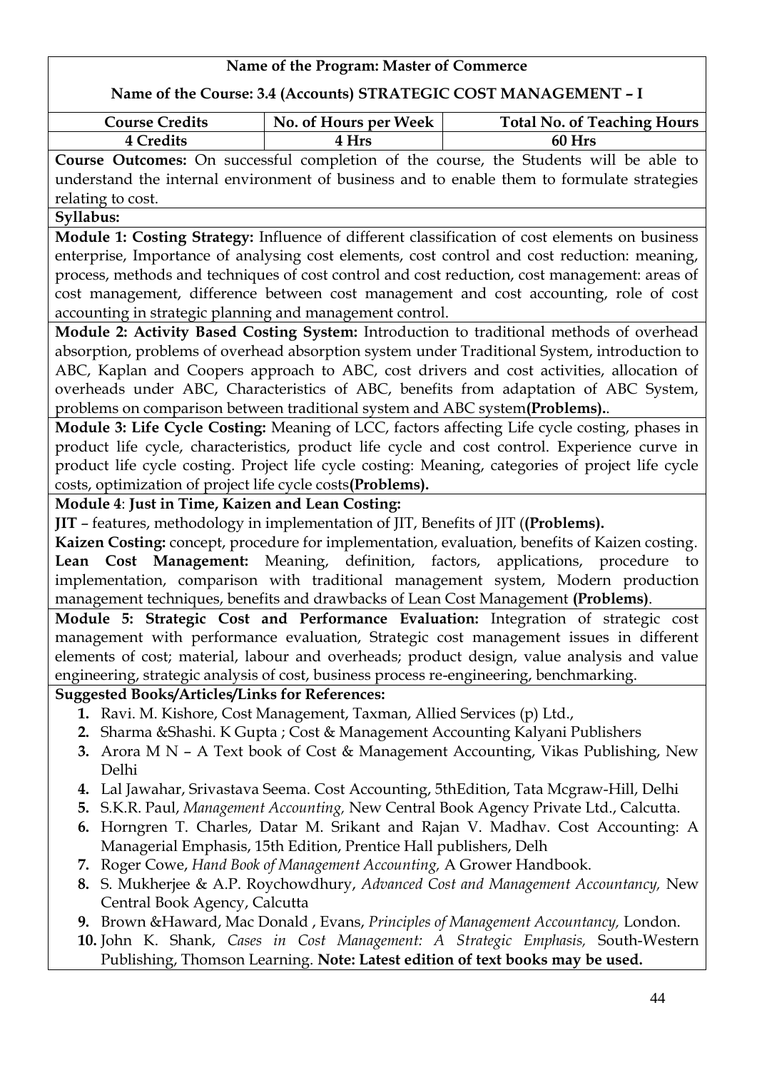**Name of the Program: Master of Commerce**

**Name of the Course: 3.4 (Accounts) STRATEGIC COST MANAGEMENT – I**

| Course Credits | No. of Hours per Week | Total No. of Teaching Hours |
|---|---|---|
| 4 Credits | 4 Hrs | 60 Hrs |

**Course Outcomes:** On successful completion of the course, the Students will be able to understand the internal environment of business and to enable them to formulate strategies relating to cost.

**Syllabus:**

**Module 1: Costing Strategy:** Influence of different classification of cost elements on business enterprise, Importance of analysing cost elements, cost control and cost reduction: meaning, process, methods and techniques of cost control and cost reduction, cost management: areas of cost management, difference between cost management and cost accounting, role of cost accounting in strategic planning and management control.

**Module 2: Activity Based Costing System:** Introduction to traditional methods of overhead absorption, problems of overhead absorption system under Traditional System, introduction to ABC, Kaplan and Coopers approach to ABC, cost drivers and cost activities, allocation of overheads under ABC, Characteristics of ABC, benefits from adaptation of ABC System, problems on comparison between traditional system and ABC system**(Problems).**.

**Module 3: Life Cycle Costing:** Meaning of LCC, factors affecting Life cycle costing, phases in product life cycle, characteristics, product life cycle and cost control. Experience curve in product life cycle costing. Project life cycle costing: Meaning, categories of project life cycle costs, optimization of project life cycle costs**(Problems).**

**Module 4**: **Just in Time, Kaizen and Lean Costing:**

**JIT** – features, methodology in implementation of JIT, Benefits of JIT (**(Problems).**

**Kaizen Costing:** concept, procedure for implementation, evaluation, benefits of Kaizen costing.

**Lean Cost Management:** Meaning, definition, factors, applications, procedure to implementation, comparison with traditional management system, Modern production management techniques, benefits and drawbacks of Lean Cost Management **(Problems)**.

**Module 5: Strategic Cost and Performance Evaluation:** Integration of strategic cost management with performance evaluation, Strategic cost management issues in different elements of cost; material, labour and overheads; product design, value analysis and value engineering, strategic analysis of cost, business process re-engineering, benchmarking.

**Suggested Books/Articles/Links for References:**

1. Ravi. M. Kishore, Cost Management, Taxman, Allied Services (p) Ltd.,
2. Sharma &Shashi. K Gupta ; Cost & Management Accounting Kalyani Publishers
3. Arora M N – A Text book of Cost & Management Accounting, Vikas Publishing, New Delhi
4. Lal Jawahar, Srivastava Seema. Cost Accounting, 5thEdition, Tata Mcgraw-Hill, Delhi
5. S.K.R. Paul, *Management Accounting,* New Central Book Agency Private Ltd., Calcutta.
6. Horngren T. Charles, Datar M. Srikant and Rajan V. Madhav. Cost Accounting: A Managerial Emphasis, 15th Edition, Prentice Hall publishers, Delh
7. Roger Cowe, *Hand Book of Management Accounting,* A Grower Handbook.
8. S. Mukherjee & A.P. Roychowdhury, *Advanced Cost and Management Accountancy,* New Central Book Agency, Calcutta
9. Brown &Haward, Mac Donald , Evans, *Principles of Management Accountancy,* London.
10. John K. Shank, *Cases in Cost Management: A Strategic Emphasis,* South-Western Publishing, Thomson Learning. **Note: Latest edition of text books may be used.**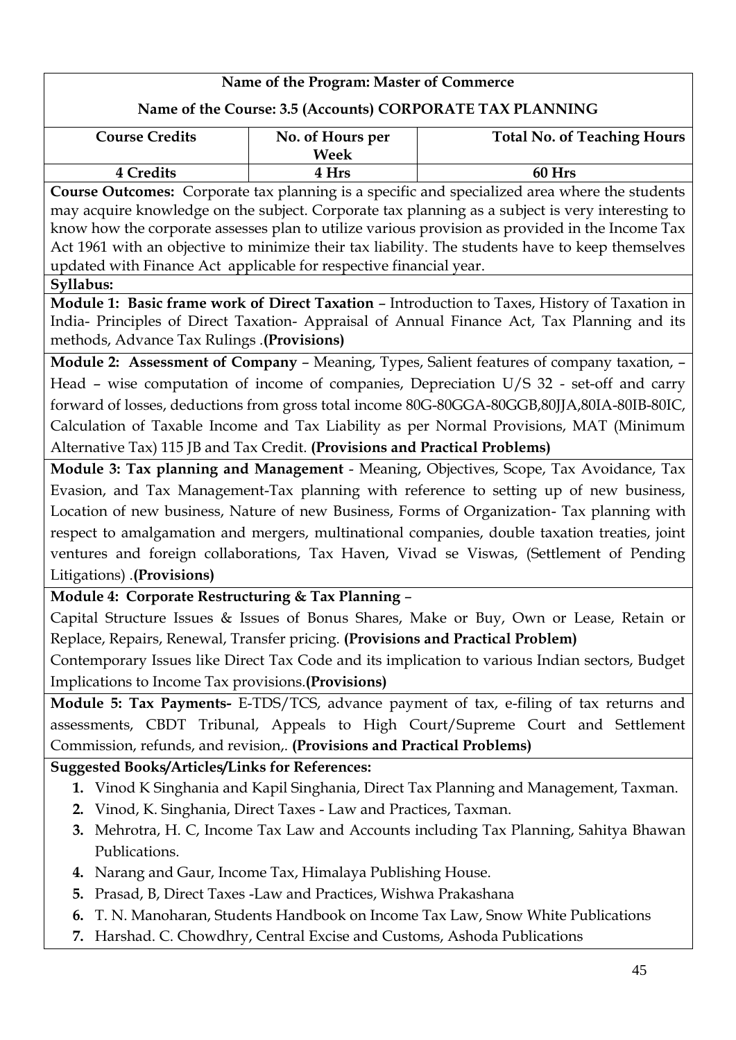**Name of the Program: Master of Commerce**

**Name of the Course: 3.5 (Accounts) CORPORATE TAX PLANNING**

| Course Credits | No. of Hours per Week | Total No. of Teaching Hours |
|---|---|---|
| **4 Credits** | **4 Hrs** | **60 Hrs** |

**Course Outcomes:** Corporate tax planning is a specific and specialized area where the students may acquire knowledge on the subject. Corporate tax planning as a subject is very interesting to know how the corporate assesses plan to utilize various provision as provided in the Income Tax Act 1961 with an objective to minimize their tax liability. The students have to keep themselves updated with Finance Act applicable for respective financial year.

**Syllabus:**

**Module 1: Basic frame work of Direct Taxation** – Introduction to Taxes, History of Taxation in India- Principles of Direct Taxation- Appraisal of Annual Finance Act, Tax Planning and its methods, Advance Tax Rulings .**(Provisions)**

**Module 2: Assessment of Company** – Meaning, Types, Salient features of company taxation, – Head – wise computation of income of companies, Depreciation U/S 32 - set-off and carry forward of losses, deductions from gross total income 80G-80GGA-80GGB,80JJA,80IA-80IB-80IC, Calculation of Taxable Income and Tax Liability as per Normal Provisions, MAT (Minimum Alternative Tax) 115 JB and Tax Credit. **(Provisions and Practical Problems)**

**Module 3: Tax planning and Management** - Meaning, Objectives, Scope, Tax Avoidance, Tax Evasion, and Tax Management-Tax planning with reference to setting up of new business, Location of new business, Nature of new Business, Forms of Organization- Tax planning with respect to amalgamation and mergers, multinational companies, double taxation treaties, joint ventures and foreign collaborations, Tax Haven, Vivad se Viswas, (Settlement of Pending Litigations) .**(Provisions)**

**Module 4: Corporate Restructuring & Tax Planning** –

Capital Structure Issues & Issues of Bonus Shares, Make or Buy, Own or Lease, Retain or Replace, Repairs, Renewal, Transfer pricing. **(Provisions and Practical Problem)**

Contemporary Issues like Direct Tax Code and its implication to various Indian sectors, Budget Implications to Income Tax provisions.**(Provisions)**

**Module 5: Tax Payments-** E-TDS/TCS, advance payment of tax, e-filing of tax returns and assessments, CBDT Tribunal, Appeals to High Court/Supreme Court and Settlement Commission, refunds, and revision,. **(Provisions and Practical Problems)**

**Suggested Books/Articles/Links for References:**

1. Vinod K Singhania and Kapil Singhania, Direct Tax Planning and Management, Taxman.
2. Vinod, K. Singhania, Direct Taxes - Law and Practices, Taxman.
3. Mehrotra, H. C, Income Tax Law and Accounts including Tax Planning, Sahitya Bhawan Publications.
4. Narang and Gaur, Income Tax, Himalaya Publishing House.
5. Prasad, B, Direct Taxes -Law and Practices, Wishwa Prakashana
6. T. N. Manoharan, Students Handbook on Income Tax Law, Snow White Publications
7. Harshad. C. Chowdhry, Central Excise and Customs, Ashoda Publications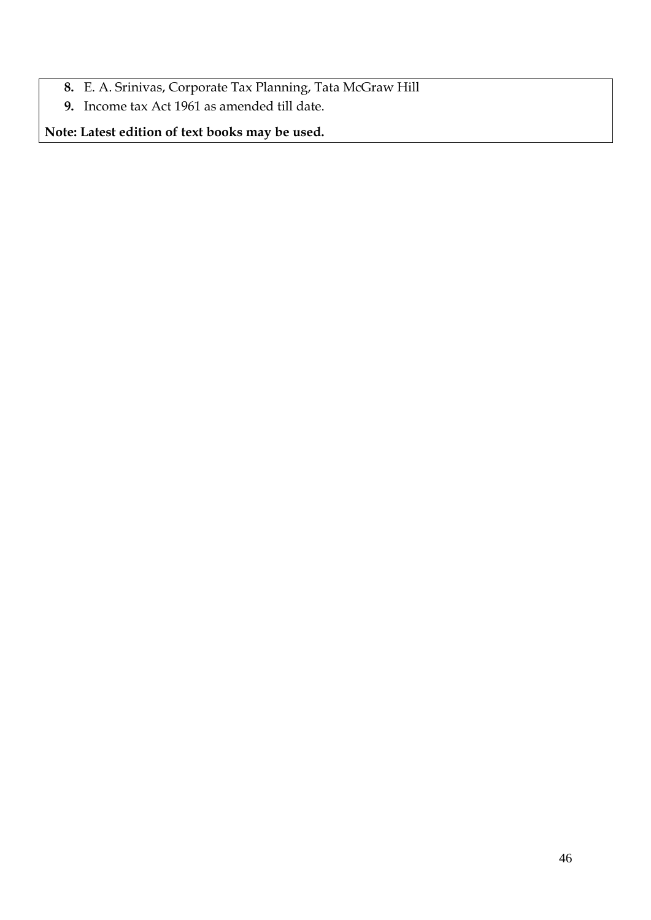8. E. A. Srinivas, Corporate Tax Planning, Tata McGraw Hill
9. Income tax Act 1961 as amended till date.

**Note: Latest edition of text books may be used.**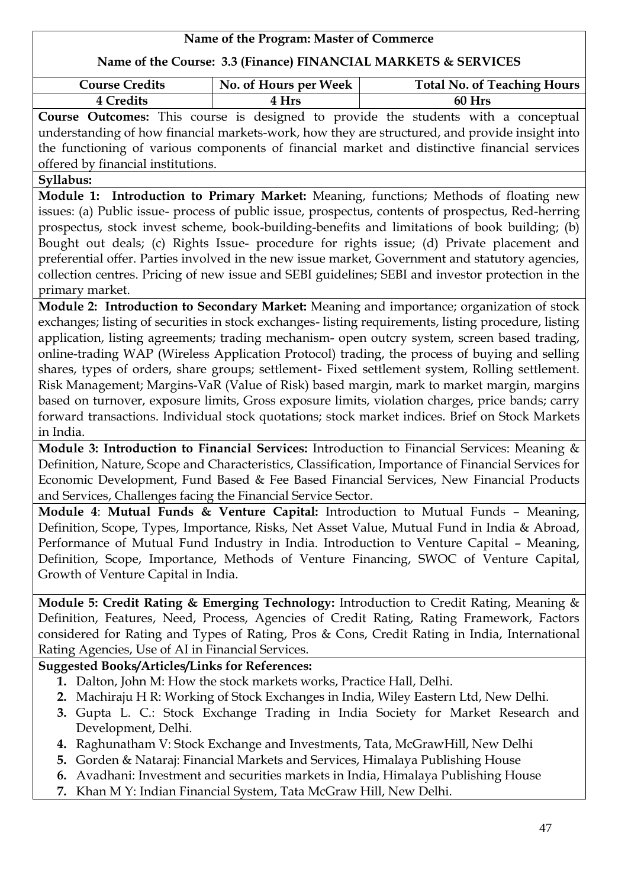**Name of the Program: Master of Commerce**

**Name of the Course: 3.3 (Finance) FINANCIAL MARKETS & SERVICES**

| Course Credits | No. of Hours per Week | Total No. of Teaching Hours |
|---|---|---|
| 4 Credits | 4 Hrs | 60 Hrs |

**Course Outcomes:** This course is designed to provide the students with a conceptual understanding of how financial markets-work, how they are structured, and provide insight into the functioning of various components of financial market and distinctive financial services offered by financial institutions.

**Syllabus:**

**Module 1: Introduction to Primary Market:** Meaning, functions; Methods of floating new issues: (a) Public issue- process of public issue, prospectus, contents of prospectus, Red-herring prospectus, stock invest scheme, book-building-benefits and limitations of book building; (b) Bought out deals; (c) Rights Issue- procedure for rights issue; (d) Private placement and preferential offer. Parties involved in the new issue market, Government and statutory agencies, collection centres. Pricing of new issue and SEBI guidelines; SEBI and investor protection in the primary market.

**Module 2: Introduction to Secondary Market:** Meaning and importance; organization of stock exchanges; listing of securities in stock exchanges- listing requirements, listing procedure, listing application, listing agreements; trading mechanism- open outcry system, screen based trading, online-trading WAP (Wireless Application Protocol) trading, the process of buying and selling shares, types of orders, share groups; settlement- Fixed settlement system, Rolling settlement. Risk Management; Margins-VaR (Value of Risk) based margin, mark to market margin, margins based on turnover, exposure limits, Gross exposure limits, violation charges, price bands; carry forward transactions. Individual stock quotations; stock market indices. Brief on Stock Markets in India.

**Module 3: Introduction to Financial Services:** Introduction to Financial Services: Meaning & Definition, Nature, Scope and Characteristics, Classification, Importance of Financial Services for Economic Development, Fund Based & Fee Based Financial Services, New Financial Products and Services, Challenges facing the Financial Service Sector.

**Module 4**: **Mutual Funds & Venture Capital:** Introduction to Mutual Funds – Meaning, Definition, Scope, Types, Importance, Risks, Net Asset Value, Mutual Fund in India & Abroad, Performance of Mutual Fund Industry in India. Introduction to Venture Capital – Meaning, Definition, Scope, Importance, Methods of Venture Financing, SWOC of Venture Capital, Growth of Venture Capital in India.

**Module 5: Credit Rating & Emerging Technology:** Introduction to Credit Rating, Meaning & Definition, Features, Need, Process, Agencies of Credit Rating, Rating Framework, Factors considered for Rating and Types of Rating, Pros & Cons, Credit Rating in India, International Rating Agencies, Use of AI in Financial Services.

**Suggested Books/Articles/Links for References:**

1. Dalton, John M: How the stock markets works, Practice Hall, Delhi.
2. Machiraju H R: Working of Stock Exchanges in India, Wiley Eastern Ltd, New Delhi.
3. Gupta L. C.: Stock Exchange Trading in India Society for Market Research and Development, Delhi.
4. Raghunatham V: Stock Exchange and Investments, Tata, McGrawHill, New Delhi
5. Gorden & Nataraj: Financial Markets and Services, Himalaya Publishing House
6. Avadhani: Investment and securities markets in India, Himalaya Publishing House
7. Khan M Y: Indian Financial System, Tata McGraw Hill, New Delhi.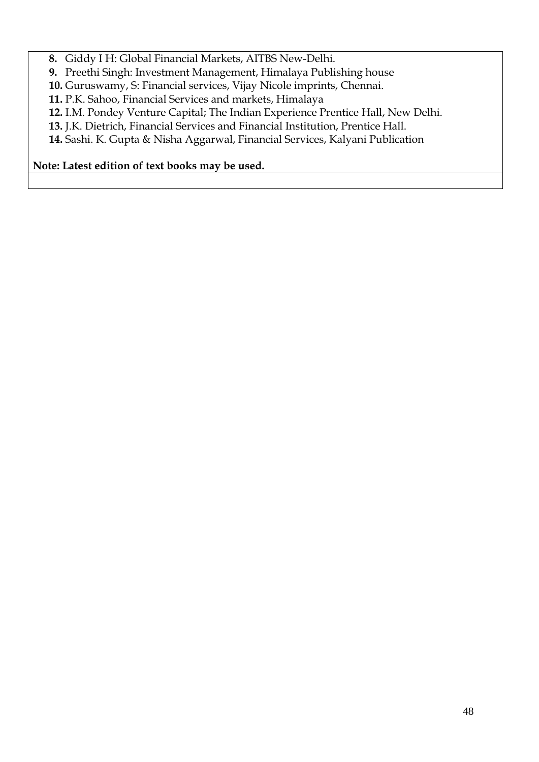8. Giddy I H: Global Financial Markets, AITBS New-Delhi.
9. Preethi Singh: Investment Management, Himalaya Publishing house
10. Guruswamy, S: Financial services, Vijay Nicole imprints, Chennai.
11. P.K. Sahoo, Financial Services and markets, Himalaya
12. I.M. Pondey Venture Capital; The Indian Experience Prentice Hall, New Delhi.
13. J.K. Dietrich, Financial Services and Financial Institution, Prentice Hall.
14. Sashi. K. Gupta & Nisha Aggarwal, Financial Services, Kalyani Publication

**Note: Latest edition of text books may be used.**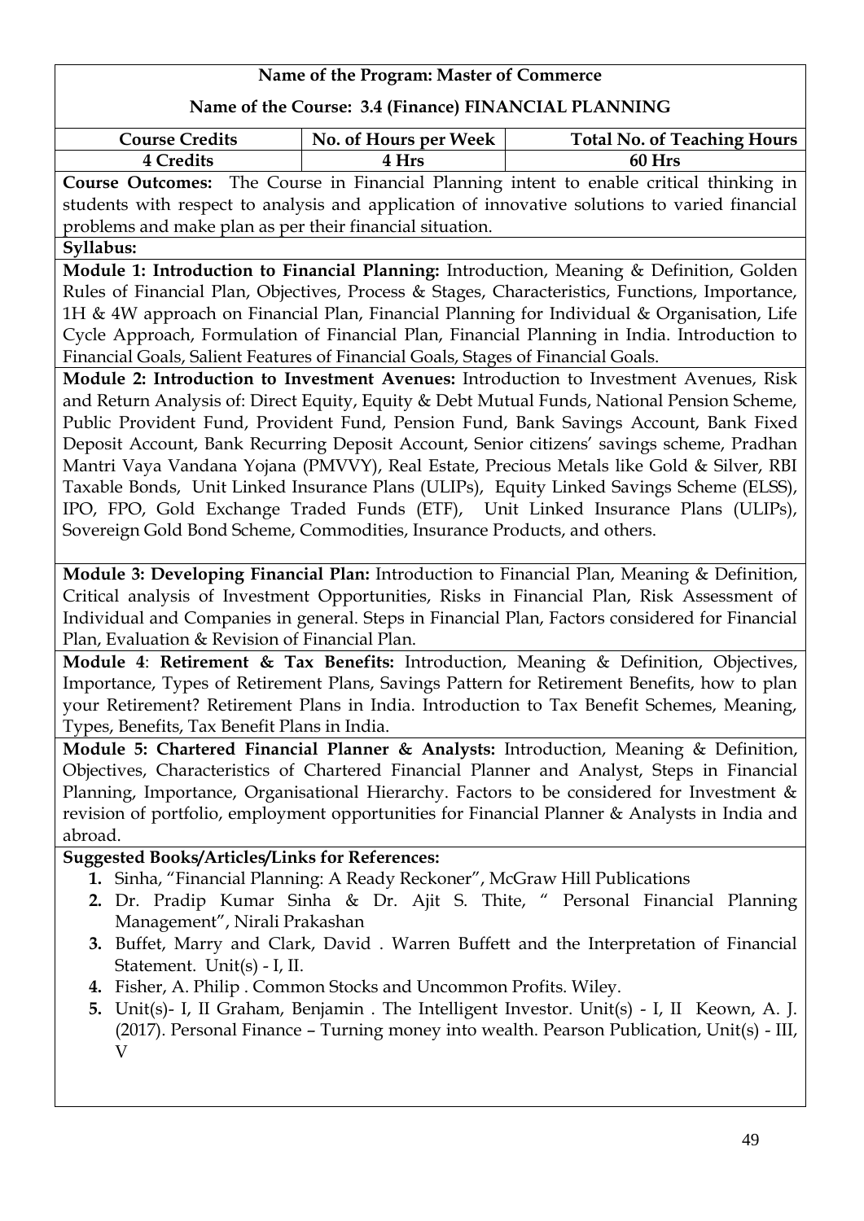**Name of the Program: Master of Commerce**

**Name of the Course: 3.4 (Finance) FINANCIAL PLANNING**

| Course Credits | No. of Hours per Week | Total No. of Teaching Hours |
|---|---|---|
| 4 Credits | 4 Hrs | 60 Hrs |

**Course Outcomes:** The Course in Financial Planning intent to enable critical thinking in students with respect to analysis and application of innovative solutions to varied financial problems and make plan as per their financial situation.

**Syllabus:**

**Module 1: Introduction to Financial Planning:** Introduction, Meaning & Definition, Golden Rules of Financial Plan, Objectives, Process & Stages, Characteristics, Functions, Importance, 1H & 4W approach on Financial Plan, Financial Planning for Individual & Organisation, Life Cycle Approach, Formulation of Financial Plan, Financial Planning in India. Introduction to Financial Goals, Salient Features of Financial Goals, Stages of Financial Goals.

**Module 2: Introduction to Investment Avenues:** Introduction to Investment Avenues, Risk and Return Analysis of: Direct Equity, Equity & Debt Mutual Funds, National Pension Scheme, Public Provident Fund, Provident Fund, Pension Fund, Bank Savings Account, Bank Fixed Deposit Account, Bank Recurring Deposit Account, Senior citizens' savings scheme, Pradhan Mantri Vaya Vandana Yojana (PMVVY), Real Estate, Precious Metals like Gold & Silver, RBI Taxable Bonds, Unit Linked Insurance Plans (ULIPs), Equity Linked Savings Scheme (ELSS), IPO, FPO, Gold Exchange Traded Funds (ETF), Unit Linked Insurance Plans (ULIPs), Sovereign Gold Bond Scheme, Commodities, Insurance Products, and others.

**Module 3: Developing Financial Plan:** Introduction to Financial Plan, Meaning & Definition, Critical analysis of Investment Opportunities, Risks in Financial Plan, Risk Assessment of Individual and Companies in general. Steps in Financial Plan, Factors considered for Financial Plan, Evaluation & Revision of Financial Plan.

**Module 4**: **Retirement & Tax Benefits:** Introduction, Meaning & Definition, Objectives, Importance, Types of Retirement Plans, Savings Pattern for Retirement Benefits, how to plan your Retirement? Retirement Plans in India. Introduction to Tax Benefit Schemes, Meaning, Types, Benefits, Tax Benefit Plans in India.

**Module 5: Chartered Financial Planner & Analysts:** Introduction, Meaning & Definition, Objectives, Characteristics of Chartered Financial Planner and Analyst, Steps in Financial Planning, Importance, Organisational Hierarchy. Factors to be considered for Investment & revision of portfolio, employment opportunities for Financial Planner & Analysts in India and abroad.

**Suggested Books/Articles/Links for References:**

1. Sinha, "Financial Planning: A Ready Reckoner", McGraw Hill Publications
2. Dr. Pradip Kumar Sinha & Dr. Ajit S. Thite, " Personal Financial Planning Management", Nirali Prakashan
3. Buffet, Marry and Clark, David . Warren Buffett and the Interpretation of Financial Statement. Unit(s) - I, II.
4. Fisher, A. Philip . Common Stocks and Uncommon Profits. Wiley.
5. Unit(s)- I, II Graham, Benjamin . The Intelligent Investor. Unit(s) - I, II Keown, A. J. (2017). Personal Finance – Turning money into wealth. Pearson Publication, Unit(s) - III, V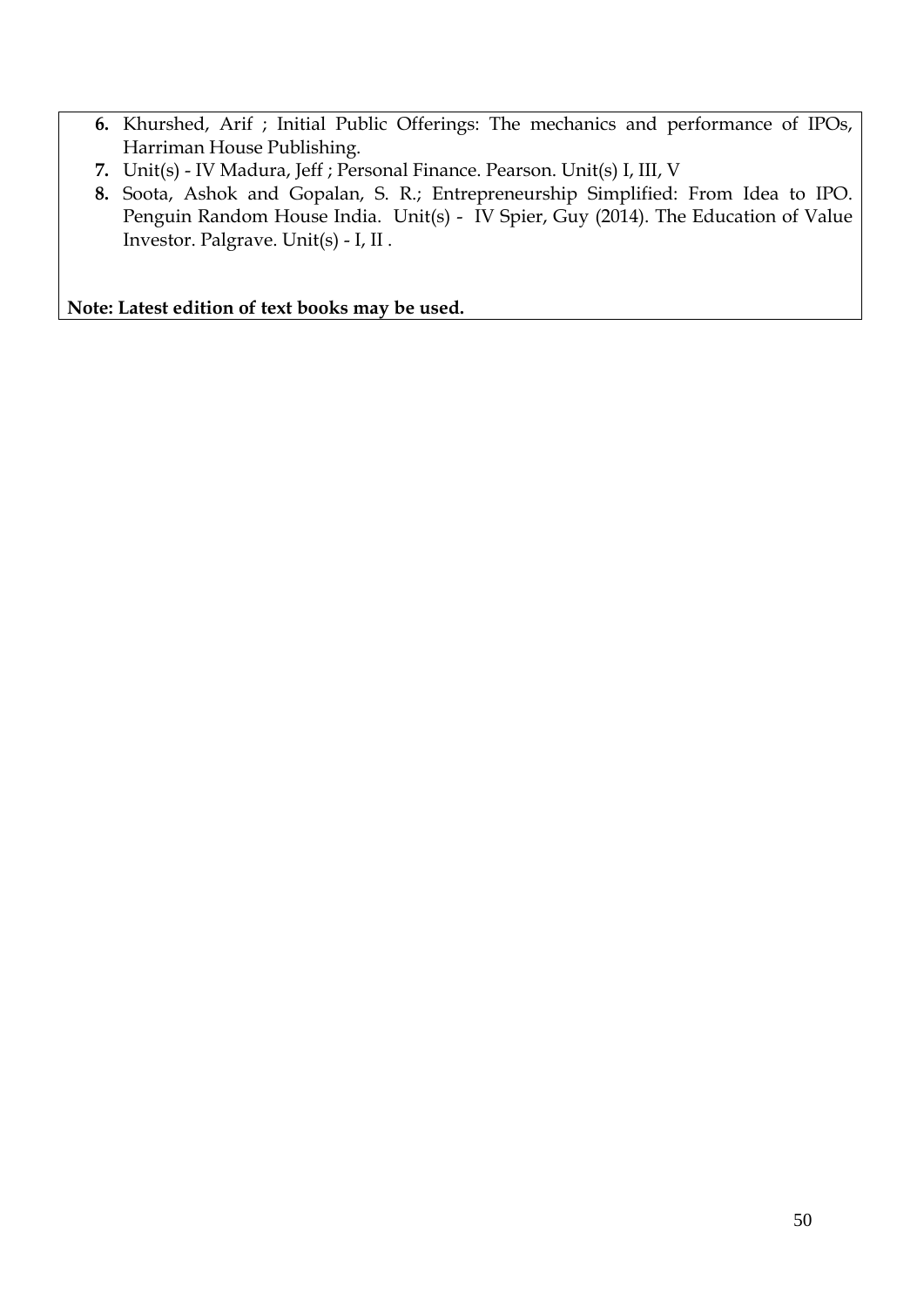6. **6.** Khurshed, Arif ; Initial Public Offerings: The mechanics and performance of IPOs, Harriman House Publishing.
7. **7.** Unit(s) - IV Madura, Jeff ; Personal Finance. Pearson. Unit(s) I, III, V
8. **8.** Soota, Ashok and Gopalan, S. R.; Entrepreneurship Simplified: From Idea to IPO. Penguin Random House India. Unit(s) - IV Spier, Guy (2014). The Education of Value Investor. Palgrave. Unit(s) - I, II .

**Note: Latest edition of text books may be used.**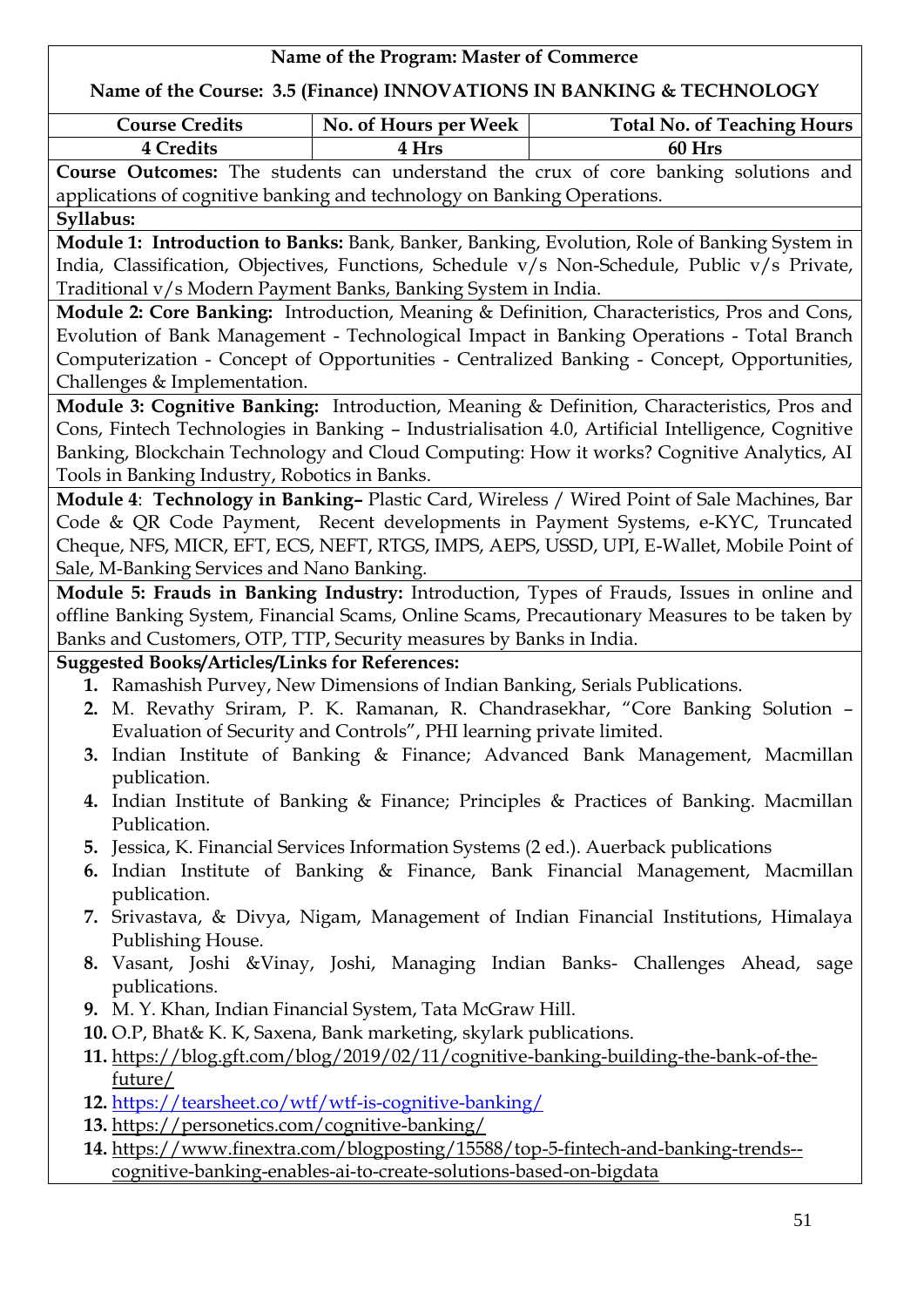**Name of the Program: Master of Commerce**

**Name of the Course: 3.5 (Finance) INNOVATIONS IN BANKING & TECHNOLOGY**

| Course Credits | No. of Hours per Week | Total No. of Teaching Hours |
|---|---|---|
| 4 Credits | 4 Hrs | 60 Hrs |

**Course Outcomes:** The students can understand the crux of core banking solutions and applications of cognitive banking and technology on Banking Operations.

**Syllabus:**

**Module 1: Introduction to Banks:** Bank, Banker, Banking, Evolution, Role of Banking System in India, Classification, Objectives, Functions, Schedule v/s Non-Schedule, Public v/s Private, Traditional v/s Modern Payment Banks, Banking System in India.

**Module 2: Core Banking:** Introduction, Meaning & Definition, Characteristics, Pros and Cons, Evolution of Bank Management - Technological Impact in Banking Operations - Total Branch Computerization - Concept of Opportunities - Centralized Banking - Concept, Opportunities, Challenges & Implementation.

**Module 3: Cognitive Banking:** Introduction, Meaning & Definition, Characteristics, Pros and Cons, Fintech Technologies in Banking – Industrialisation 4.0, Artificial Intelligence, Cognitive Banking, Blockchain Technology and Cloud Computing: How it works? Cognitive Analytics, AI Tools in Banking Industry, Robotics in Banks.

**Module 4**: **Technology in Banking–** Plastic Card, Wireless / Wired Point of Sale Machines, Bar Code & QR Code Payment, Recent developments in Payment Systems, e-KYC, Truncated Cheque, NFS, MICR, EFT, ECS, NEFT, RTGS, IMPS, AEPS, USSD, UPI, E-Wallet, Mobile Point of Sale, M-Banking Services and Nano Banking.

**Module 5: Frauds in Banking Industry:** Introduction, Types of Frauds, Issues in online and offline Banking System, Financial Scams, Online Scams, Precautionary Measures to be taken by Banks and Customers, OTP, TTP, Security measures by Banks in India.

**Suggested Books/Articles/Links for References:**

1. Ramashish Purvey, New Dimensions of Indian Banking, Serials Publications.
2. M. Revathy Sriram, P. K. Ramanan, R. Chandrasekhar, "Core Banking Solution – Evaluation of Security and Controls", PHI learning private limited.
3. Indian Institute of Banking & Finance; Advanced Bank Management, Macmillan publication.
4. Indian Institute of Banking & Finance; Principles & Practices of Banking. Macmillan Publication.
5. Jessica, K. Financial Services Information Systems (2 ed.). Auerback publications
6. Indian Institute of Banking & Finance, Bank Financial Management, Macmillan publication.
7. Srivastava, & Divya, Nigam, Management of Indian Financial Institutions, Himalaya Publishing House.
8. Vasant, Joshi &Vinay, Joshi, Managing Indian Banks- Challenges Ahead, sage publications.
9. M. Y. Khan, Indian Financial System, Tata McGraw Hill.
10. O.P, Bhat& K. K, Saxena, Bank marketing, skylark publications.
11. https://blog.gft.com/blog/2019/02/11/cognitive-banking-building-the-bank-of-the-future/
12. https://tearsheet.co/wtf/wtf-is-cognitive-banking/
13. https://personetics.com/cognitive-banking/
14. https://www.finextra.com/blogposting/15588/top-5-fintech-and-banking-trends--cognitive-banking-enables-ai-to-create-solutions-based-on-bigdata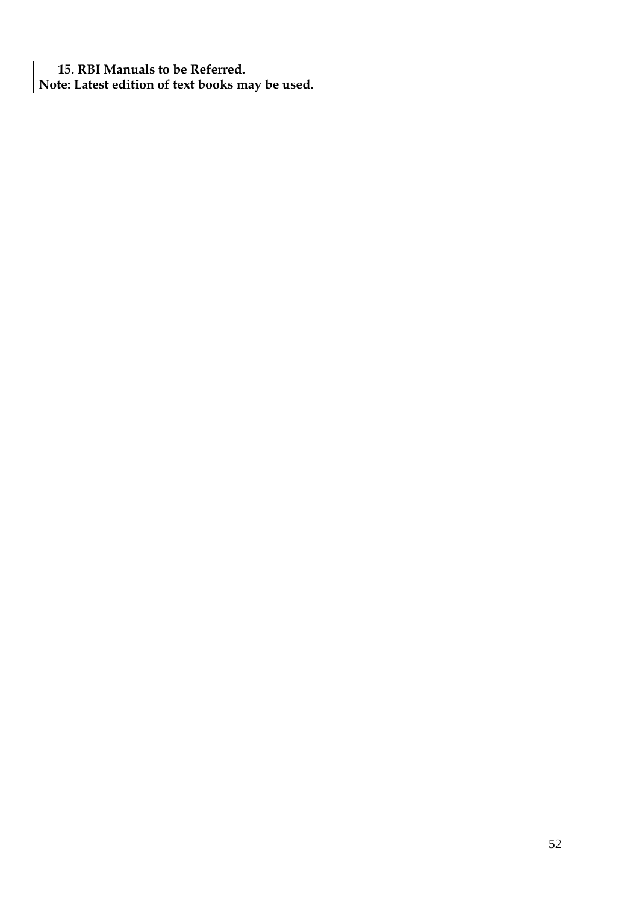**15. RBI Manuals to be Referred.**

**Note: Latest edition of text books may be used.**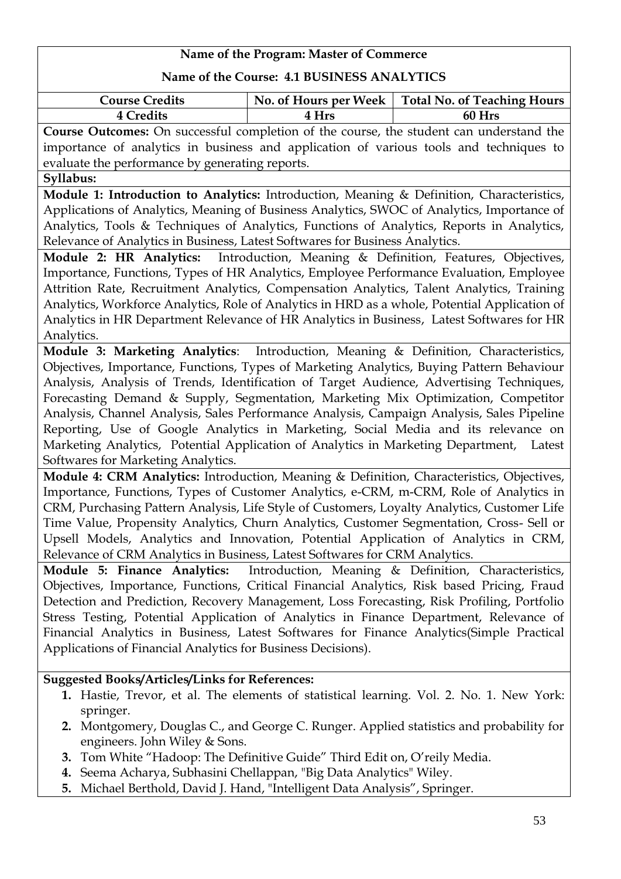**Name of the Program: Master of Commerce**

**Name of the Course: 4.1 BUSINESS ANALYTICS**

| Course Credits | No. of Hours per Week | Total No. of Teaching Hours |
|---|---|---|
| 4 Credits | 4 Hrs | 60 Hrs |

**Course Outcomes:** On successful completion of the course, the student can understand the importance of analytics in business and application of various tools and techniques to evaluate the performance by generating reports.

**Syllabus:**

**Module 1: Introduction to Analytics:** Introduction, Meaning & Definition, Characteristics, Applications of Analytics, Meaning of Business Analytics, SWOC of Analytics, Importance of Analytics, Tools & Techniques of Analytics, Functions of Analytics, Reports in Analytics, Relevance of Analytics in Business, Latest Softwares for Business Analytics.

**Module 2: HR Analytics:** Introduction, Meaning & Definition, Features, Objectives, Importance, Functions, Types of HR Analytics, Employee Performance Evaluation, Employee Attrition Rate, Recruitment Analytics, Compensation Analytics, Talent Analytics, Training Analytics, Workforce Analytics, Role of Analytics in HRD as a whole, Potential Application of Analytics in HR Department Relevance of HR Analytics in Business, Latest Softwares for HR Analytics.

**Module 3: Marketing Analytics**: Introduction, Meaning & Definition, Characteristics, Objectives, Importance, Functions, Types of Marketing Analytics, Buying Pattern Behaviour Analysis, Analysis of Trends, Identification of Target Audience, Advertising Techniques, Forecasting Demand & Supply, Segmentation, Marketing Mix Optimization, Competitor Analysis, Channel Analysis, Sales Performance Analysis, Campaign Analysis, Sales Pipeline Reporting, Use of Google Analytics in Marketing, Social Media and its relevance on Marketing Analytics, Potential Application of Analytics in Marketing Department, Latest Softwares for Marketing Analytics.

**Module 4: CRM Analytics:** Introduction, Meaning & Definition, Characteristics, Objectives, Importance, Functions, Types of Customer Analytics, e-CRM, m-CRM, Role of Analytics in CRM, Purchasing Pattern Analysis, Life Style of Customers, Loyalty Analytics, Customer Life Time Value, Propensity Analytics, Churn Analytics, Customer Segmentation, Cross- Sell or Upsell Models, Analytics and Innovation, Potential Application of Analytics in CRM, Relevance of CRM Analytics in Business, Latest Softwares for CRM Analytics.

**Module 5: Finance Analytics:** Introduction, Meaning & Definition, Characteristics, Objectives, Importance, Functions, Critical Financial Analytics, Risk based Pricing, Fraud Detection and Prediction, Recovery Management, Loss Forecasting, Risk Profiling, Portfolio Stress Testing, Potential Application of Analytics in Finance Department, Relevance of Financial Analytics in Business, Latest Softwares for Finance Analytics(Simple Practical Applications of Financial Analytics for Business Decisions).

**Suggested Books/Articles/Links for References:**

1. Hastie, Trevor, et al. The elements of statistical learning. Vol. 2. No. 1. New York: springer.
2. Montgomery, Douglas C., and George C. Runger. Applied statistics and probability for engineers. John Wiley & Sons.
3. Tom White "Hadoop: The Definitive Guide" Third Edit on, O'reily Media.
4. Seema Acharya, Subhasini Chellappan, "Big Data Analytics" Wiley.
5. Michael Berthold, David J. Hand, "Intelligent Data Analysis", Springer.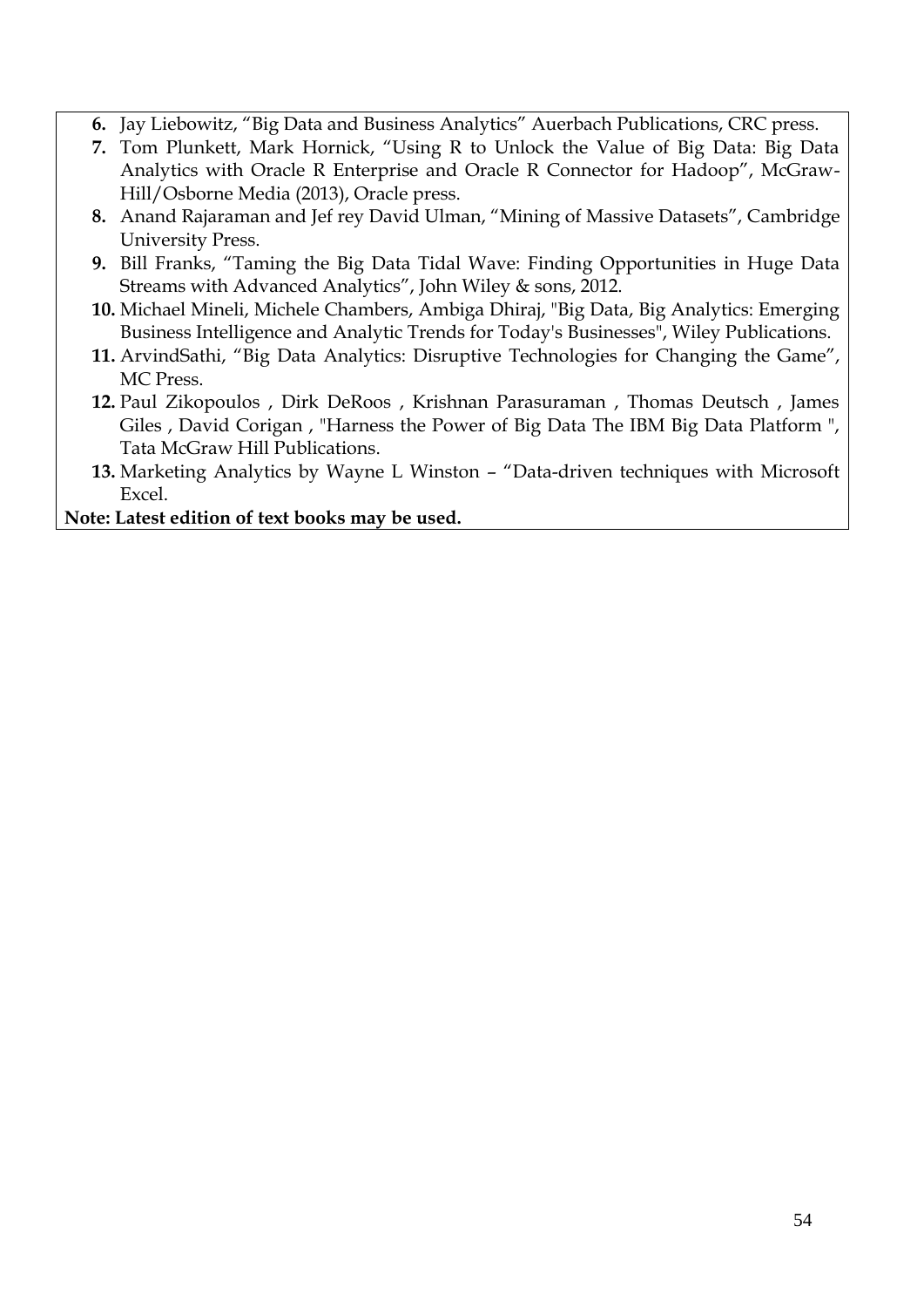6. Jay Liebowitz, “Big Data and Business Analytics” Auerbach Publications, CRC press.
7. Tom Plunkett, Mark Hornick, “Using R to Unlock the Value of Big Data: Big Data Analytics with Oracle R Enterprise and Oracle R Connector for Hadoop”, McGraw-Hill/Osborne Media (2013), Oracle press.
8. Anand Rajaraman and Jef rey David Ulman, “Mining of Massive Datasets”, Cambridge University Press.
9. Bill Franks, “Taming the Big Data Tidal Wave: Finding Opportunities in Huge Data Streams with Advanced Analytics”, John Wiley & sons, 2012.
10. Michael Mineli, Michele Chambers, Ambiga Dhiraj, "Big Data, Big Analytics: Emerging Business Intelligence and Analytic Trends for Today's Businesses", Wiley Publications.
11. ArvindSathi, “Big Data Analytics: Disruptive Technologies for Changing the Game”, MC Press.
12. Paul Zikopoulos , Dirk DeRoos , Krishnan Parasuraman , Thomas Deutsch , James Giles , David Corigan , "Harness the Power of Big Data The IBM Big Data Platform ", Tata McGraw Hill Publications.
13. Marketing Analytics by Wayne L Winston – “Data-driven techniques with Microsoft Excel.

**Note: Latest edition of text books may be used.**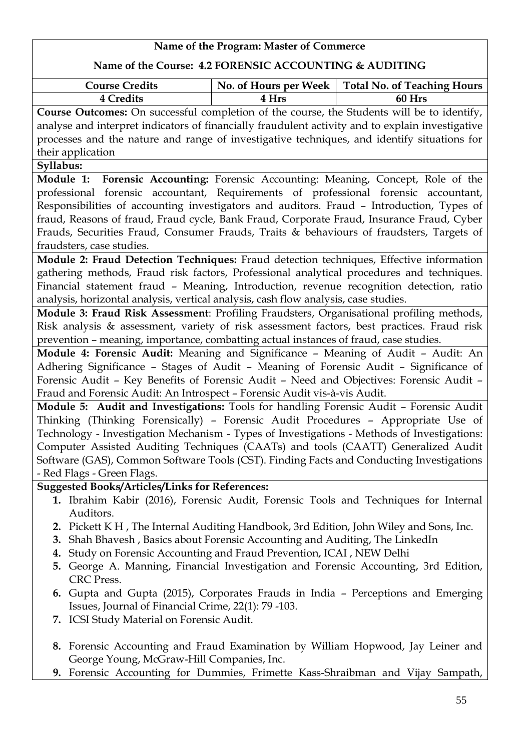**Name of the Program: Master of Commerce**

**Name of the Course: 4.2 FORENSIC ACCOUNTING & AUDITING**

| Course Credits | No. of Hours per Week | Total No. of Teaching Hours |
|---|---|---|
| 4 Credits | 4 Hrs | 60 Hrs |

**Course Outcomes:** On successful completion of the course, the Students will be to identify, analyse and interpret indicators of financially fraudulent activity and to explain investigative processes and the nature and range of investigative techniques, and identify situations for their application

**Syllabus:**

**Module 1: Forensic Accounting:** Forensic Accounting: Meaning, Concept, Role of the professional forensic accountant, Requirements of professional forensic accountant, Responsibilities of accounting investigators and auditors. Fraud – Introduction, Types of fraud, Reasons of fraud, Fraud cycle, Bank Fraud, Corporate Fraud, Insurance Fraud, Cyber Frauds, Securities Fraud, Consumer Frauds, Traits & behaviours of fraudsters, Targets of fraudsters, case studies.

**Module 2: Fraud Detection Techniques:** Fraud detection techniques, Effective information gathering methods, Fraud risk factors, Professional analytical procedures and techniques. Financial statement fraud – Meaning, Introduction, revenue recognition detection, ratio analysis, horizontal analysis, vertical analysis, cash flow analysis, case studies.

**Module 3: Fraud Risk Assessment**: Profiling Fraudsters, Organisational profiling methods, Risk analysis & assessment, variety of risk assessment factors, best practices. Fraud risk prevention – meaning, importance, combatting actual instances of fraud, case studies.

**Module 4: Forensic Audit:** Meaning and Significance – Meaning of Audit – Audit: An Adhering Significance – Stages of Audit – Meaning of Forensic Audit – Significance of Forensic Audit – Key Benefits of Forensic Audit – Need and Objectives: Forensic Audit – Fraud and Forensic Audit: An Introspect – Forensic Audit vis-à-vis Audit.

**Module 5: Audit and Investigations:** Tools for handling Forensic Audit – Forensic Audit Thinking (Thinking Forensically) – Forensic Audit Procedures – Appropriate Use of Technology - Investigation Mechanism - Types of Investigations - Methods of Investigations: Computer Assisted Auditing Techniques (CAATs) and tools (CAATT) Generalized Audit Software (GAS), Common Software Tools (CST). Finding Facts and Conducting Investigations - Red Flags - Green Flags.

**Suggested Books/Articles/Links for References:**

1. Ibrahim Kabir (2016), Forensic Audit, Forensic Tools and Techniques for Internal Auditors.
2. Pickett K H , The Internal Auditing Handbook, 3rd Edition, John Wiley and Sons, Inc.
3. Shah Bhavesh , Basics about Forensic Accounting and Auditing, The LinkedIn
4. Study on Forensic Accounting and Fraud Prevention, ICAI , NEW Delhi
5. George A. Manning, Financial Investigation and Forensic Accounting, 3rd Edition, CRC Press.
6. Gupta and Gupta (2015), Corporates Frauds in India – Perceptions and Emerging Issues, Journal of Financial Crime, 22(1): 79 -103.
7. ICSI Study Material on Forensic Audit.
8. Forensic Accounting and Fraud Examination by William Hopwood, Jay Leiner and George Young, McGraw-Hill Companies, Inc.
9. Forensic Accounting for Dummies, Frimette Kass-Shraibman and Vijay Sampath,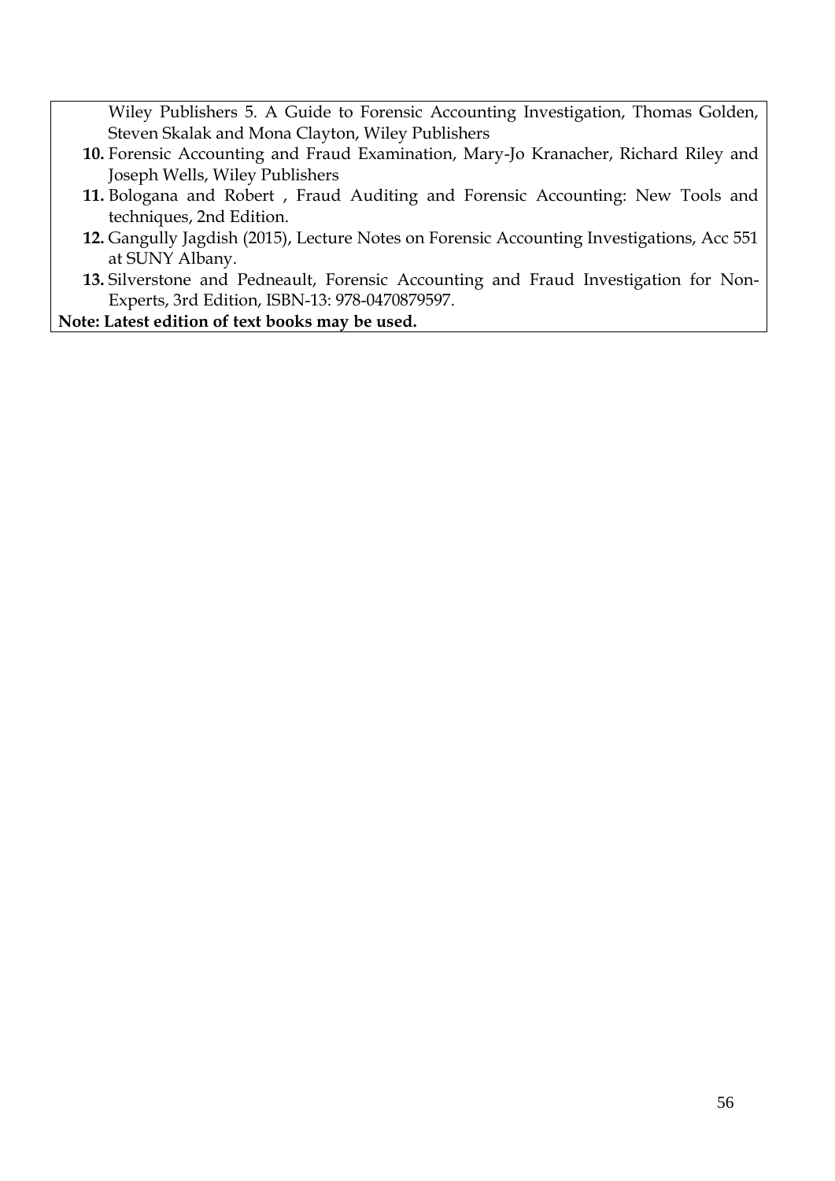Wiley Publishers 5. A Guide to Forensic Accounting Investigation, Thomas Golden, Steven Skalak and Mona Clayton, Wiley Publishers

10. Forensic Accounting and Fraud Examination, Mary-Jo Kranacher, Richard Riley and Joseph Wells, Wiley Publishers
11. Bologana and Robert , Fraud Auditing and Forensic Accounting: New Tools and techniques, 2nd Edition.
12. Gangully Jagdish (2015), Lecture Notes on Forensic Accounting Investigations, Acc 551 at SUNY Albany.
13. Silverstone and Pedneault, Forensic Accounting and Fraud Investigation for Non-Experts, 3rd Edition, ISBN-13: 978-0470879597.

**Note: Latest edition of text books may be used.**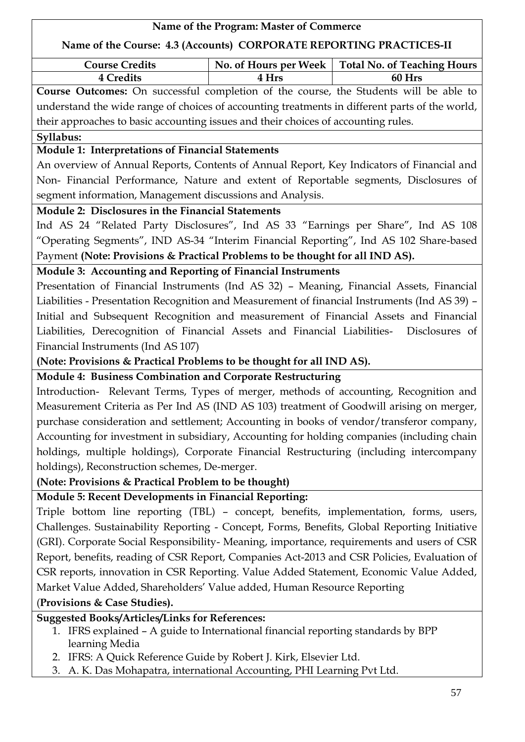**Name of the Program: Master of Commerce**

**Name of the Course: 4.3 (Accounts) CORPORATE REPORTING PRACTICES-II**

| Course Credits | No. of Hours per Week | Total No. of Teaching Hours |
|---|---|---|
| 4 Credits | 4 Hrs | 60 Hrs |

**Course Outcomes:** On successful completion of the course, the Students will be able to understand the wide range of choices of accounting treatments in different parts of the world, their approaches to basic accounting issues and their choices of accounting rules.

**Syllabus:**

**Module 1: Interpretations of Financial Statements**

An overview of Annual Reports, Contents of Annual Report, Key Indicators of Financial and Non- Financial Performance, Nature and extent of Reportable segments, Disclosures of segment information, Management discussions and Analysis.

**Module 2: Disclosures in the Financial Statements**

Ind AS 24 "Related Party Disclosures", Ind AS 33 "Earnings per Share", Ind AS 108 "Operating Segments", IND AS-34 "Interim Financial Reporting", Ind AS 102 Share-based Payment **(Note: Provisions & Practical Problems to be thought for all IND AS).**

**Module 3: Accounting and Reporting of Financial Instruments**

Presentation of Financial Instruments (Ind AS 32) – Meaning, Financial Assets, Financial Liabilities - Presentation Recognition and Measurement of financial Instruments (Ind AS 39) – Initial and Subsequent Recognition and measurement of Financial Assets and Financial Liabilities, Derecognition of Financial Assets and Financial Liabilities- Disclosures of Financial Instruments (Ind AS 107)

**(Note: Provisions & Practical Problems to be thought for all IND AS).**

**Module 4: Business Combination and Corporate Restructuring**

Introduction- Relevant Terms, Types of merger, methods of accounting, Recognition and Measurement Criteria as Per Ind AS (IND AS 103) treatment of Goodwill arising on merger, purchase consideration and settlement; Accounting in books of vendor/transferor company, Accounting for investment in subsidiary, Accounting for holding companies (including chain holdings, multiple holdings), Corporate Financial Restructuring (including intercompany holdings), Reconstruction schemes, De-merger.

**(Note: Provisions & Practical Problem to be thought)**

**Module 5: Recent Developments in Financial Reporting:**

Triple bottom line reporting (TBL) – concept, benefits, implementation, forms, users, Challenges. Sustainability Reporting - Concept, Forms, Benefits, Global Reporting Initiative (GRI). Corporate Social Responsibility- Meaning, importance, requirements and users of CSR Report, benefits, reading of CSR Report, Companies Act-2013 and CSR Policies, Evaluation of CSR reports, innovation in CSR Reporting. Value Added Statement, Economic Value Added, Market Value Added, Shareholders' Value added, Human Resource Reporting

(**Provisions & Case Studies).**

**Suggested Books/Articles/Links for References:**

1. IFRS explained – A guide to International financial reporting standards by BPP learning Media
2. IFRS: A Quick Reference Guide by Robert J. Kirk, Elsevier Ltd.
3. A. K. Das Mohapatra, international Accounting, PHI Learning Pvt Ltd.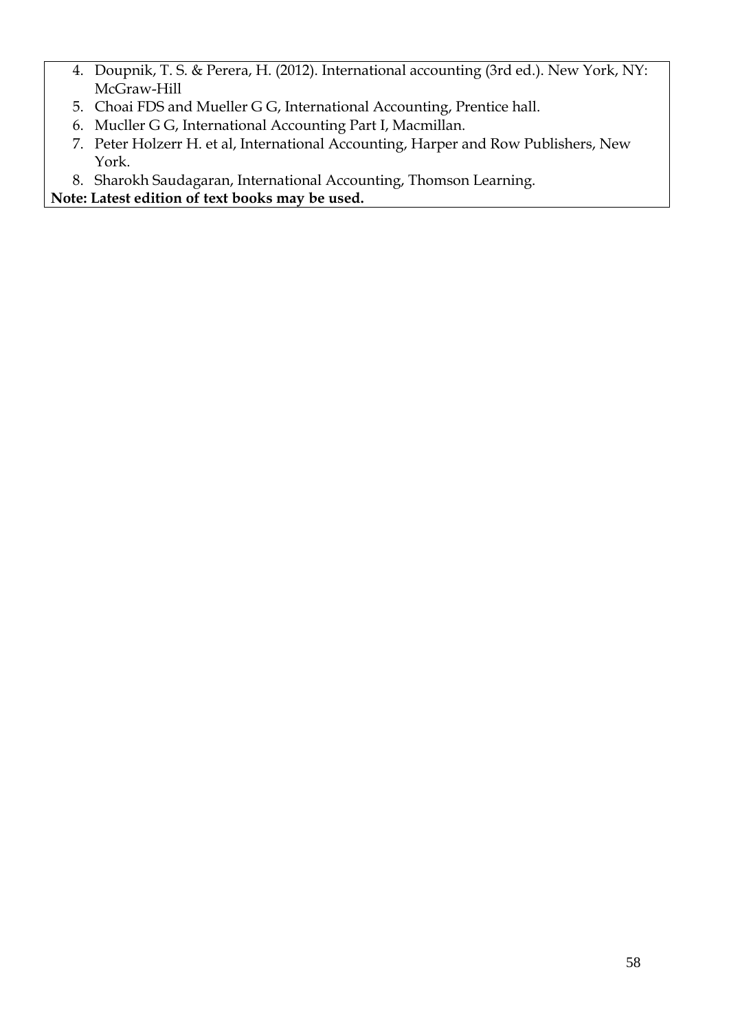4. Doupnik, T. S. & Perera, H. (2012). International accounting (3rd ed.). New York, NY: McGraw-Hill
5. Choai FDS and Mueller G G, International Accounting, Prentice hall.
6. Mucller G G, International Accounting Part I, Macmillan.
7. Peter Holzerr H. et al, International Accounting, Harper and Row Publishers, New York.
8. Sharokh Saudagaran, International Accounting, Thomson Learning.

**Note: Latest edition of text books may be used.**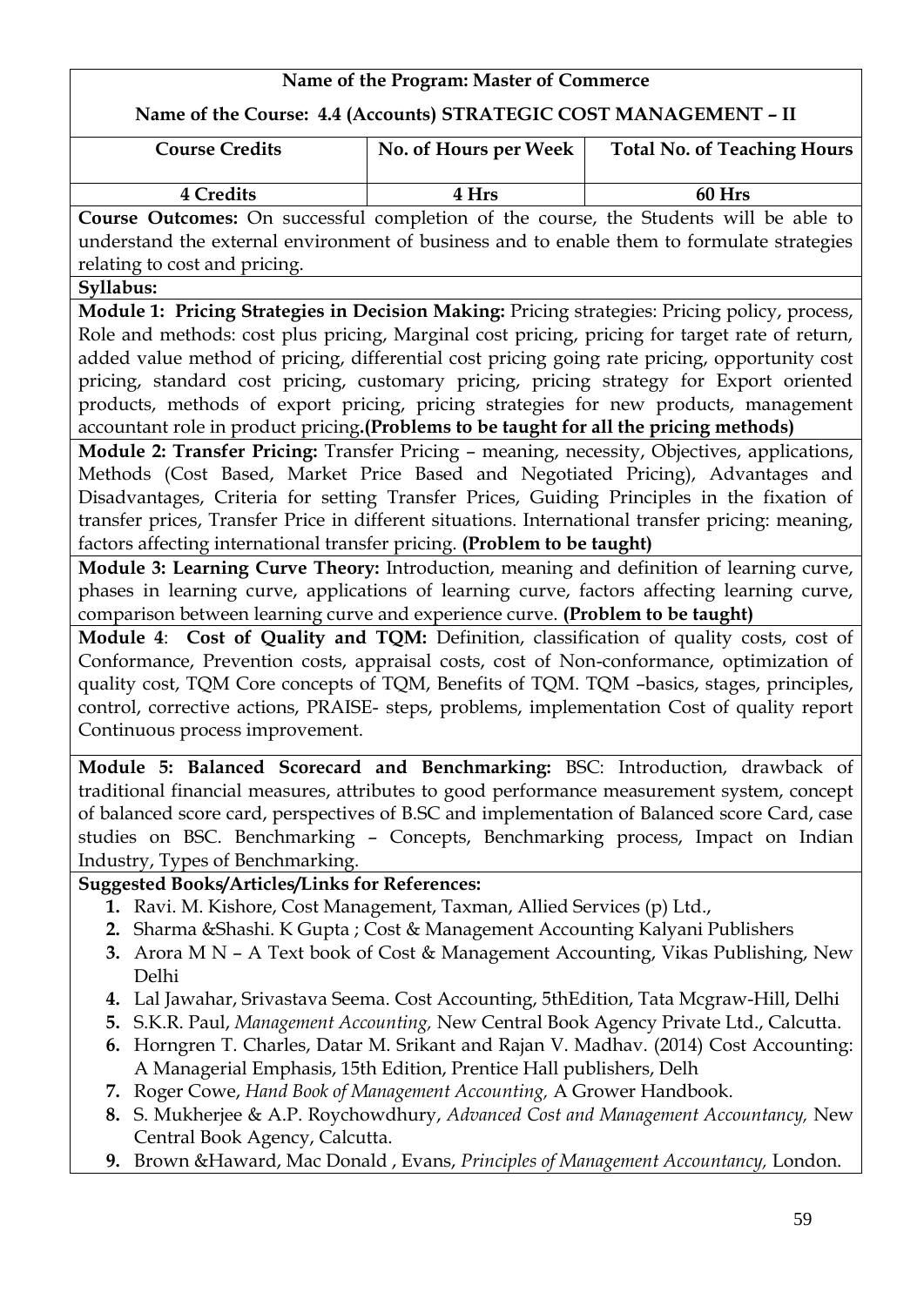**Name of the Program: Master of Commerce**

**Name of the Course: 4.4 (Accounts) STRATEGIC COST MANAGEMENT – II**

| Course Credits | No. of Hours per Week | Total No. of Teaching Hours |
|---|---|---|
| 4 Credits | 4 Hrs | 60 Hrs |

**Course Outcomes:** On successful completion of the course, the Students will be able to understand the external environment of business and to enable them to formulate strategies relating to cost and pricing.

**Syllabus:**

**Module 1: Pricing Strategies in Decision Making:** Pricing strategies: Pricing policy, process, Role and methods: cost plus pricing, Marginal cost pricing, pricing for target rate of return, added value method of pricing, differential cost pricing going rate pricing, opportunity cost pricing, standard cost pricing, customary pricing, pricing strategy for Export oriented products, methods of export pricing, pricing strategies for new products, management accountant role in product pricing.**(Problems to be taught for all the pricing methods)**

**Module 2: Transfer Pricing:** Transfer Pricing – meaning, necessity, Objectives, applications, Methods (Cost Based, Market Price Based and Negotiated Pricing), Advantages and Disadvantages, Criteria for setting Transfer Prices, Guiding Principles in the fixation of transfer prices, Transfer Price in different situations. International transfer pricing: meaning, factors affecting international transfer pricing. **(Problem to be taught)**

**Module 3: Learning Curve Theory:** Introduction, meaning and definition of learning curve, phases in learning curve, applications of learning curve, factors affecting learning curve, comparison between learning curve and experience curve. **(Problem to be taught)**

**Module 4**: **Cost of Quality and TQM:** Definition, classification of quality costs, cost of Conformance, Prevention costs, appraisal costs, cost of Non-conformance, optimization of quality cost, TQM Core concepts of TQM, Benefits of TQM. TQM –basics, stages, principles, control, corrective actions, PRAISE- steps, problems, implementation Cost of quality report Continuous process improvement.

**Module 5: Balanced Scorecard and Benchmarking:** BSC: Introduction, drawback of traditional financial measures, attributes to good performance measurement system, concept of balanced score card, perspectives of B.SC and implementation of Balanced score Card, case studies on BSC. Benchmarking – Concepts, Benchmarking process, Impact on Indian Industry, Types of Benchmarking.

**Suggested Books/Articles/Links for References:**

1. Ravi. M. Kishore, Cost Management, Taxman, Allied Services (p) Ltd.,
2. Sharma &Shashi. K Gupta ; Cost & Management Accounting Kalyani Publishers
3. Arora M N – A Text book of Cost & Management Accounting, Vikas Publishing, New Delhi
4. Lal Jawahar, Srivastava Seema. Cost Accounting, 5thEdition, Tata Mcgraw-Hill, Delhi
5. S.K.R. Paul, *Management Accounting,* New Central Book Agency Private Ltd., Calcutta.
6. Horngren T. Charles, Datar M. Srikant and Rajan V. Madhav. (2014) Cost Accounting: A Managerial Emphasis, 15th Edition, Prentice Hall publishers, Delh
7. Roger Cowe, *Hand Book of Management Accounting,* A Grower Handbook.
8. S. Mukherjee & A.P. Roychowdhury, *Advanced Cost and Management Accountancy,* New Central Book Agency, Calcutta.
9. Brown &Haward, Mac Donald , Evans, *Principles of Management Accountancy,* London.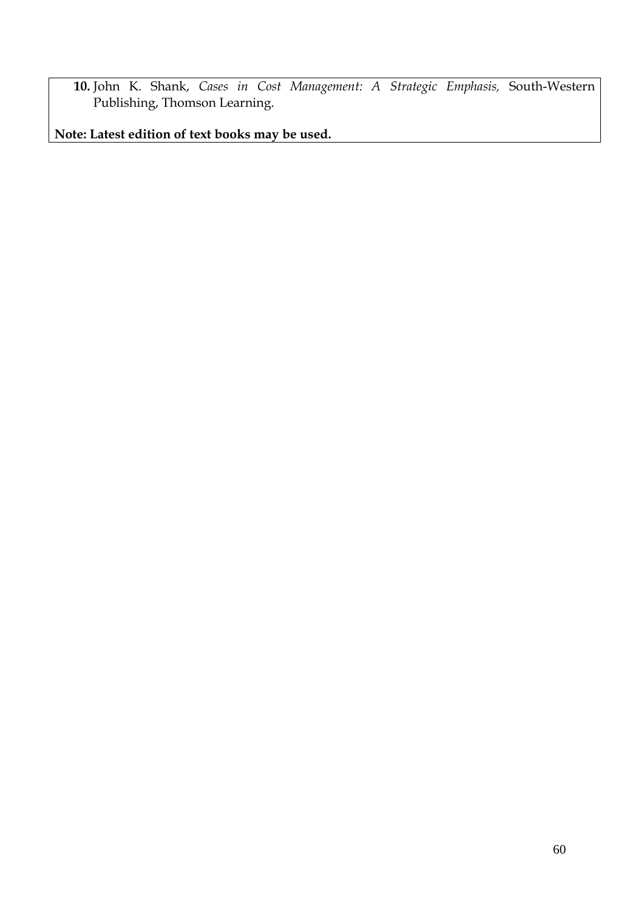10. John K. Shank, *Cases in Cost Management: A Strategic Emphasis,* South-Western Publishing, Thomson Learning.

**Note: Latest edition of text books may be used.**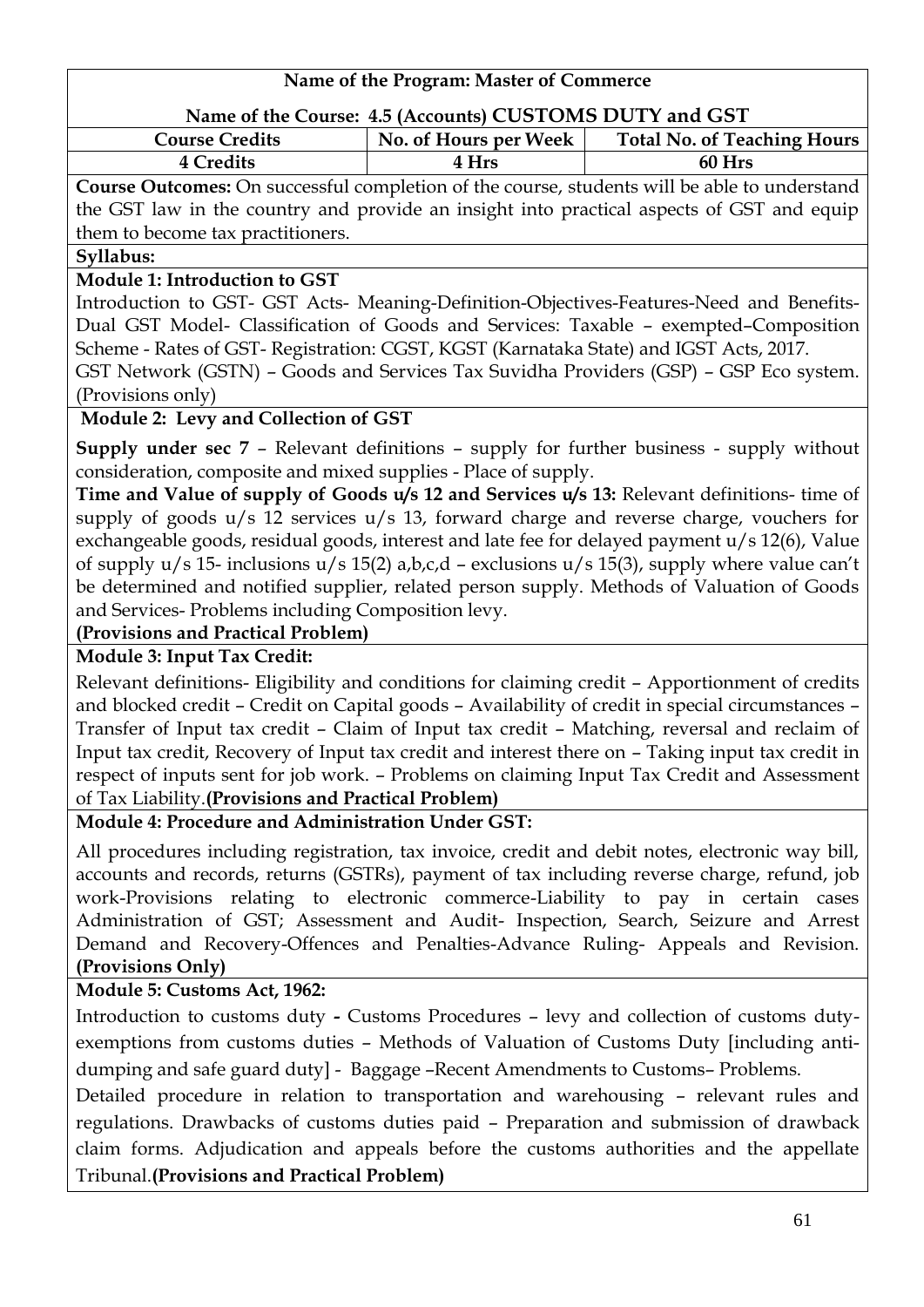**Name of the Program: Master of Commerce**

**Name of the Course: 4.5 (Accounts) CUSTOMS DUTY and GST**

| Course Credits | No. of Hours per Week | Total No. of Teaching Hours |
|---|---|---|
| 4 Credits | 4 Hrs | 60 Hrs |

**Course Outcomes:** On successful completion of the course, students will be able to understand the GST law in the country and provide an insight into practical aspects of GST and equip them to become tax practitioners.

**Syllabus:**

**Module 1: Introduction to GST**

Introduction to GST- GST Acts- Meaning-Definition-Objectives-Features-Need and Benefits- Dual GST Model- Classification of Goods and Services: Taxable – exempted–Composition Scheme - Rates of GST- Registration: CGST, KGST (Karnataka State) and IGST Acts, 2017.
GST Network (GSTN) – Goods and Services Tax Suvidha Providers (GSP) – GSP Eco system. (Provisions only)

**Module 2: Levy and Collection of GST**

**Supply under sec 7** – Relevant definitions – supply for further business - supply without consideration, composite and mixed supplies - Place of supply.
**Time and Value of supply of Goods u/s 12 and Services u/s 13:** Relevant definitions- time of supply of goods u/s 12 services u/s 13, forward charge and reverse charge, vouchers for exchangeable goods, residual goods, interest and late fee for delayed payment u/s 12(6), Value of supply u/s 15- inclusions u/s 15(2) a,b,c,d – exclusions u/s 15(3), supply where value can't be determined and notified supplier, related person supply. Methods of Valuation of Goods and Services- Problems including Composition levy.
**(Provisions and Practical Problem)**

**Module 3: Input Tax Credit:**

Relevant definitions- Eligibility and conditions for claiming credit – Apportionment of credits and blocked credit – Credit on Capital goods – Availability of credit in special circumstances – Transfer of Input tax credit – Claim of Input tax credit – Matching, reversal and reclaim of Input tax credit, Recovery of Input tax credit and interest there on – Taking input tax credit in respect of inputs sent for job work. – Problems on claiming Input Tax Credit and Assessment of Tax Liability.**(Provisions and Practical Problem)**

**Module 4: Procedure and Administration Under GST:**

All procedures including registration, tax invoice, credit and debit notes, electronic way bill, accounts and records, returns (GSTRs), payment of tax including reverse charge, refund, job work-Provisions relating to electronic commerce-Liability to pay in certain cases Administration of GST; Assessment and Audit- Inspection, Search, Seizure and Arrest Demand and Recovery-Offences and Penalties-Advance Ruling- Appeals and Revision. **(Provisions Only)**

**Module 5: Customs Act, 1962:**

Introduction to customs duty **-** Customs Procedures – levy and collection of customs duty- exemptions from customs duties – Methods of Valuation of Customs Duty [including anti-dumping and safe guard duty] - Baggage –Recent Amendments to Customs– Problems.
Detailed procedure in relation to transportation and warehousing – relevant rules and regulations. Drawbacks of customs duties paid – Preparation and submission of drawback claim forms. Adjudication and appeals before the customs authorities and the appellate Tribunal.**(Provisions and Practical Problem)**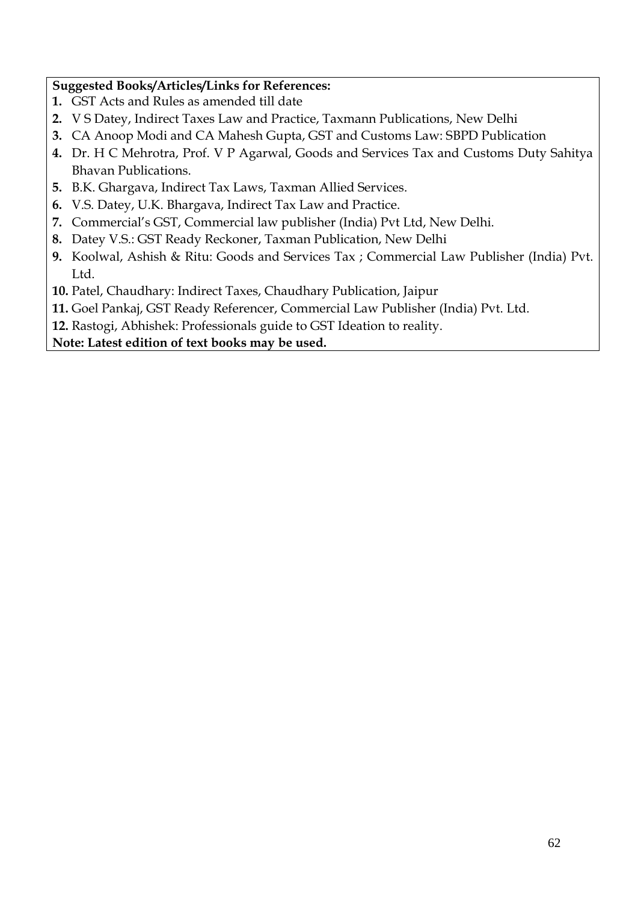**Suggested Books/Articles/Links for References:**

1. GST Acts and Rules as amended till date
2. V S Datey, Indirect Taxes Law and Practice, Taxmann Publications, New Delhi
3. CA Anoop Modi and CA Mahesh Gupta, GST and Customs Law: SBPD Publication
4. Dr. H C Mehrotra, Prof. V P Agarwal, Goods and Services Tax and Customs Duty Sahitya Bhavan Publications.
5. B.K. Ghargava, Indirect Tax Laws, Taxman Allied Services.
6. V.S. Datey, U.K. Bhargava, Indirect Tax Law and Practice.
7. Commercial's GST, Commercial law publisher (India) Pvt Ltd, New Delhi.
8. Datey V.S.: GST Ready Reckoner, Taxman Publication, New Delhi
9. Koolwal, Ashish & Ritu: Goods and Services Tax ; Commercial Law Publisher (India) Pvt. Ltd.
10. Patel, Chaudhary: Indirect Taxes, Chaudhary Publication, Jaipur
11. Goel Pankaj, GST Ready Referencer, Commercial Law Publisher (India) Pvt. Ltd.
12. Rastogi, Abhishek: Professionals guide to GST Ideation to reality.

**Note: Latest edition of text books may be used.**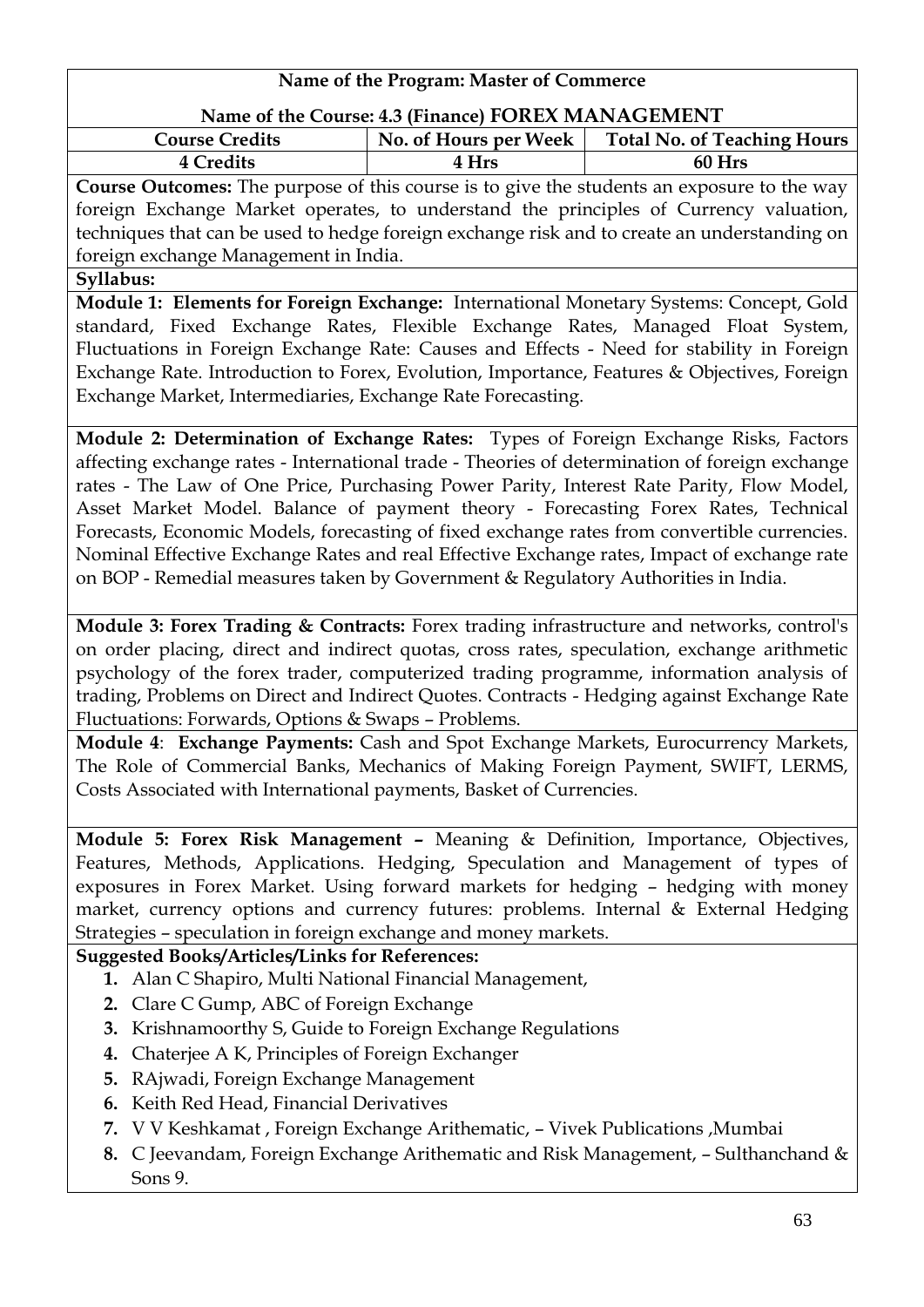**Name of the Program: Master of Commerce**

**Name of the Course: 4.3 (Finance) FOREX MANAGEMENT**

| Course Credits | No. of Hours per Week | Total No. of Teaching Hours |
|---|---|---|
| 4 Credits | 4 Hrs | 60 Hrs |

**Course Outcomes:** The purpose of this course is to give the students an exposure to the way foreign Exchange Market operates, to understand the principles of Currency valuation, techniques that can be used to hedge foreign exchange risk and to create an understanding on foreign exchange Management in India.

**Syllabus:**

**Module 1: Elements for Foreign Exchange:** International Monetary Systems: Concept, Gold standard, Fixed Exchange Rates, Flexible Exchange Rates, Managed Float System, Fluctuations in Foreign Exchange Rate: Causes and Effects - Need for stability in Foreign Exchange Rate. Introduction to Forex, Evolution, Importance, Features & Objectives, Foreign Exchange Market, Intermediaries, Exchange Rate Forecasting.

**Module 2: Determination of Exchange Rates:** Types of Foreign Exchange Risks, Factors affecting exchange rates - International trade - Theories of determination of foreign exchange rates - The Law of One Price, Purchasing Power Parity, Interest Rate Parity, Flow Model, Asset Market Model. Balance of payment theory - Forecasting Forex Rates, Technical Forecasts, Economic Models, forecasting of fixed exchange rates from convertible currencies. Nominal Effective Exchange Rates and real Effective Exchange rates, Impact of exchange rate on BOP - Remedial measures taken by Government & Regulatory Authorities in India.

**Module 3: Forex Trading & Contracts:** Forex trading infrastructure and networks, control's on order placing, direct and indirect quotas, cross rates, speculation, exchange arithmetic psychology of the forex trader, computerized trading programme, information analysis of trading, Problems on Direct and Indirect Quotes. Contracts - Hedging against Exchange Rate Fluctuations: Forwards, Options & Swaps – Problems.

**Module 4**: **Exchange Payments:** Cash and Spot Exchange Markets, Eurocurrency Markets, The Role of Commercial Banks, Mechanics of Making Foreign Payment, SWIFT, LERMS, Costs Associated with International payments, Basket of Currencies.

**Module 5: Forex Risk Management –** Meaning & Definition, Importance, Objectives, Features, Methods, Applications. Hedging, Speculation and Management of types of exposures in Forex Market. Using forward markets for hedging – hedging with money market, currency options and currency futures: problems. Internal & External Hedging Strategies – speculation in foreign exchange and money markets.

**Suggested Books/Articles/Links for References:**

1. Alan C Shapiro, Multi National Financial Management,
2. Clare C Gump, ABC of Foreign Exchange
3. Krishnamoorthy S, Guide to Foreign Exchange Regulations
4. Chaterjee A K, Principles of Foreign Exchanger
5. RAjwadi, Foreign Exchange Management
6. Keith Red Head, Financial Derivatives
7. V V Keshkamat , Foreign Exchange Arithematic, – Vivek Publications ,Mumbai
8. C Jeevandam, Foreign Exchange Arithematic and Risk Management, – Sulthanchand & Sons 9.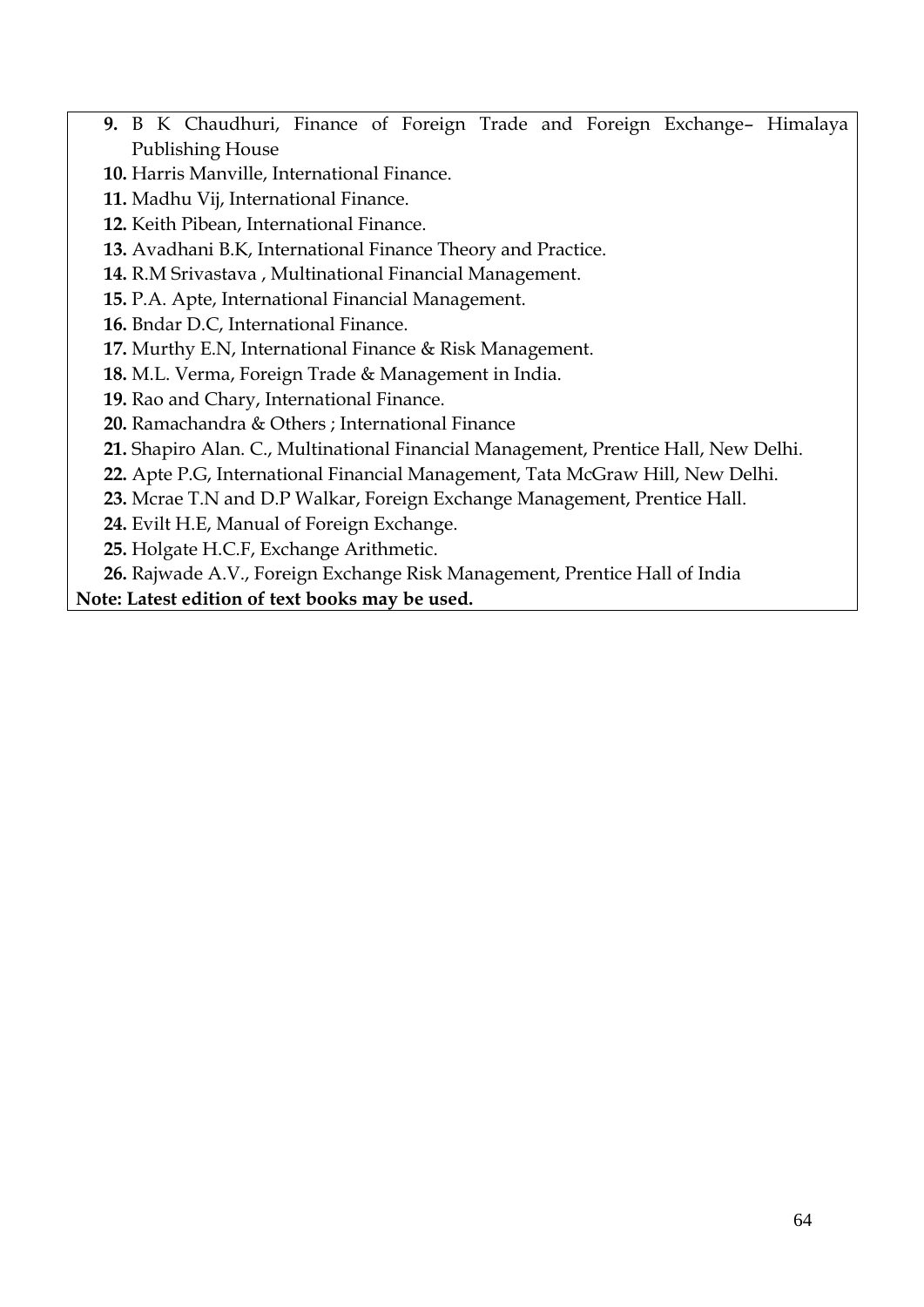9. B K Chaudhuri, Finance of Foreign Trade and Foreign Exchange– Himalaya Publishing House
10. Harris Manville, International Finance.
11. Madhu Vij, International Finance.
12. Keith Pibean, International Finance.
13. Avadhani B.K, International Finance Theory and Practice.
14. R.M Srivastava , Multinational Financial Management.
15. P.A. Apte, International Financial Management.
16. Bndar D.C, International Finance.
17. Murthy E.N, International Finance & Risk Management.
18. M.L. Verma, Foreign Trade & Management in India.
19. Rao and Chary, International Finance.
20. Ramachandra & Others ; International Finance
21. Shapiro Alan. C., Multinational Financial Management, Prentice Hall, New Delhi.
22. Apte P.G, International Financial Management, Tata McGraw Hill, New Delhi.
23. Mcrae T.N and D.P Walkar, Foreign Exchange Management, Prentice Hall.
24. Evilt H.E, Manual of Foreign Exchange.
25. Holgate H.C.F, Exchange Arithmetic.
26. Rajwade A.V., Foreign Exchange Risk Management, Prentice Hall of India

**Note: Latest edition of text books may be used.**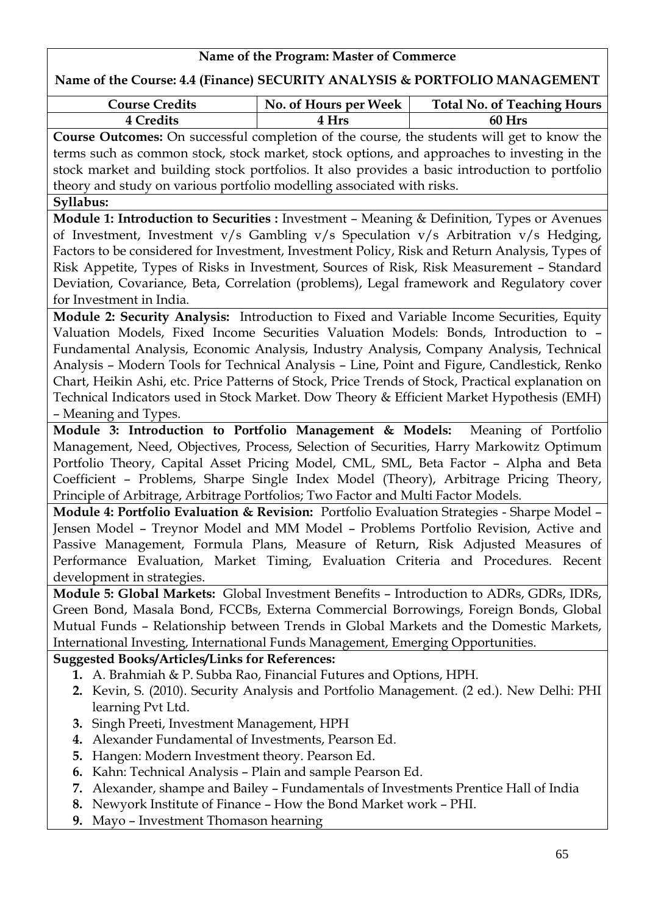**Name of the Program: Master of Commerce**

**Name of the Course: 4.4 (Finance) SECURITY ANALYSIS & PORTFOLIO MANAGEMENT**

| Course Credits | No. of Hours per Week | Total No. of Teaching Hours |
|---|---|---|
| 4 Credits | 4 Hrs | 60 Hrs |

**Course Outcomes:** On successful completion of the course, the students will get to know the terms such as common stock, stock market, stock options, and approaches to investing in the stock market and building stock portfolios. It also provides a basic introduction to portfolio theory and study on various portfolio modelling associated with risks.

**Syllabus:**

**Module 1: Introduction to Securities :** Investment – Meaning & Definition, Types or Avenues of Investment, Investment v/s Gambling v/s Speculation v/s Arbitration v/s Hedging, Factors to be considered for Investment, Investment Policy, Risk and Return Analysis, Types of Risk Appetite, Types of Risks in Investment, Sources of Risk, Risk Measurement – Standard Deviation, Covariance, Beta, Correlation (problems), Legal framework and Regulatory cover for Investment in India.

**Module 2: Security Analysis:** Introduction to Fixed and Variable Income Securities, Equity Valuation Models, Fixed Income Securities Valuation Models: Bonds, Introduction to – Fundamental Analysis, Economic Analysis, Industry Analysis, Company Analysis, Technical Analysis – Modern Tools for Technical Analysis – Line, Point and Figure, Candlestick, Renko Chart, Heikin Ashi, etc. Price Patterns of Stock, Price Trends of Stock, Practical explanation on Technical Indicators used in Stock Market. Dow Theory & Efficient Market Hypothesis (EMH) – Meaning and Types.

**Module 3: Introduction to Portfolio Management & Models:** Meaning of Portfolio Management, Need, Objectives, Process, Selection of Securities, Harry Markowitz Optimum Portfolio Theory, Capital Asset Pricing Model, CML, SML, Beta Factor – Alpha and Beta Coefficient – Problems, Sharpe Single Index Model (Theory), Arbitrage Pricing Theory, Principle of Arbitrage, Arbitrage Portfolios; Two Factor and Multi Factor Models.

**Module 4: Portfolio Evaluation & Revision:** Portfolio Evaluation Strategies - Sharpe Model – Jensen Model – Treynor Model and MM Model – Problems Portfolio Revision, Active and Passive Management, Formula Plans, Measure of Return, Risk Adjusted Measures of Performance Evaluation, Market Timing, Evaluation Criteria and Procedures. Recent development in strategies.

**Module 5: Global Markets:** Global Investment Benefits – Introduction to ADRs, GDRs, IDRs, Green Bond, Masala Bond, FCCBs, Externa Commercial Borrowings, Foreign Bonds, Global Mutual Funds – Relationship between Trends in Global Markets and the Domestic Markets, International Investing, International Funds Management, Emerging Opportunities.

**Suggested Books/Articles/Links for References:**

1. A. Brahmiah & P. Subba Rao, Financial Futures and Options, HPH.
2. Kevin, S. (2010). Security Analysis and Portfolio Management. (2 ed.). New Delhi: PHI learning Pvt Ltd.
3. Singh Preeti, Investment Management, HPH
4. Alexander Fundamental of Investments, Pearson Ed.
5. Hangen: Modern Investment theory. Pearson Ed.
6. Kahn: Technical Analysis – Plain and sample Pearson Ed.
7. Alexander, shampe and Bailey – Fundamentals of Investments Prentice Hall of India
8. Newyork Institute of Finance – How the Bond Market work – PHI.
9. Mayo – Investment Thomason hearning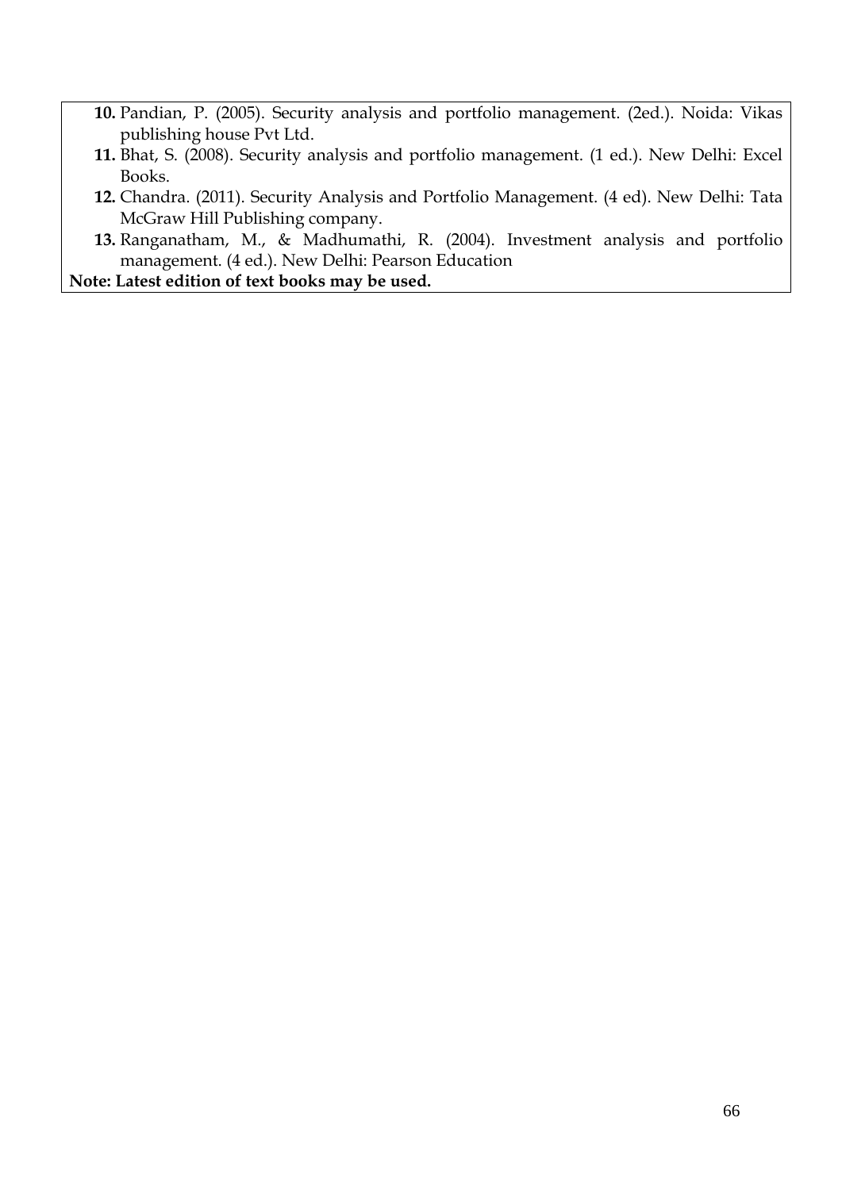10. Pandian, P. (2005). Security analysis and portfolio management. (2ed.). Noida: Vikas publishing house Pvt Ltd.
11. Bhat, S. (2008). Security analysis and portfolio management. (1 ed.). New Delhi: Excel Books.
12. Chandra. (2011). Security Analysis and Portfolio Management. (4 ed). New Delhi: Tata McGraw Hill Publishing company.
13. Ranganatham, M., & Madhumathi, R. (2004). Investment analysis and portfolio management. (4 ed.). New Delhi: Pearson Education

**Note: Latest edition of text books may be used.**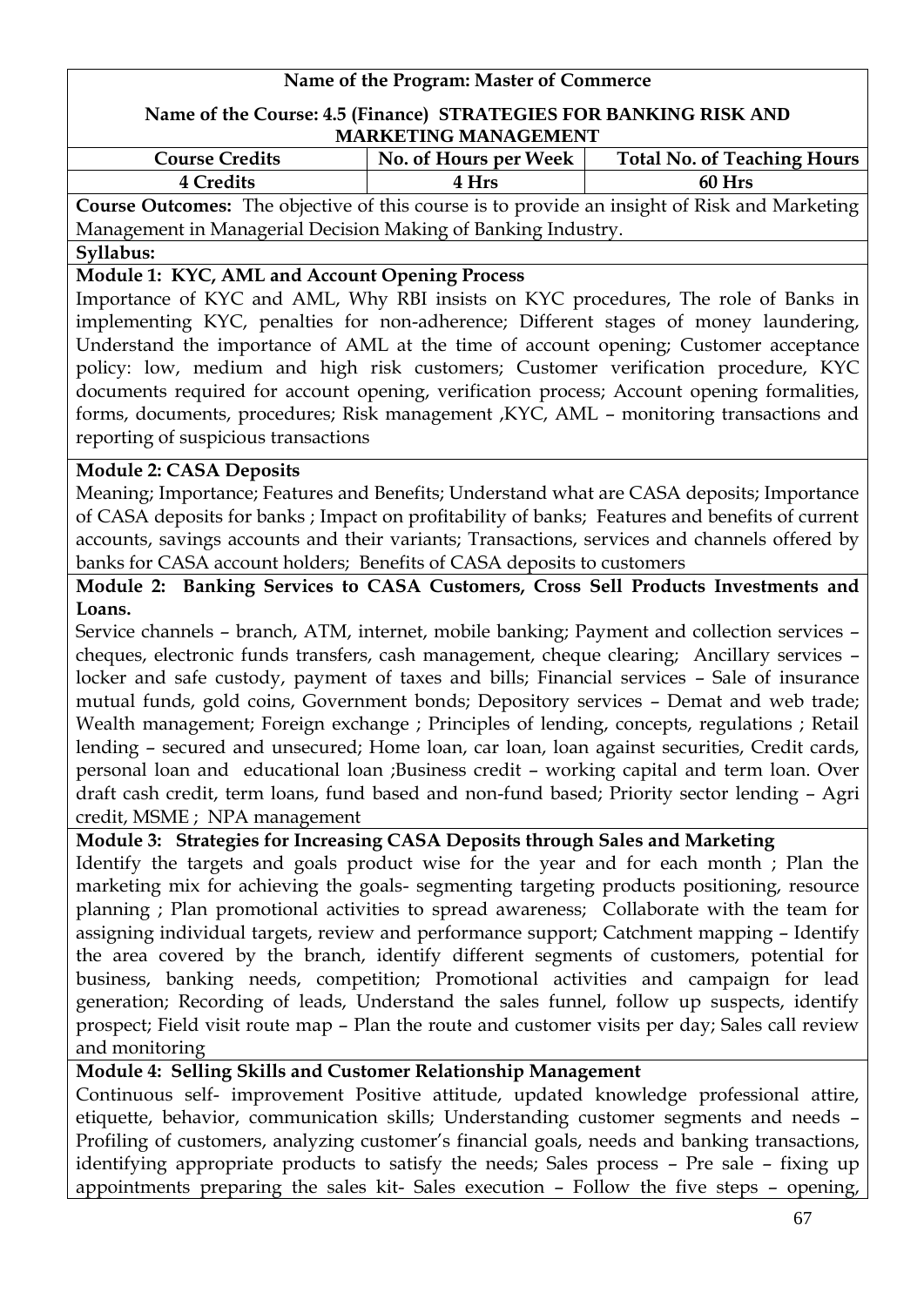**Name of the Program: Master of Commerce**

**Name of the Course: 4.5 (Finance) STRATEGIES FOR BANKING RISK AND MARKETING MANAGEMENT**

| Course Credits | No. of Hours per Week | Total No. of Teaching Hours |
|---|---|---|
| 4 Credits | 4 Hrs | 60 Hrs |

**Course Outcomes:** The objective of this course is to provide an insight of Risk and Marketing Management in Managerial Decision Making of Banking Industry.

**Syllabus:**

**Module 1: KYC, AML and Account Opening Process**

Importance of KYC and AML, Why RBI insists on KYC procedures, The role of Banks in implementing KYC, penalties for non-adherence; Different stages of money laundering, Understand the importance of AML at the time of account opening; Customer acceptance policy: low, medium and high risk customers; Customer verification procedure, KYC documents required for account opening, verification process; Account opening formalities, forms, documents, procedures; Risk management ,KYC, AML – monitoring transactions and reporting of suspicious transactions

**Module 2: CASA Deposits**

Meaning; Importance; Features and Benefits; Understand what are CASA deposits; Importance of CASA deposits for banks ; Impact on profitability of banks; Features and benefits of current accounts, savings accounts and their variants; Transactions, services and channels offered by banks for CASA account holders; Benefits of CASA deposits to customers

**Module 2: Banking Services to CASA Customers, Cross Sell Products Investments and Loans.**

Service channels – branch, ATM, internet, mobile banking; Payment and collection services – cheques, electronic funds transfers, cash management, cheque clearing; Ancillary services – locker and safe custody, payment of taxes and bills; Financial services – Sale of insurance mutual funds, gold coins, Government bonds; Depository services – Demat and web trade; Wealth management; Foreign exchange ; Principles of lending, concepts, regulations ; Retail lending – secured and unsecured; Home loan, car loan, loan against securities, Credit cards, personal loan and educational loan ;Business credit – working capital and term loan. Over draft cash credit, term loans, fund based and non-fund based; Priority sector lending – Agri credit, MSME ; NPA management

**Module 3: Strategies for Increasing CASA Deposits through Sales and Marketing**

Identify the targets and goals product wise for the year and for each month ; Plan the marketing mix for achieving the goals- segmenting targeting products positioning, resource planning ; Plan promotional activities to spread awareness; Collaborate with the team for assigning individual targets, review and performance support; Catchment mapping – Identify the area covered by the branch, identify different segments of customers, potential for business, banking needs, competition; Promotional activities and campaign for lead generation; Recording of leads, Understand the sales funnel, follow up suspects, identify prospect; Field visit route map – Plan the route and customer visits per day; Sales call review and monitoring

**Module 4: Selling Skills and Customer Relationship Management**

Continuous self- improvement Positive attitude, updated knowledge professional attire, etiquette, behavior, communication skills; Understanding customer segments and needs – Profiling of customers, analyzing customer's financial goals, needs and banking transactions, identifying appropriate products to satisfy the needs; Sales process – Pre sale – fixing up appointments preparing the sales kit- Sales execution – Follow the five steps – opening,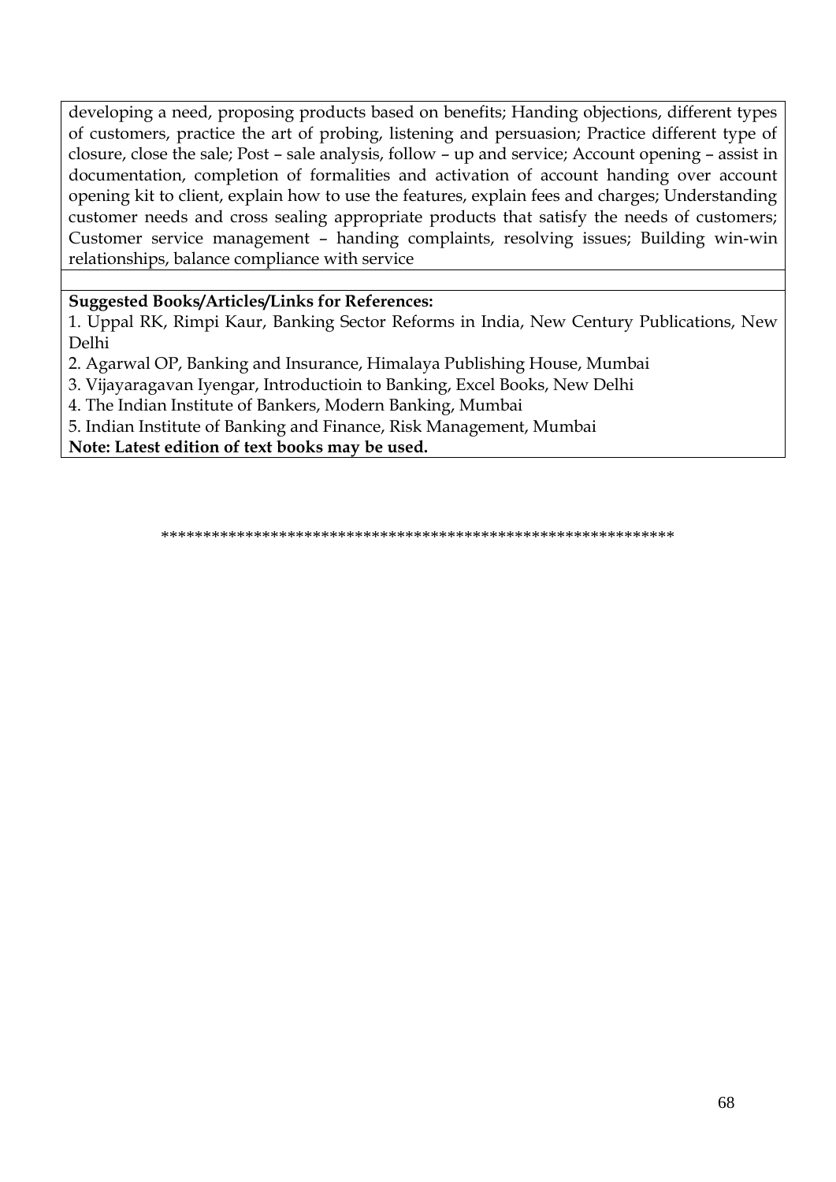developing a need, proposing products based on benefits; Handing objections, different types of customers, practice the art of probing, listening and persuasion; Practice different type of closure, close the sale; Post – sale analysis, follow – up and service; Account opening – assist in documentation, completion of formalities and activation of account handing over account opening kit to client, explain how to use the features, explain fees and charges; Understanding customer needs and cross sealing appropriate products that satisfy the needs of customers; Customer service management – handing complaints, resolving issues; Building win-win relationships, balance compliance with service

**Suggested Books/Articles/Links for References:**

1. Uppal RK, Rimpi Kaur, Banking Sector Reforms in India, New Century Publications, New Delhi
2. Agarwal OP, Banking and Insurance, Himalaya Publishing House, Mumbai
3. Vijayaragavan Iyengar, Introductioin to Banking, Excel Books, New Delhi
4. The Indian Institute of Bankers, Modern Banking, Mumbai
5. Indian Institute of Banking and Finance, Risk Management, Mumbai

**Note: Latest edition of text books may be used.**

\*\*\*\*\*\*\*\*\*\*\*\*\*\*\*\*\*\*\*\*\*\*\*\*\*\*\*\*\*\*\*\*\*\*\*\*\*\*\*\*\*\*\*\*\*\*\*\*\*\*\*\*\*\*\*\*\*\*\*\*